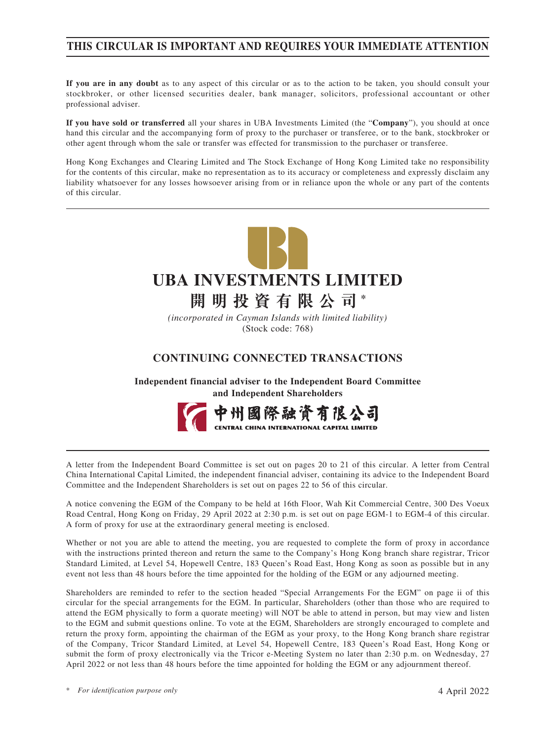## THIS CIRCULAR IS IMPORTANT AND REQUIRES YOUR IMMEDIATE ATTENTION

**If you are in any doubt** as to any aspect of this circular or as to the action to be taken, you should consult your stockbroker, or other licensed securities dealer, bank manager, solicitors, professional accountant or other professional adviser.

**If you have sold or transferred** all your shares in UBA Investments Limited (the "**Company**"), you should at once hand this circular and the accompanying form of proxy to the purchaser or transferee, or to the bank, stockbroker or other agent through whom the sale or transfer was effected for transmission to the purchaser or transferee.

Hong Kong Exchanges and Clearing Limited and The Stock Exchange of Hong Kong Limited take no responsibility for the contents of this circular, make no representation as to its accuracy or completeness and expressly disclaim any liability whatsoever for any losses howsoever arising from or in reliance upon the whole or any part of the contents of this circular.

# UBA INVESTMENTS LIMITED

# 開明投資有限公司*

*(incorporated in Cayman Islands with limited liability)*

(Stock code: 768)

## CONTINUING CONNECTED TRANSACTIONS

**Independent financial adviser to the Independent Board Committee and Independent Shareholders**

中州國際融資有限公司

CENTRAL CHINA INTERNATIONAL CAPITAL LIMITED

A letter from the Independent Board Committee is set out on pages 20 to 21 of this circular. A letter from Central China International Capital Limited, the independent financial adviser, containing its advice to the Independent Board Committee and the Independent Shareholders is set out on pages 22 to 56 of this circular.

A notice convening the EGM of the Company to be held at 16th Floor, Wah Kit Commercial Centre, 300 Des Voeux Road Central, Hong Kong on Friday, 29 April 2022 at 2:30 p.m. is set out on page EGM-1 to EGM-4 of this circular. A form of proxy for use at the extraordinary general meeting is enclosed.

Whether or not you are able to attend the meeting, you are requested to complete the form of proxy in accordance with the instructions printed thereon and return the same to the Company's Hong Kong branch share registrar, Tricor Standard Limited, at Level 54, Hopewell Centre, 183 Queen's Road East, Hong Kong as soon as possible but in any event not less than 48 hours before the time appointed for the holding of the EGM or any adjourned meeting.

Shareholders are reminded to refer to the section headed "Special Arrangements For the EGM" on page ii of this circular for the special arrangements for the EGM. In particular, Shareholders (other than those who are required to attend the EGM physically to form a quorate meeting) will NOT be able to attend in person, but may view and listen to the EGM and submit questions online. To vote at the EGM, Shareholders are strongly encouraged to complete and return the proxy form, appointing the chairman of the EGM as your proxy, to the Hong Kong branch share registrar of the Company, Tricor Standard Limited, at Level 54, Hopewell Centre, 183 Queen's Road East, Hong Kong or submit the form of proxy electronically via the Tricor e-Meeting System no later than 2:30 p.m. on Wednesday, 27 April 2022 or not less than 48 hours before the time appointed for holding the EGM or any adjournment thereof.

\* *For identification purpose only*

4 April 2022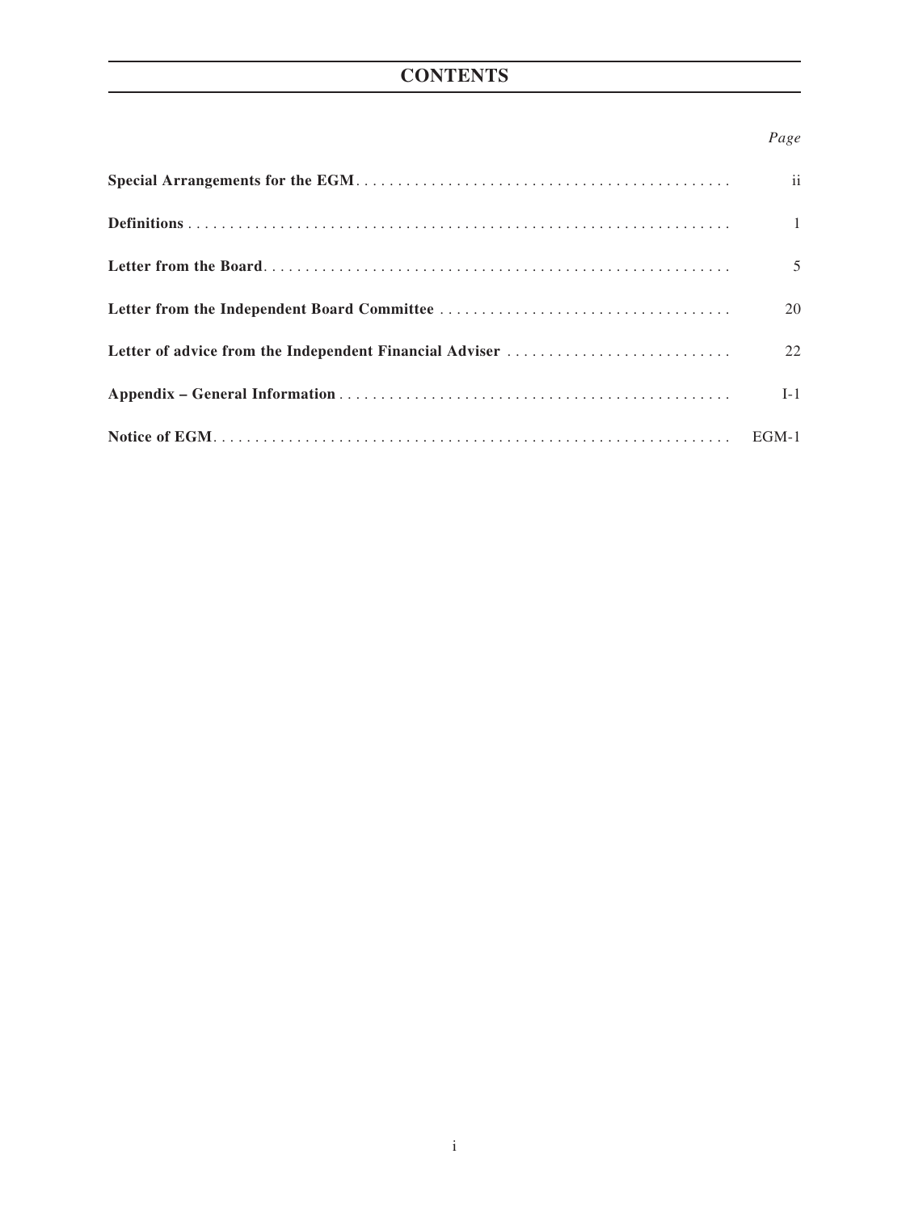# CONTENTS

| | Page |
|---|---|
| **Special Arrangements for the EGM** | ii |
| **Definitions** | 1 |
| **Letter from the Board** | 5 |
| **Letter from the Independent Board Committee** | 20 |
| **Letter of advice from the Independent Financial Adviser** | 22 |
| **Appendix – General Information** | I-1 |
| **Notice of EGM** | EGM-1 |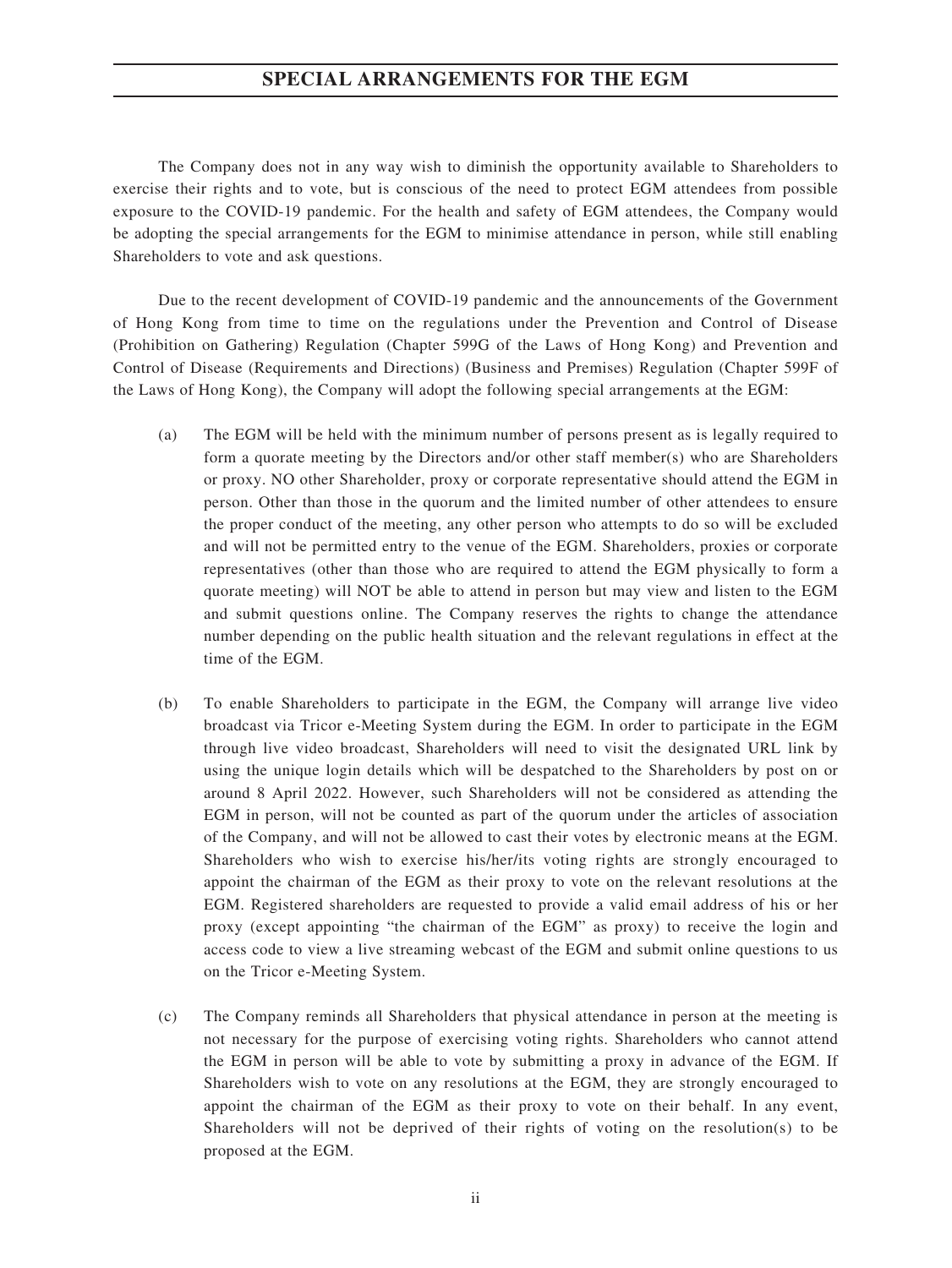# SPECIAL ARRANGEMENTS FOR THE EGM

The Company does not in any way wish to diminish the opportunity available to Shareholders to exercise their rights and to vote, but is conscious of the need to protect EGM attendees from possible exposure to the COVID-19 pandemic. For the health and safety of EGM attendees, the Company would be adopting the special arrangements for the EGM to minimise attendance in person, while still enabling Shareholders to vote and ask questions.

Due to the recent development of COVID-19 pandemic and the announcements of the Government of Hong Kong from time to time on the regulations under the Prevention and Control of Disease (Prohibition on Gathering) Regulation (Chapter 599G of the Laws of Hong Kong) and Prevention and Control of Disease (Requirements and Directions) (Business and Premises) Regulation (Chapter 599F of the Laws of Hong Kong), the Company will adopt the following special arrangements at the EGM:

(a) The EGM will be held with the minimum number of persons present as is legally required to form a quorate meeting by the Directors and/or other staff member(s) who are Shareholders or proxy. NO other Shareholder, proxy or corporate representative should attend the EGM in person. Other than those in the quorum and the limited number of other attendees to ensure the proper conduct of the meeting, any other person who attempts to do so will be excluded and will not be permitted entry to the venue of the EGM. Shareholders, proxies or corporate representatives (other than those who are required to attend the EGM physically to form a quorate meeting) will NOT be able to attend in person but may view and listen to the EGM and submit questions online. The Company reserves the rights to change the attendance number depending on the public health situation and the relevant regulations in effect at the time of the EGM.

(b) To enable Shareholders to participate in the EGM, the Company will arrange live video broadcast via Tricor e-Meeting System during the EGM. In order to participate in the EGM through live video broadcast, Shareholders will need to visit the designated URL link by using the unique login details which will be despatched to the Shareholders by post on or around 8 April 2022. However, such Shareholders will not be considered as attending the EGM in person, will not be counted as part of the quorum under the articles of association of the Company, and will not be allowed to cast their votes by electronic means at the EGM. Shareholders who wish to exercise his/her/its voting rights are strongly encouraged to appoint the chairman of the EGM as their proxy to vote on the relevant resolutions at the EGM. Registered shareholders are requested to provide a valid email address of his or her proxy (except appointing "the chairman of the EGM" as proxy) to receive the login and access code to view a live streaming webcast of the EGM and submit online questions to us on the Tricor e-Meeting System.

(c) The Company reminds all Shareholders that physical attendance in person at the meeting is not necessary for the purpose of exercising voting rights. Shareholders who cannot attend the EGM in person will be able to vote by submitting a proxy in advance of the EGM. If Shareholders wish to vote on any resolutions at the EGM, they are strongly encouraged to appoint the chairman of the EGM as their proxy to vote on their behalf. In any event, Shareholders will not be deprived of their rights of voting on the resolution(s) to be proposed at the EGM.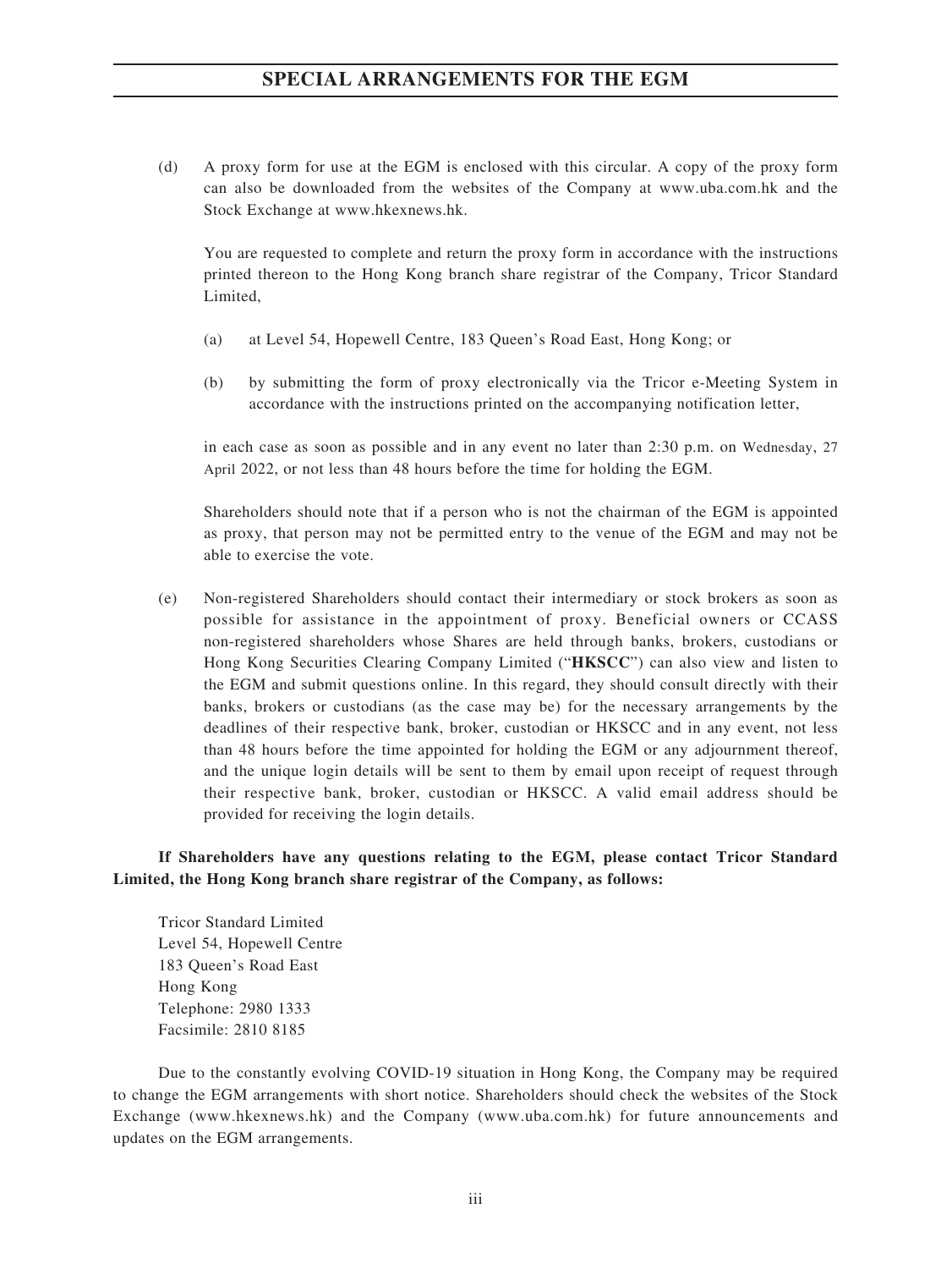## SPECIAL ARRANGEMENTS FOR THE EGM

(d) A proxy form for use at the EGM is enclosed with this circular. A copy of the proxy form can also be downloaded from the websites of the Company at www.uba.com.hk and the Stock Exchange at www.hkexnews.hk.

You are requested to complete and return the proxy form in accordance with the instructions printed thereon to the Hong Kong branch share registrar of the Company, Tricor Standard Limited,

(a) at Level 54, Hopewell Centre, 183 Queen's Road East, Hong Kong; or

(b) by submitting the form of proxy electronically via the Tricor e-Meeting System in accordance with the instructions printed on the accompanying notification letter,

in each case as soon as possible and in any event no later than 2:30 p.m. on Wednesday, 27 April 2022, or not less than 48 hours before the time for holding the EGM.

Shareholders should note that if a person who is not the chairman of the EGM is appointed as proxy, that person may not be permitted entry to the venue of the EGM and may not be able to exercise the vote.

(e) Non-registered Shareholders should contact their intermediary or stock brokers as soon as possible for assistance in the appointment of proxy. Beneficial owners or CCASS non-registered shareholders whose Shares are held through banks, brokers, custodians or Hong Kong Securities Clearing Company Limited ("**HKSCC**") can also view and listen to the EGM and submit questions online. In this regard, they should consult directly with their banks, brokers or custodians (as the case may be) for the necessary arrangements by the deadlines of their respective bank, broker, custodian or HKSCC and in any event, not less than 48 hours before the time appointed for holding the EGM or any adjournment thereof, and the unique login details will be sent to them by email upon receipt of request through their respective bank, broker, custodian or HKSCC. A valid email address should be provided for receiving the login details.

**If Shareholders have any questions relating to the EGM, please contact Tricor Standard Limited, the Hong Kong branch share registrar of the Company, as follows:**

Tricor Standard Limited
Level 54, Hopewell Centre
183 Queen's Road East
Hong Kong
Telephone: 2980 1333
Facsimile: 2810 8185

Due to the constantly evolving COVID-19 situation in Hong Kong, the Company may be required to change the EGM arrangements with short notice. Shareholders should check the websites of the Stock Exchange (www.hkexnews.hk) and the Company (www.uba.com.hk) for future announcements and updates on the EGM arrangements.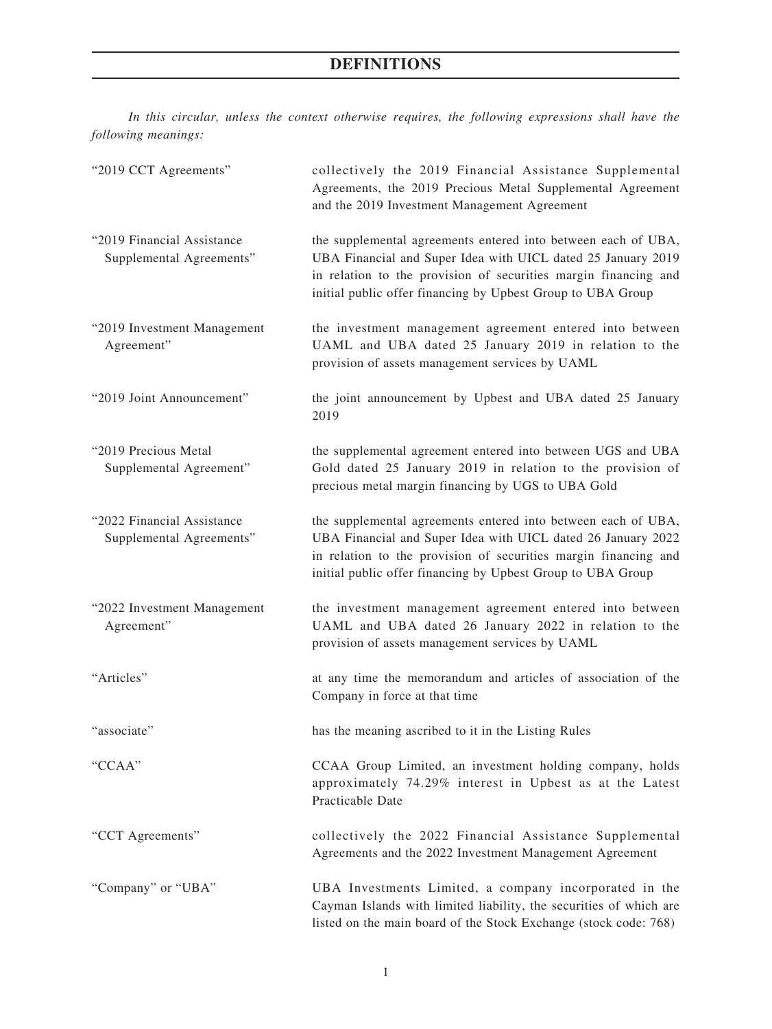# DEFINITIONS

*In this circular, unless the context otherwise requires, the following expressions shall have the following meanings:*

| | |
|---|---|
| "2019 CCT Agreements" | collectively the 2019 Financial Assistance Supplemental Agreements, the 2019 Precious Metal Supplemental Agreement and the 2019 Investment Management Agreement |
| "2019 Financial Assistance Supplemental Agreements" | the supplemental agreements entered into between each of UBA, UBA Financial and Super Idea with UICL dated 25 January 2019 in relation to the provision of securities margin financing and initial public offer financing by Upbest Group to UBA Group |
| "2019 Investment Management Agreement" | the investment management agreement entered into between UAML and UBA dated 25 January 2019 in relation to the provision of assets management services by UAML |
| "2019 Joint Announcement" | the joint announcement by Upbest and UBA dated 25 January 2019 |
| "2019 Precious Metal Supplemental Agreement" | the supplemental agreement entered into between UGS and UBA Gold dated 25 January 2019 in relation to the provision of precious metal margin financing by UGS to UBA Gold |
| "2022 Financial Assistance Supplemental Agreements" | the supplemental agreements entered into between each of UBA, UBA Financial and Super Idea with UICL dated 26 January 2022 in relation to the provision of securities margin financing and initial public offer financing by Upbest Group to UBA Group |
| "2022 Investment Management Agreement" | the investment management agreement entered into between UAML and UBA dated 26 January 2022 in relation to the provision of assets management services by UAML |
| "Articles" | at any time the memorandum and articles of association of the Company in force at that time |
| "associate" | has the meaning ascribed to it in the Listing Rules |
| "CCAA" | CCAA Group Limited, an investment holding company, holds approximately 74.29% interest in Upbest as at the Latest Practicable Date |
| "CCT Agreements" | collectively the 2022 Financial Assistance Supplemental Agreements and the 2022 Investment Management Agreement |
| "Company" or "UBA" | UBA Investments Limited, a company incorporated in the Cayman Islands with limited liability, the securities of which are listed on the main board of the Stock Exchange (stock code: 768) |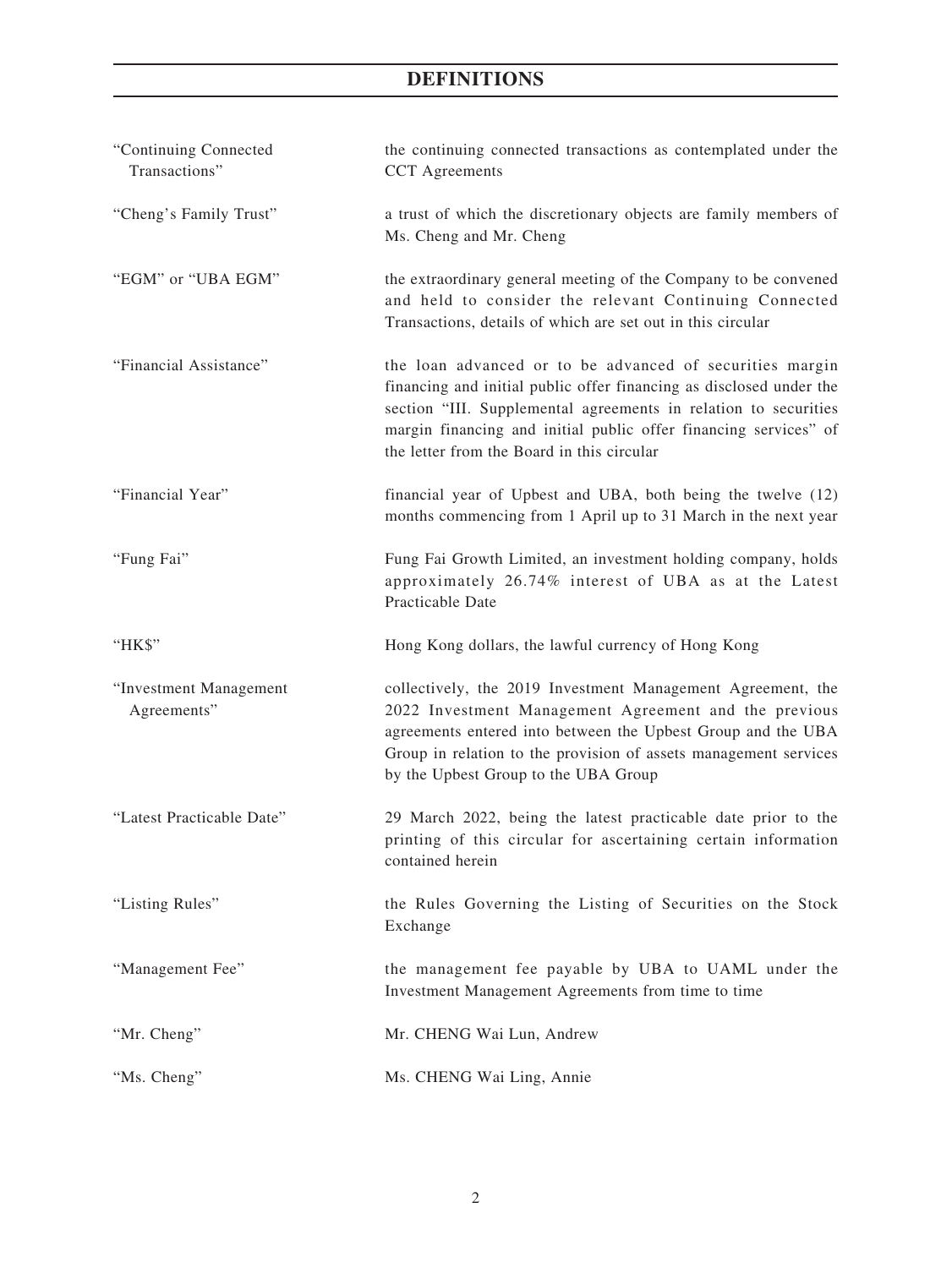# DEFINITIONS

| | |
|---|---|
| "Continuing Connected Transactions" | the continuing connected transactions as contemplated under the CCT Agreements |
| "Cheng's Family Trust" | a trust of which the discretionary objects are family members of Ms. Cheng and Mr. Cheng |
| "EGM" or "UBA EGM" | the extraordinary general meeting of the Company to be convened and held to consider the relevant Continuing Connected Transactions, details of which are set out in this circular |
| "Financial Assistance" | the loan advanced or to be advanced of securities margin financing and initial public offer financing as disclosed under the section "III. Supplemental agreements in relation to securities margin financing and initial public offer financing services" of the letter from the Board in this circular |
| "Financial Year" | financial year of Upbest and UBA, both being the twelve (12) months commencing from 1 April up to 31 March in the next year |
| "Fung Fai" | Fung Fai Growth Limited, an investment holding company, holds approximately 26.74% interest of UBA as at the Latest Practicable Date |
| "HK$" | Hong Kong dollars, the lawful currency of Hong Kong |
| "Investment Management Agreements" | collectively, the 2019 Investment Management Agreement, the 2022 Investment Management Agreement and the previous agreements entered into between the Upbest Group and the UBA Group in relation to the provision of assets management services by the Upbest Group to the UBA Group |
| "Latest Practicable Date" | 29 March 2022, being the latest practicable date prior to the printing of this circular for ascertaining certain information contained herein |
| "Listing Rules" | the Rules Governing the Listing of Securities on the Stock Exchange |
| "Management Fee" | the management fee payable by UBA to UAML under the Investment Management Agreements from time to time |
| "Mr. Cheng" | Mr. CHENG Wai Lun, Andrew |
| "Ms. Cheng" | Ms. CHENG Wai Ling, Annie |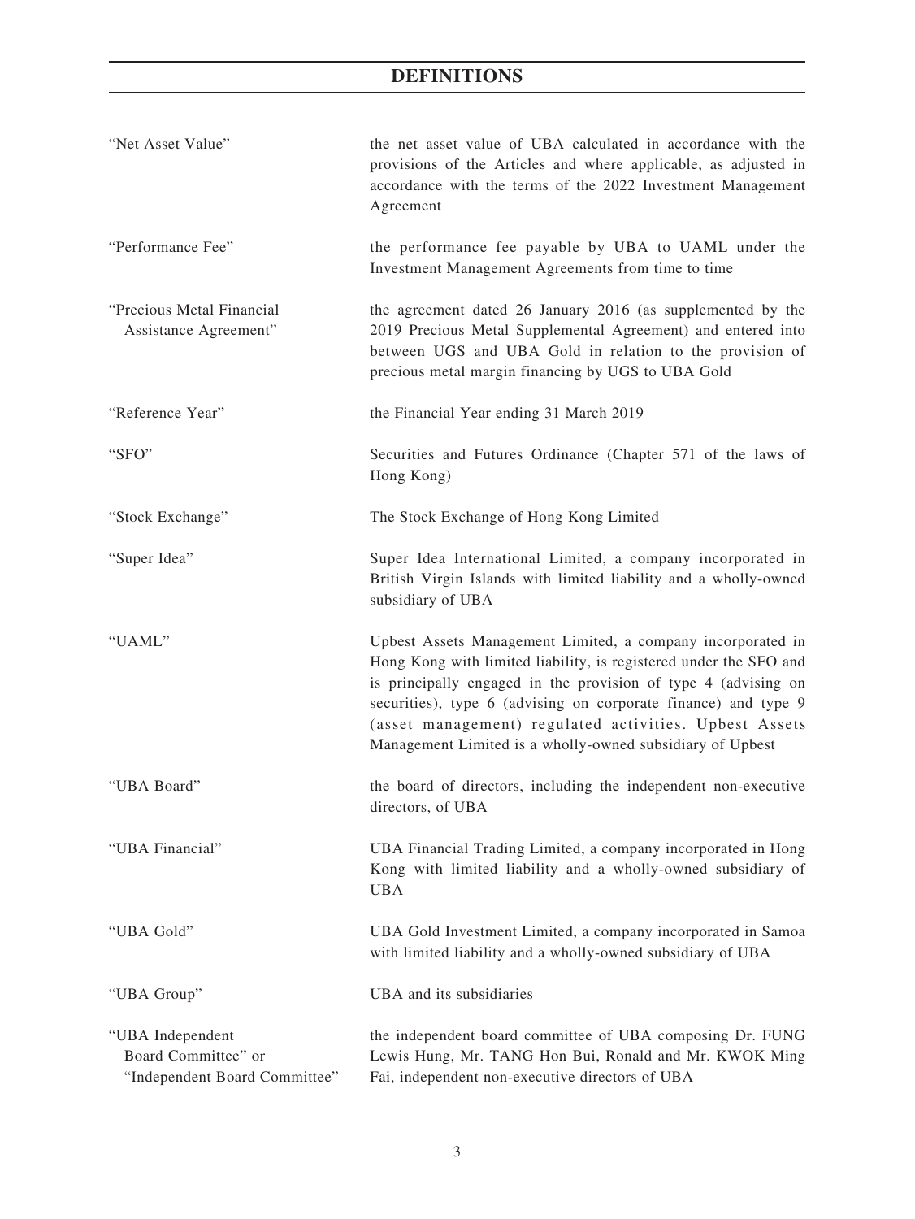# DEFINITIONS

| | |
|---|---|
| "Net Asset Value" | the net asset value of UBA calculated in accordance with the provisions of the Articles and where applicable, as adjusted in accordance with the terms of the 2022 Investment Management Agreement |
| "Performance Fee" | the performance fee payable by UBA to UAML under the Investment Management Agreements from time to time |
| "Precious Metal Financial Assistance Agreement" | the agreement dated 26 January 2016 (as supplemented by the 2019 Precious Metal Supplemental Agreement) and entered into between UGS and UBA Gold in relation to the provision of precious metal margin financing by UGS to UBA Gold |
| "Reference Year" | the Financial Year ending 31 March 2019 |
| "SFO" | Securities and Futures Ordinance (Chapter 571 of the laws of Hong Kong) |
| "Stock Exchange" | The Stock Exchange of Hong Kong Limited |
| "Super Idea" | Super Idea International Limited, a company incorporated in British Virgin Islands with limited liability and a wholly-owned subsidiary of UBA |
| "UAML" | Upbest Assets Management Limited, a company incorporated in Hong Kong with limited liability, is registered under the SFO and is principally engaged in the provision of type 4 (advising on securities), type 6 (advising on corporate finance) and type 9 (asset management) regulated activities. Upbest Assets Management Limited is a wholly-owned subsidiary of Upbest |
| "UBA Board" | the board of directors, including the independent non-executive directors, of UBA |
| "UBA Financial" | UBA Financial Trading Limited, a company incorporated in Hong Kong with limited liability and a wholly-owned subsidiary of UBA |
| "UBA Gold" | UBA Gold Investment Limited, a company incorporated in Samoa with limited liability and a wholly-owned subsidiary of UBA |
| "UBA Group" | UBA and its subsidiaries |
| "UBA Independent Board Committee" or "Independent Board Committee" | the independent board committee of UBA composing Dr. FUNG Lewis Hung, Mr. TANG Hon Bui, Ronald and Mr. KWOK Ming Fai, independent non-executive directors of UBA |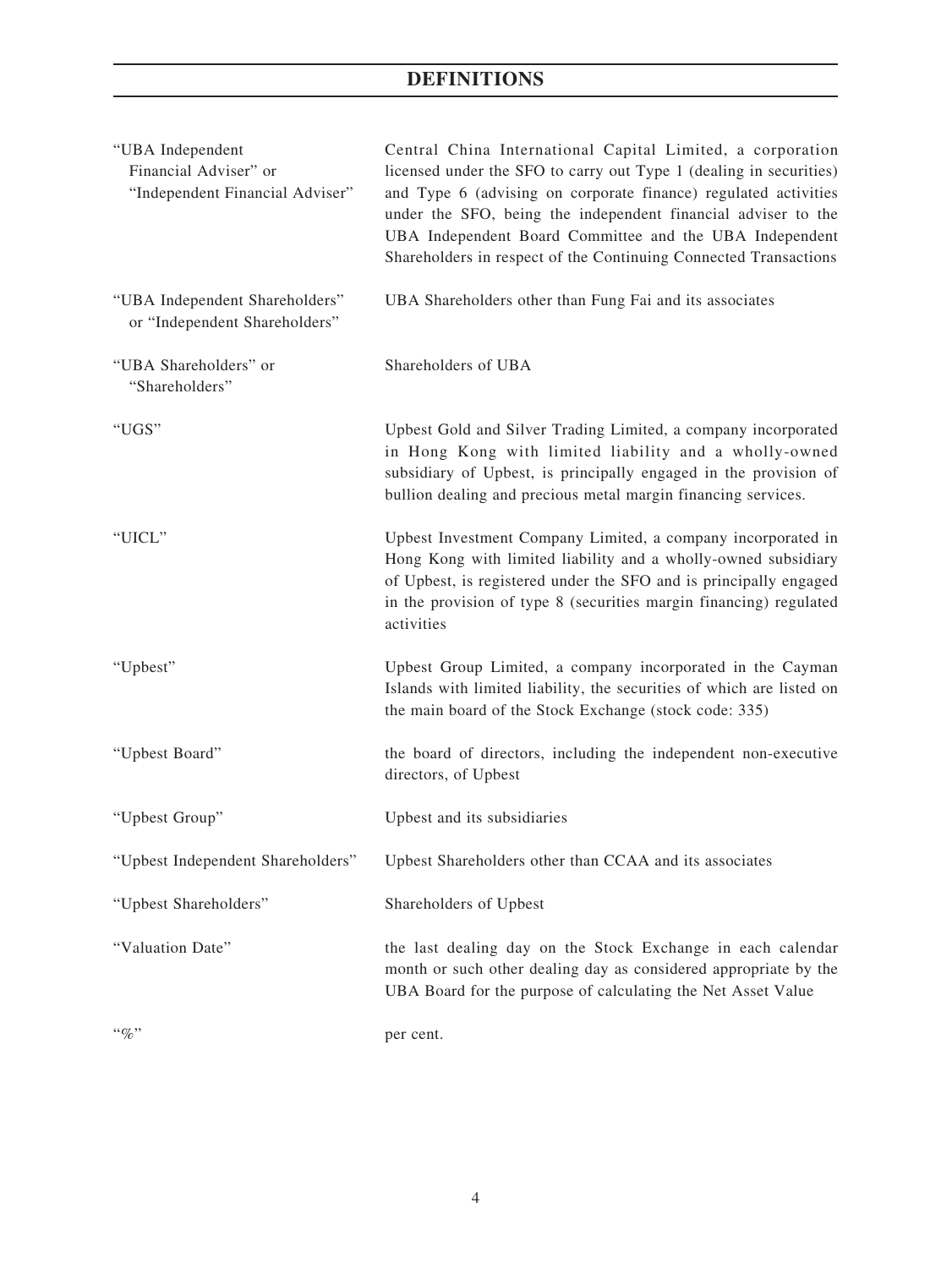# DEFINITIONS

| | |
|---|---|
| "UBA Independent Financial Adviser" or "Independent Financial Adviser" | Central China International Capital Limited, a corporation licensed under the SFO to carry out Type 1 (dealing in securities) and Type 6 (advising on corporate finance) regulated activities under the SFO, being the independent financial adviser to the UBA Independent Board Committee and the UBA Independent Shareholders in respect of the Continuing Connected Transactions |
| "UBA Independent Shareholders" or "Independent Shareholders" | UBA Shareholders other than Fung Fai and its associates |
| "UBA Shareholders" or "Shareholders" | Shareholders of UBA |
| "UGS" | Upbest Gold and Silver Trading Limited, a company incorporated in Hong Kong with limited liability and a wholly-owned subsidiary of Upbest, is principally engaged in the provision of bullion dealing and precious metal margin financing services. |
| "UICL" | Upbest Investment Company Limited, a company incorporated in Hong Kong with limited liability and a wholly-owned subsidiary of Upbest, is registered under the SFO and is principally engaged in the provision of type 8 (securities margin financing) regulated activities |
| "Upbest" | Upbest Group Limited, a company incorporated in the Cayman Islands with limited liability, the securities of which are listed on the main board of the Stock Exchange (stock code: 335) |
| "Upbest Board" | the board of directors, including the independent non-executive directors, of Upbest |
| "Upbest Group" | Upbest and its subsidiaries |
| "Upbest Independent Shareholders" | Upbest Shareholders other than CCAA and its associates |
| "Upbest Shareholders" | Shareholders of Upbest |
| "Valuation Date" | the last dealing day on the Stock Exchange in each calendar month or such other dealing day as considered appropriate by the UBA Board for the purpose of calculating the Net Asset Value |
| "%" | per cent. |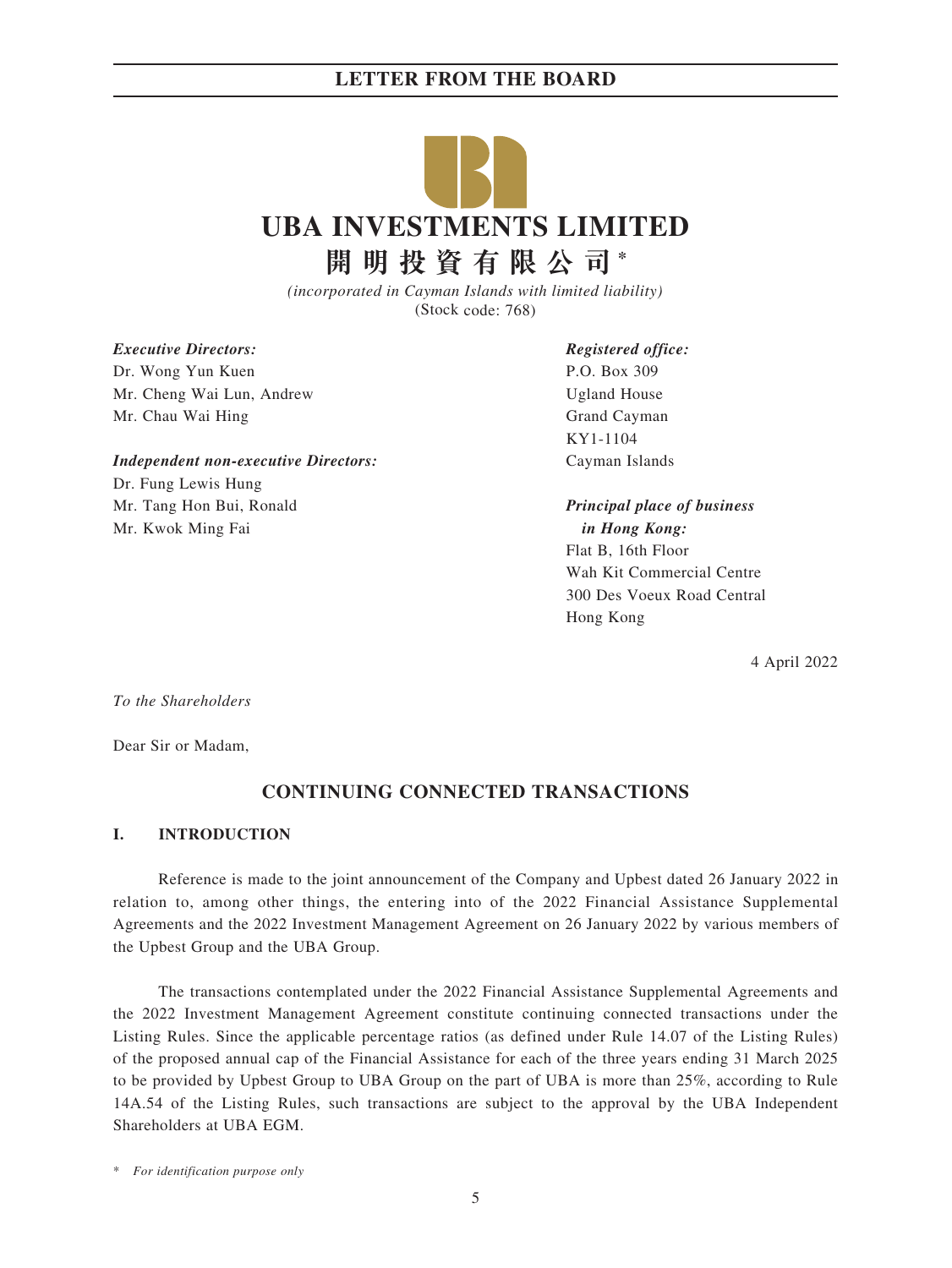# LETTER FROM THE BOARD

**UBA INVESTMENTS LIMITED**

**開明投資有限公司*** 

*(incorporated in Cayman Islands with limited liability)*
(Stock code: 768)

***Executive Directors:***
Dr. Wong Yun Kuen
Mr. Cheng Wai Lun, Andrew
Mr. Chau Wai Hing

***Independent non-executive Directors:***
Dr. Fung Lewis Hung
Mr. Tang Hon Bui, Ronald
Mr. Kwok Ming Fai

***Registered office:***
P.O. Box 309
Ugland House
Grand Cayman
KY1-1104
Cayman Islands

***Principal place of business in Hong Kong:***
Flat B, 16th Floor
Wah Kit Commercial Centre
300 Des Voeux Road Central
Hong Kong

4 April 2022

*To the Shareholders*

Dear Sir or Madam,

## CONTINUING CONNECTED TRANSACTIONS

### I. INTRODUCTION

Reference is made to the joint announcement of the Company and Upbest dated 26 January 2022 in relation to, among other things, the entering into of the 2022 Financial Assistance Supplemental Agreements and the 2022 Investment Management Agreement on 26 January 2022 by various members of the Upbest Group and the UBA Group.

The transactions contemplated under the 2022 Financial Assistance Supplemental Agreements and the 2022 Investment Management Agreement constitute continuing connected transactions under the Listing Rules. Since the applicable percentage ratios (as defined under Rule 14.07 of the Listing Rules) of the proposed annual cap of the Financial Assistance for each of the three years ending 31 March 2025 to be provided by Upbest Group to UBA Group on the part of UBA is more than 25%, according to Rule 14A.54 of the Listing Rules, such transactions are subject to the approval by the UBA Independent Shareholders at UBA EGM.

\* *For identification purpose only*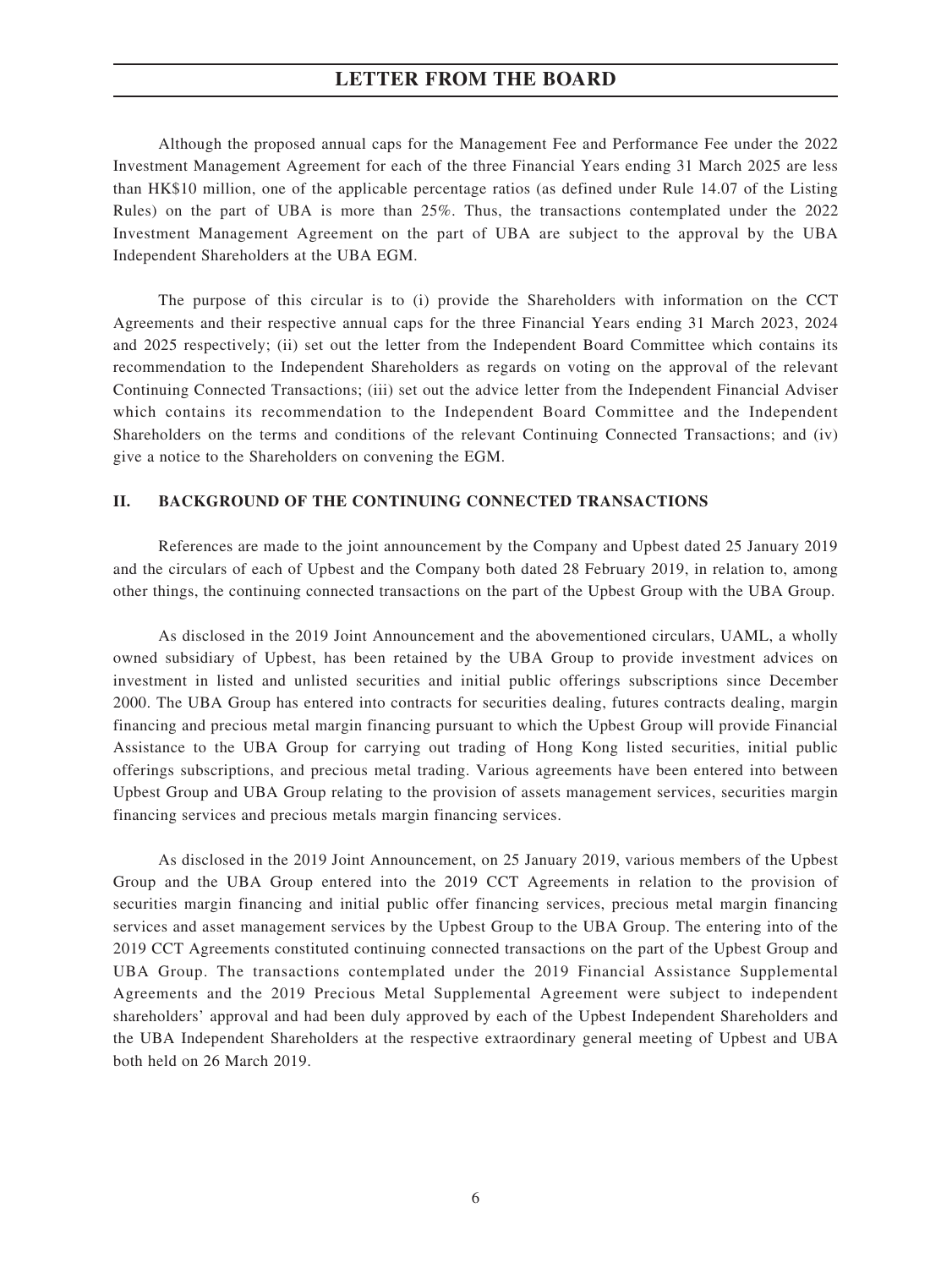Although the proposed annual caps for the Management Fee and Performance Fee under the 2022 Investment Management Agreement for each of the three Financial Years ending 31 March 2025 are less than HK$10 million, one of the applicable percentage ratios (as defined under Rule 14.07 of the Listing Rules) on the part of UBA is more than 25%. Thus, the transactions contemplated under the 2022 Investment Management Agreement on the part of UBA are subject to the approval by the UBA Independent Shareholders at the UBA EGM.

The purpose of this circular is to (i) provide the Shareholders with information on the CCT Agreements and their respective annual caps for the three Financial Years ending 31 March 2023, 2024 and 2025 respectively; (ii) set out the letter from the Independent Board Committee which contains its recommendation to the Independent Shareholders as regards on voting on the approval of the relevant Continuing Connected Transactions; (iii) set out the advice letter from the Independent Financial Adviser which contains its recommendation to the Independent Board Committee and the Independent Shareholders on the terms and conditions of the relevant Continuing Connected Transactions; and (iv) give a notice to the Shareholders on convening the EGM.

## II. BACKGROUND OF THE CONTINUING CONNECTED TRANSACTIONS

References are made to the joint announcement by the Company and Upbest dated 25 January 2019 and the circulars of each of Upbest and the Company both dated 28 February 2019, in relation to, among other things, the continuing connected transactions on the part of the Upbest Group with the UBA Group.

As disclosed in the 2019 Joint Announcement and the abovementioned circulars, UAML, a wholly owned subsidiary of Upbest, has been retained by the UBA Group to provide investment advices on investment in listed and unlisted securities and initial public offerings subscriptions since December 2000. The UBA Group has entered into contracts for securities dealing, futures contracts dealing, margin financing and precious metal margin financing pursuant to which the Upbest Group will provide Financial Assistance to the UBA Group for carrying out trading of Hong Kong listed securities, initial public offerings subscriptions, and precious metal trading. Various agreements have been entered into between Upbest Group and UBA Group relating to the provision of assets management services, securities margin financing services and precious metals margin financing services.

As disclosed in the 2019 Joint Announcement, on 25 January 2019, various members of the Upbest Group and the UBA Group entered into the 2019 CCT Agreements in relation to the provision of securities margin financing and initial public offer financing services, precious metal margin financing services and asset management services by the Upbest Group to the UBA Group. The entering into of the 2019 CCT Agreements constituted continuing connected transactions on the part of the Upbest Group and UBA Group. The transactions contemplated under the 2019 Financial Assistance Supplemental Agreements and the 2019 Precious Metal Supplemental Agreement were subject to independent shareholders' approval and had been duly approved by each of the Upbest Independent Shareholders and the UBA Independent Shareholders at the respective extraordinary general meeting of Upbest and UBA both held on 26 March 2019.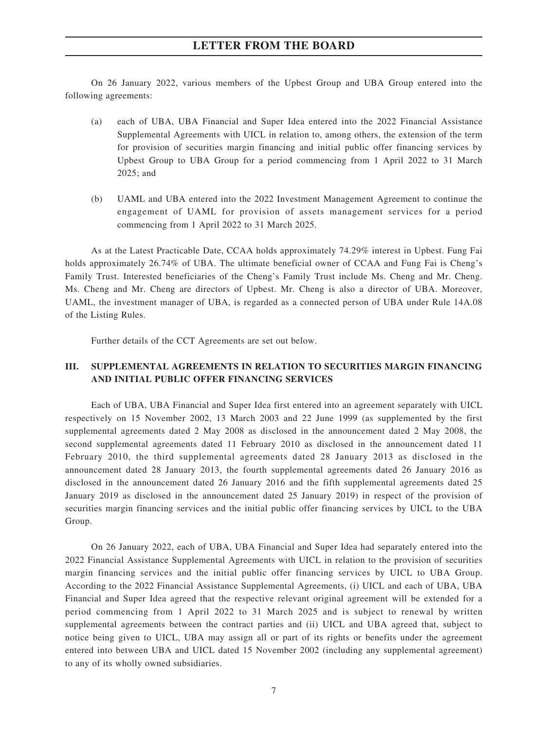On 26 January 2022, various members of the Upbest Group and UBA Group entered into the following agreements:

(a) each of UBA, UBA Financial and Super Idea entered into the 2022 Financial Assistance Supplemental Agreements with UICL in relation to, among others, the extension of the term for provision of securities margin financing and initial public offer financing services by Upbest Group to UBA Group for a period commencing from 1 April 2022 to 31 March 2025; and

(b) UAML and UBA entered into the 2022 Investment Management Agreement to continue the engagement of UAML for provision of assets management services for a period commencing from 1 April 2022 to 31 March 2025.

As at the Latest Practicable Date, CCAA holds approximately 74.29% interest in Upbest. Fung Fai holds approximately 26.74% of UBA. The ultimate beneficial owner of CCAA and Fung Fai is Cheng's Family Trust. Interested beneficiaries of the Cheng's Family Trust include Ms. Cheng and Mr. Cheng. Ms. Cheng and Mr. Cheng are directors of Upbest. Mr. Cheng is also a director of UBA. Moreover, UAML, the investment manager of UBA, is regarded as a connected person of UBA under Rule 14A.08 of the Listing Rules.

Further details of the CCT Agreements are set out below.

## III. SUPPLEMENTAL AGREEMENTS IN RELATION TO SECURITIES MARGIN FINANCING AND INITIAL PUBLIC OFFER FINANCING SERVICES

Each of UBA, UBA Financial and Super Idea first entered into an agreement separately with UICL respectively on 15 November 2002, 13 March 2003 and 22 June 1999 (as supplemented by the first supplemental agreements dated 2 May 2008 as disclosed in the announcement dated 2 May 2008, the second supplemental agreements dated 11 February 2010 as disclosed in the announcement dated 11 February 2010, the third supplemental agreements dated 28 January 2013 as disclosed in the announcement dated 28 January 2013, the fourth supplemental agreements dated 26 January 2016 as disclosed in the announcement dated 26 January 2016 and the fifth supplemental agreements dated 25 January 2019 as disclosed in the announcement dated 25 January 2019) in respect of the provision of securities margin financing services and the initial public offer financing services by UICL to the UBA Group.

On 26 January 2022, each of UBA, UBA Financial and Super Idea had separately entered into the 2022 Financial Assistance Supplemental Agreements with UICL in relation to the provision of securities margin financing services and the initial public offer financing services by UICL to UBA Group. According to the 2022 Financial Assistance Supplemental Agreements, (i) UICL and each of UBA, UBA Financial and Super Idea agreed that the respective relevant original agreement will be extended for a period commencing from 1 April 2022 to 31 March 2025 and is subject to renewal by written supplemental agreements between the contract parties and (ii) UICL and UBA agreed that, subject to notice being given to UICL, UBA may assign all or part of its rights or benefits under the agreement entered into between UBA and UICL dated 15 November 2002 (including any supplemental agreement) to any of its wholly owned subsidiaries.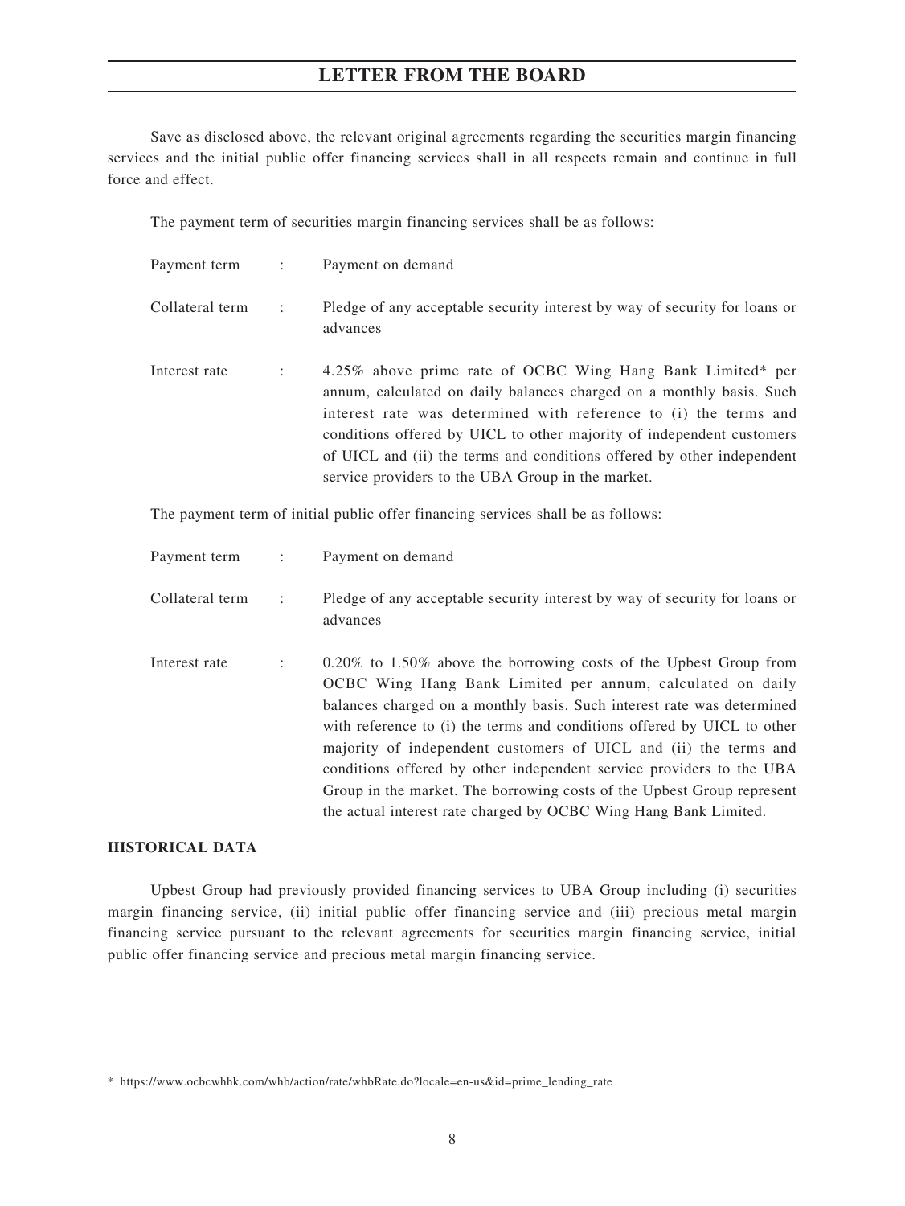Save as disclosed above, the relevant original agreements regarding the securities margin financing services and the initial public offer financing services shall in all respects remain and continue in full force and effect.

The payment term of securities margin financing services shall be as follows:

| | | |
|---|---|---|
| Payment term | : | Payment on demand |
| Collateral term | : | Pledge of any acceptable security interest by way of security for loans or advances |
| Interest rate | : | 4.25% above prime rate of OCBC Wing Hang Bank Limited* per annum, calculated on daily balances charged on a monthly basis. Such interest rate was determined with reference to (i) the terms and conditions offered by UICL to other majority of independent customers of UICL and (ii) the terms and conditions offered by other independent service providers to the UBA Group in the market. |

The payment term of initial public offer financing services shall be as follows:

| | | |
|---|---|---|
| Payment term | : | Payment on demand |
| Collateral term | : | Pledge of any acceptable security interest by way of security for loans or advances |
| Interest rate | : | 0.20% to 1.50% above the borrowing costs of the Upbest Group from OCBC Wing Hang Bank Limited per annum, calculated on daily balances charged on a monthly basis. Such interest rate was determined with reference to (i) the terms and conditions offered by UICL to other majority of independent customers of UICL and (ii) the terms and conditions offered by other independent service providers to the UBA Group in the market. The borrowing costs of the Upbest Group represent the actual interest rate charged by OCBC Wing Hang Bank Limited. |

## HISTORICAL DATA

Upbest Group had previously provided financing services to UBA Group including (i) securities margin financing service, (ii) initial public offer financing service and (iii) precious metal margin financing service pursuant to the relevant agreements for securities margin financing service, initial public offer financing service and precious metal margin financing service.

* https://www.ocbcwhhk.com/whb/action/rate/whbRate.do?locale=en-us&id=prime_lending_rate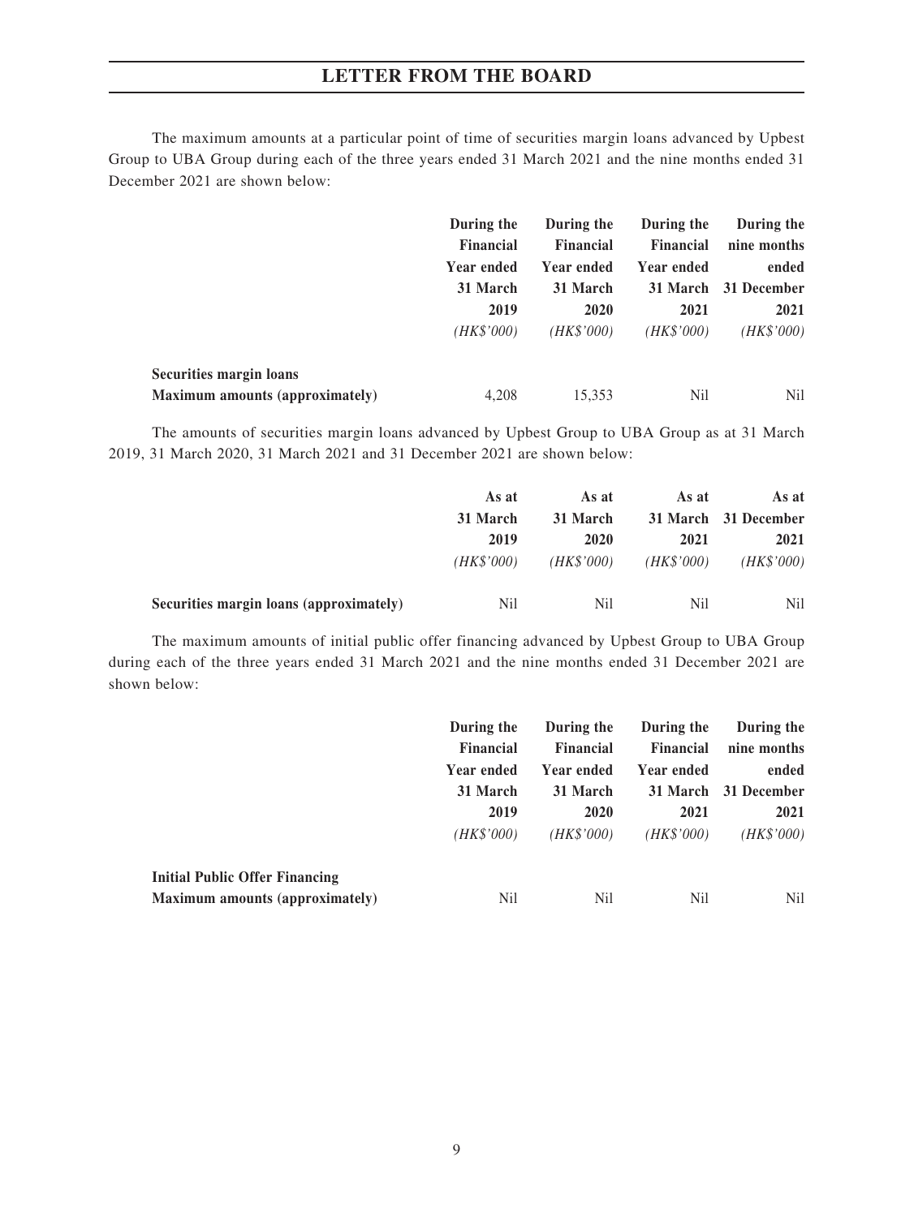The maximum amounts at a particular point of time of securities margin loans advanced by Upbest Group to UBA Group during each of the three years ended 31 March 2021 and the nine months ended 31 December 2021 are shown below:

| | During the Financial Year ended 31 March 2019 | During the Financial Year ended 31 March 2020 | During the Financial Year ended 31 March 2021 | During the nine months ended 31 December 2021 |
|---|---|---|---|---|
| | *(HK$'000)* | *(HK$'000)* | *(HK$'000)* | *(HK$'000)* |
| **Securities margin loans** | | | | |
| **Maximum amounts (approximately)** | 4,208 | 15,353 | Nil | Nil |

The amounts of securities margin loans advanced by Upbest Group to UBA Group as at 31 March 2019, 31 March 2020, 31 March 2021 and 31 December 2021 are shown below:

| | As at 31 March 2019 | As at 31 March 2020 | As at 31 March 2021 | As at 31 December 2021 |
|---|---|---|---|---|
| | *(HK$'000)* | *(HK$'000)* | *(HK$'000)* | *(HK$'000)* |
| **Securities margin loans (approximately)** | Nil | Nil | Nil | Nil |

The maximum amounts of initial public offer financing advanced by Upbest Group to UBA Group during each of the three years ended 31 March 2021 and the nine months ended 31 December 2021 are shown below:

| | During the Financial Year ended 31 March 2019 | During the Financial Year ended 31 March 2020 | During the Financial Year ended 31 March 2021 | During the nine months ended 31 December 2021 |
|---|---|---|---|---|
| | *(HK$'000)* | *(HK$'000)* | *(HK$'000)* | *(HK$'000)* |
| **Initial Public Offer Financing** | | | | |
| **Maximum amounts (approximately)** | Nil | Nil | Nil | Nil |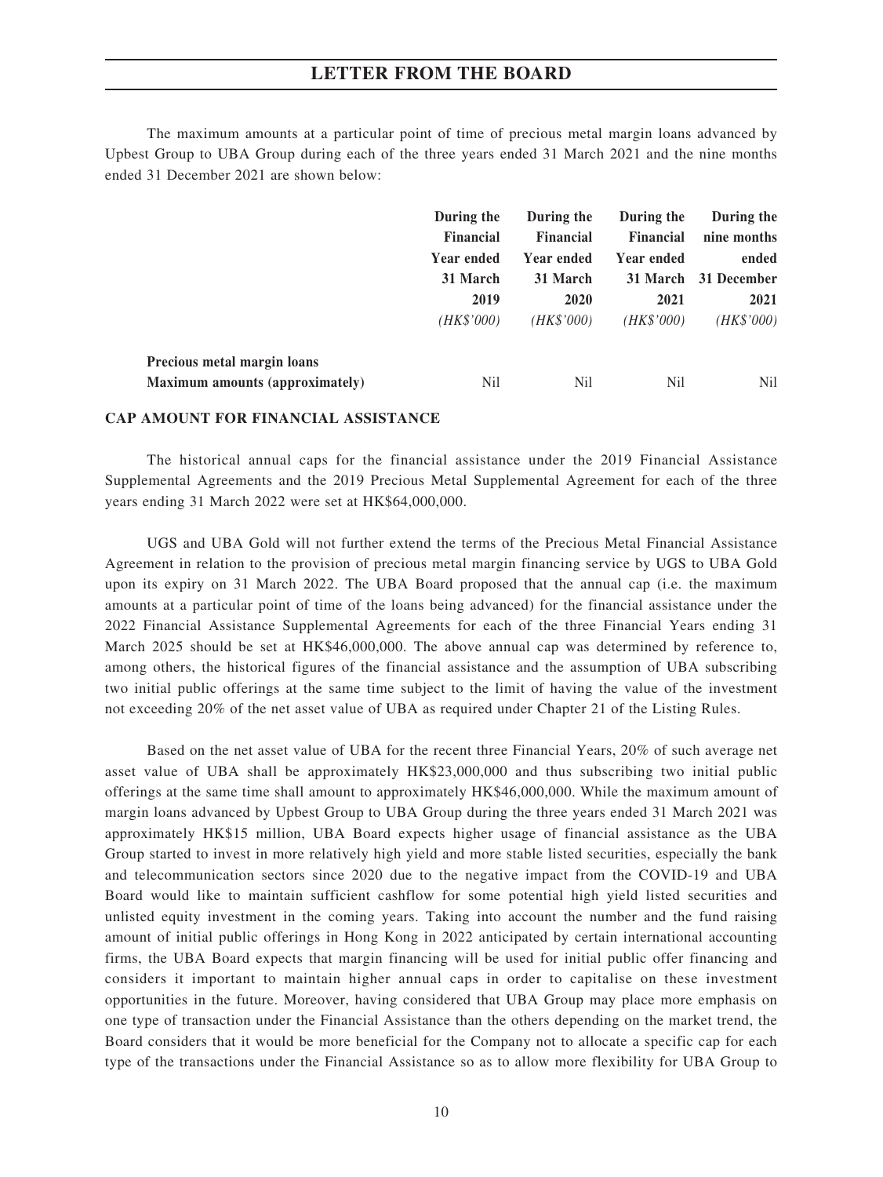The maximum amounts at a particular point of time of precious metal margin loans advanced by Upbest Group to UBA Group during each of the three years ended 31 March 2021 and the nine months ended 31 December 2021 are shown below:

| | During the Financial Year ended 31 March 2019 (HK$'000) | During the Financial Year ended 31 March 2020 (HK$'000) | During the Financial Year ended 31 March 2021 (HK$'000) | During the nine months ended 31 December 2021 (HK$'000) |
|---|---|---|---|---|
| **Precious metal margin loans** | | | | |
| **Maximum amounts (approximately)** | Nil | Nil | Nil | Nil |

**CAP AMOUNT FOR FINANCIAL ASSISTANCE**

The historical annual caps for the financial assistance under the 2019 Financial Assistance Supplemental Agreements and the 2019 Precious Metal Supplemental Agreement for each of the three years ending 31 March 2022 were set at HK$64,000,000.

UGS and UBA Gold will not further extend the terms of the Precious Metal Financial Assistance Agreement in relation to the provision of precious metal margin financing service by UGS to UBA Gold upon its expiry on 31 March 2022. The UBA Board proposed that the annual cap (i.e. the maximum amounts at a particular point of time of the loans being advanced) for the financial assistance under the 2022 Financial Assistance Supplemental Agreements for each of the three Financial Years ending 31 March 2025 should be set at HK$46,000,000. The above annual cap was determined by reference to, among others, the historical figures of the financial assistance and the assumption of UBA subscribing two initial public offerings at the same time subject to the limit of having the value of the investment not exceeding 20% of the net asset value of UBA as required under Chapter 21 of the Listing Rules.

Based on the net asset value of UBA for the recent three Financial Years, 20% of such average net asset value of UBA shall be approximately HK$23,000,000 and thus subscribing two initial public offerings at the same time shall amount to approximately HK$46,000,000. While the maximum amount of margin loans advanced by Upbest Group to UBA Group during the three years ended 31 March 2021 was approximately HK$15 million, UBA Board expects higher usage of financial assistance as the UBA Group started to invest in more relatively high yield and more stable listed securities, especially the bank and telecommunication sectors since 2020 due to the negative impact from the COVID-19 and UBA Board would like to maintain sufficient cashflow for some potential high yield listed securities and unlisted equity investment in the coming years. Taking into account the number and the fund raising amount of initial public offerings in Hong Kong in 2022 anticipated by certain international accounting firms, the UBA Board expects that margin financing will be used for initial public offer financing and considers it important to maintain higher annual caps in order to capitalise on these investment opportunities in the future. Moreover, having considered that UBA Group may place more emphasis on one type of transaction under the Financial Assistance than the others depending on the market trend, the Board considers that it would be more beneficial for the Company not to allocate a specific cap for each type of the transactions under the Financial Assistance so as to allow more flexibility for UBA Group to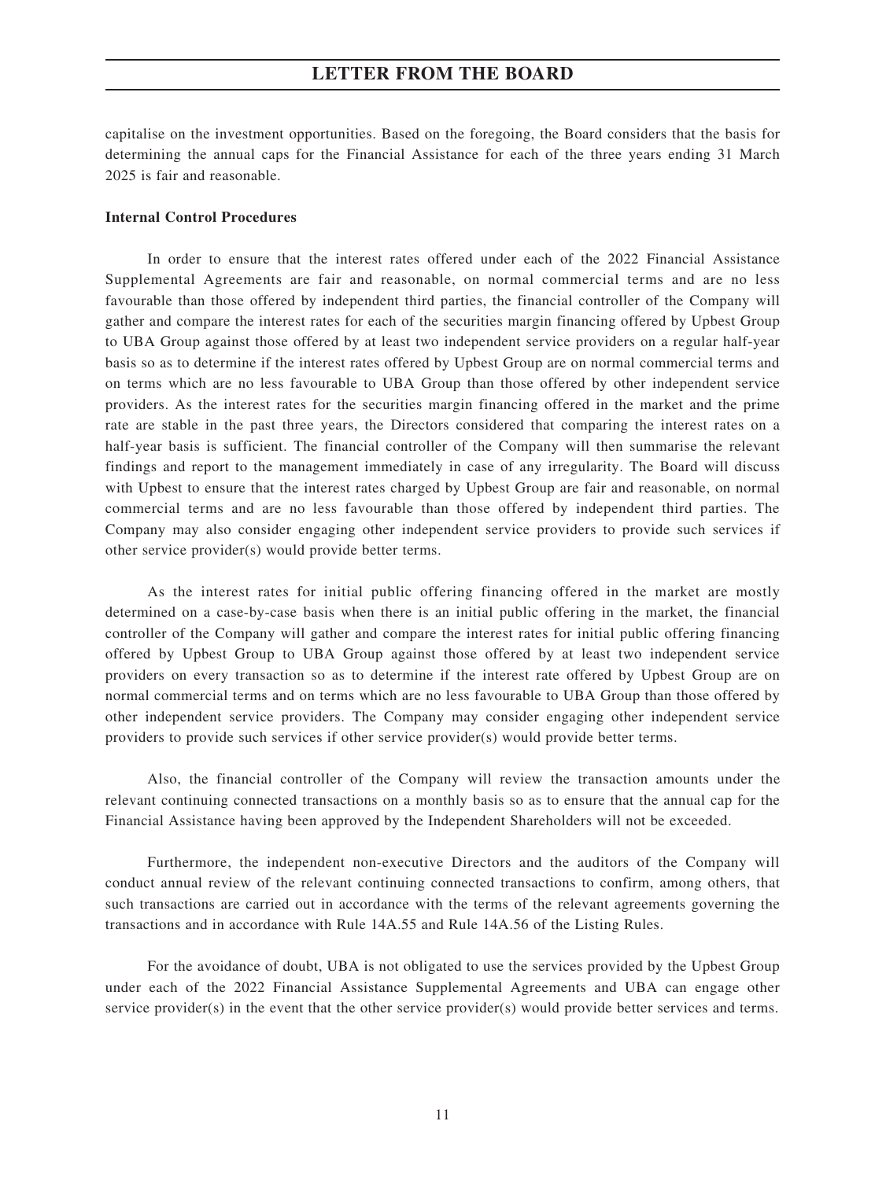capitalise on the investment opportunities. Based on the foregoing, the Board considers that the basis for determining the annual caps for the Financial Assistance for each of the three years ending 31 March 2025 is fair and reasonable.

**Internal Control Procedures**

In order to ensure that the interest rates offered under each of the 2022 Financial Assistance Supplemental Agreements are fair and reasonable, on normal commercial terms and are no less favourable than those offered by independent third parties, the financial controller of the Company will gather and compare the interest rates for each of the securities margin financing offered by Upbest Group to UBA Group against those offered by at least two independent service providers on a regular half-year basis so as to determine if the interest rates offered by Upbest Group are on normal commercial terms and on terms which are no less favourable to UBA Group than those offered by other independent service providers. As the interest rates for the securities margin financing offered in the market and the prime rate are stable in the past three years, the Directors considered that comparing the interest rates on a half-year basis is sufficient. The financial controller of the Company will then summarise the relevant findings and report to the management immediately in case of any irregularity. The Board will discuss with Upbest to ensure that the interest rates charged by Upbest Group are fair and reasonable, on normal commercial terms and are no less favourable than those offered by independent third parties. The Company may also consider engaging other independent service providers to provide such services if other service provider(s) would provide better terms.

As the interest rates for initial public offering financing offered in the market are mostly determined on a case-by-case basis when there is an initial public offering in the market, the financial controller of the Company will gather and compare the interest rates for initial public offering financing offered by Upbest Group to UBA Group against those offered by at least two independent service providers on every transaction so as to determine if the interest rate offered by Upbest Group are on normal commercial terms and on terms which are no less favourable to UBA Group than those offered by other independent service providers. The Company may consider engaging other independent service providers to provide such services if other service provider(s) would provide better terms.

Also, the financial controller of the Company will review the transaction amounts under the relevant continuing connected transactions on a monthly basis so as to ensure that the annual cap for the Financial Assistance having been approved by the Independent Shareholders will not be exceeded.

Furthermore, the independent non-executive Directors and the auditors of the Company will conduct annual review of the relevant continuing connected transactions to confirm, among others, that such transactions are carried out in accordance with the terms of the relevant agreements governing the transactions and in accordance with Rule 14A.55 and Rule 14A.56 of the Listing Rules.

For the avoidance of doubt, UBA is not obligated to use the services provided by the Upbest Group under each of the 2022 Financial Assistance Supplemental Agreements and UBA can engage other service provider(s) in the event that the other service provider(s) would provide better services and terms.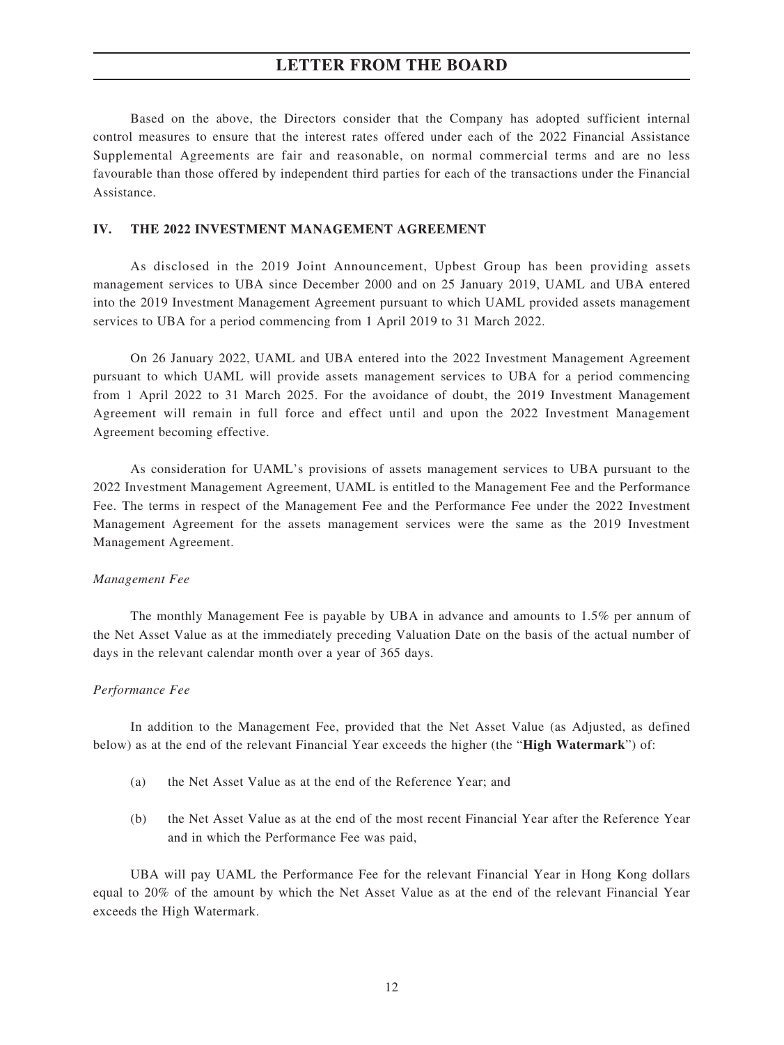Based on the above, the Directors consider that the Company has adopted sufficient internal control measures to ensure that the interest rates offered under each of the 2022 Financial Assistance Supplemental Agreements are fair and reasonable, on normal commercial terms and are no less favourable than those offered by independent third parties for each of the transactions under the Financial Assistance.

## IV. THE 2022 INVESTMENT MANAGEMENT AGREEMENT

As disclosed in the 2019 Joint Announcement, Upbest Group has been providing assets management services to UBA since December 2000 and on 25 January 2019, UAML and UBA entered into the 2019 Investment Management Agreement pursuant to which UAML provided assets management services to UBA for a period commencing from 1 April 2019 to 31 March 2022.

On 26 January 2022, UAML and UBA entered into the 2022 Investment Management Agreement pursuant to which UAML will provide assets management services to UBA for a period commencing from 1 April 2022 to 31 March 2025. For the avoidance of doubt, the 2019 Investment Management Agreement will remain in full force and effect until and upon the 2022 Investment Management Agreement becoming effective.

As consideration for UAML's provisions of assets management services to UBA pursuant to the 2022 Investment Management Agreement, UAML is entitled to the Management Fee and the Performance Fee. The terms in respect of the Management Fee and the Performance Fee under the 2022 Investment Management Agreement for the assets management services were the same as the 2019 Investment Management Agreement.

*Management Fee*

The monthly Management Fee is payable by UBA in advance and amounts to 1.5% per annum of the Net Asset Value as at the immediately preceding Valuation Date on the basis of the actual number of days in the relevant calendar month over a year of 365 days.

*Performance Fee*

In addition to the Management Fee, provided that the Net Asset Value (as Adjusted, as defined below) as at the end of the relevant Financial Year exceeds the higher (the "**High Watermark**") of:

(a) the Net Asset Value as at the end of the Reference Year; and

(b) the Net Asset Value as at the end of the most recent Financial Year after the Reference Year and in which the Performance Fee was paid,

UBA will pay UAML the Performance Fee for the relevant Financial Year in Hong Kong dollars equal to 20% of the amount by which the Net Asset Value as at the end of the relevant Financial Year exceeds the High Watermark.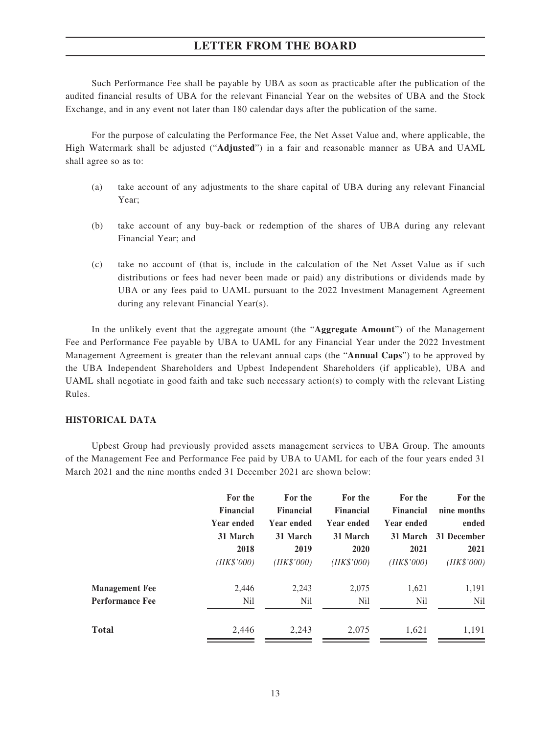Such Performance Fee shall be payable by UBA as soon as practicable after the publication of the audited financial results of UBA for the relevant Financial Year on the websites of UBA and the Stock Exchange, and in any event not later than 180 calendar days after the publication of the same.

For the purpose of calculating the Performance Fee, the Net Asset Value and, where applicable, the High Watermark shall be adjusted ("**Adjusted**") in a fair and reasonable manner as UBA and UAML shall agree so as to:

(a) take account of any adjustments to the share capital of UBA during any relevant Financial Year;

(b) take account of any buy-back or redemption of the shares of UBA during any relevant Financial Year; and

(c) take no account of (that is, include in the calculation of the Net Asset Value as if such distributions or fees had never been made or paid) any distributions or dividends made by UBA or any fees paid to UAML pursuant to the 2022 Investment Management Agreement during any relevant Financial Year(s).

In the unlikely event that the aggregate amount (the "**Aggregate Amount**") of the Management Fee and Performance Fee payable by UBA to UAML for any Financial Year under the 2022 Investment Management Agreement is greater than the relevant annual caps (the "**Annual Caps**") to be approved by the UBA Independent Shareholders and Upbest Independent Shareholders (if applicable), UBA and UAML shall negotiate in good faith and take such necessary action(s) to comply with the relevant Listing Rules.

**HISTORICAL DATA**

Upbest Group had previously provided assets management services to UBA Group. The amounts of the Management Fee and Performance Fee paid by UBA to UAML for each of the four years ended 31 March 2021 and the nine months ended 31 December 2021 are shown below:

| | **For the Financial Year ended 31 March 2018** | **For the Financial Year ended 31 March 2019** | **For the Financial Year ended 31 March 2020** | **For the Financial Year ended 31 March 2021** | **For the nine months ended 31 December 2021** |
|---|---|---|---|---|---|
| | *(HK$'000)* | *(HK$'000)* | *(HK$'000)* | *(HK$'000)* | *(HK$'000)* |
| **Management Fee** | 2,446 | 2,243 | 2,075 | 1,621 | 1,191 |
| **Performance Fee** | Nil | Nil | Nil | Nil | Nil |
| **Total** | 2,446 | 2,243 | 2,075 | 1,621 | 1,191 |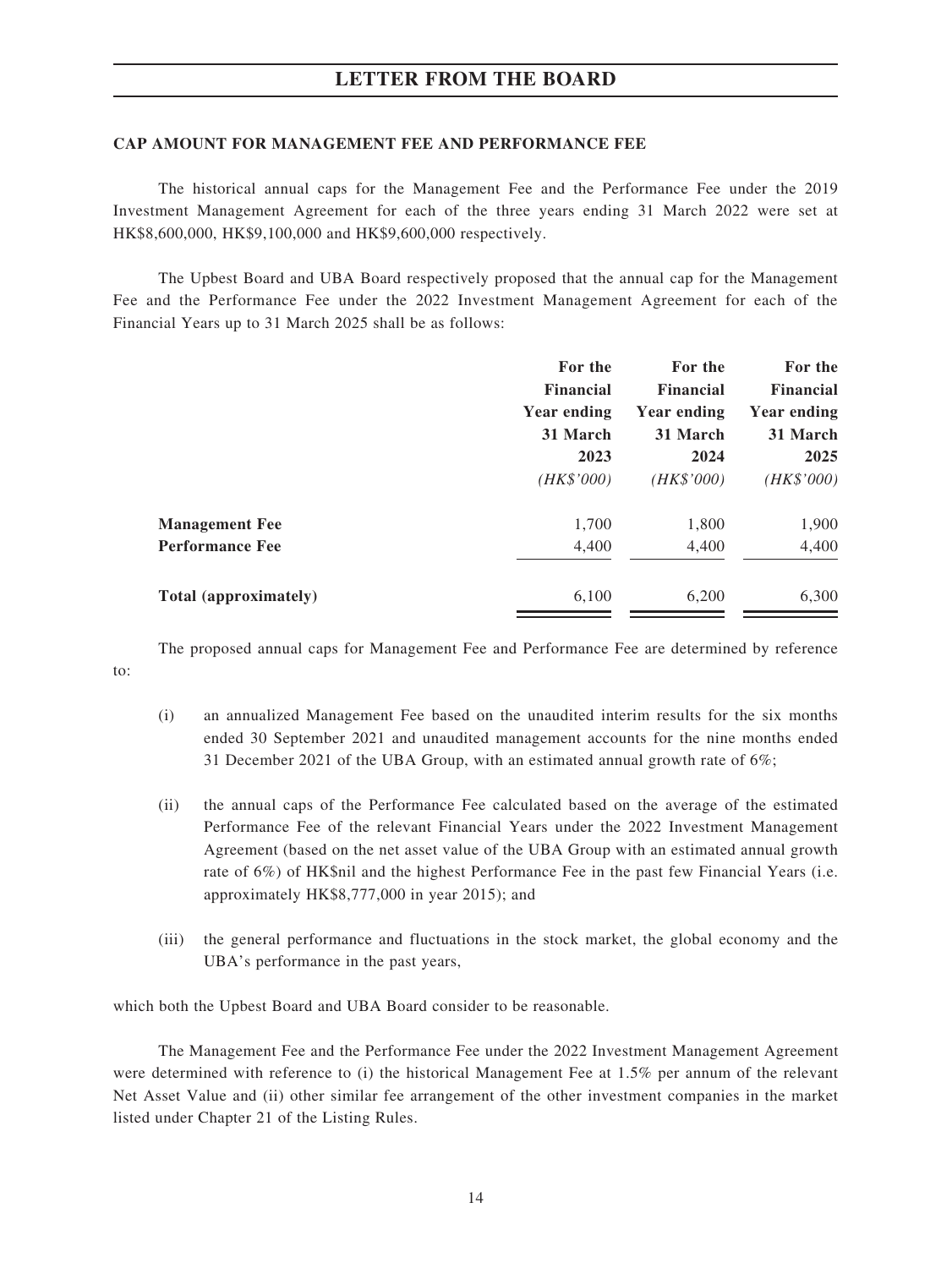### CAP AMOUNT FOR MANAGEMENT FEE AND PERFORMANCE FEE

The historical annual caps for the Management Fee and the Performance Fee under the 2019 Investment Management Agreement for each of the three years ending 31 March 2022 were set at HK$8,600,000, HK$9,100,000 and HK$9,600,000 respectively.

The Upbest Board and UBA Board respectively proposed that the annual cap for the Management Fee and the Performance Fee under the 2022 Investment Management Agreement for each of the Financial Years up to 31 March 2025 shall be as follows:

| | For the Financial Year ending 31 March 2023 *(HK$'000)* | For the Financial Year ending 31 March 2024 *(HK$'000)* | For the Financial Year ending 31 March 2025 *(HK$'000)* |
|---|---|---|---|
| **Management Fee** | 1,700 | 1,800 | 1,900 |
| **Performance Fee** | 4,400 | 4,400 | 4,400 |
| **Total (approximately)** | 6,100 | 6,200 | 6,300 |

The proposed annual caps for Management Fee and Performance Fee are determined by reference to:

(i) an annualized Management Fee based on the unaudited interim results for the six months ended 30 September 2021 and unaudited management accounts for the nine months ended 31 December 2021 of the UBA Group, with an estimated annual growth rate of 6%;

(ii) the annual caps of the Performance Fee calculated based on the average of the estimated Performance Fee of the relevant Financial Years under the 2022 Investment Management Agreement (based on the net asset value of the UBA Group with an estimated annual growth rate of 6%) of HK$nil and the highest Performance Fee in the past few Financial Years (i.e. approximately HK$8,777,000 in year 2015); and

(iii) the general performance and fluctuations in the stock market, the global economy and the UBA's performance in the past years,

which both the Upbest Board and UBA Board consider to be reasonable.

The Management Fee and the Performance Fee under the 2022 Investment Management Agreement were determined with reference to (i) the historical Management Fee at 1.5% per annum of the relevant Net Asset Value and (ii) other similar fee arrangement of the other investment companies in the market listed under Chapter 21 of the Listing Rules.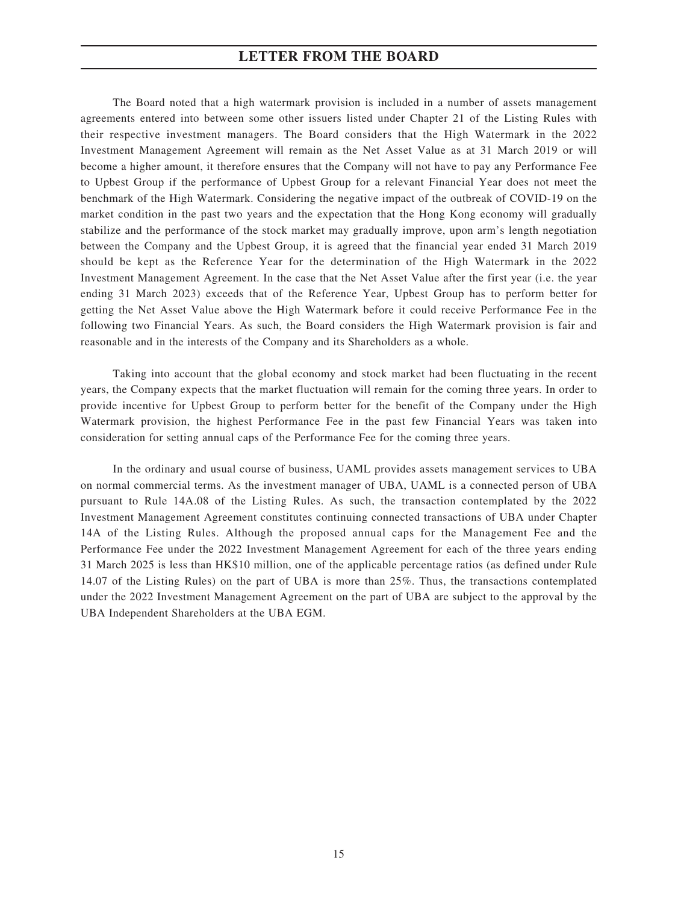The Board noted that a high watermark provision is included in a number of assets management agreements entered into between some other issuers listed under Chapter 21 of the Listing Rules with their respective investment managers. The Board considers that the High Watermark in the 2022 Investment Management Agreement will remain as the Net Asset Value as at 31 March 2019 or will become a higher amount, it therefore ensures that the Company will not have to pay any Performance Fee to Upbest Group if the performance of Upbest Group for a relevant Financial Year does not meet the benchmark of the High Watermark. Considering the negative impact of the outbreak of COVID-19 on the market condition in the past two years and the expectation that the Hong Kong economy will gradually stabilize and the performance of the stock market may gradually improve, upon arm's length negotiation between the Company and the Upbest Group, it is agreed that the financial year ended 31 March 2019 should be kept as the Reference Year for the determination of the High Watermark in the 2022 Investment Management Agreement. In the case that the Net Asset Value after the first year (i.e. the year ending 31 March 2023) exceeds that of the Reference Year, Upbest Group has to perform better for getting the Net Asset Value above the High Watermark before it could receive Performance Fee in the following two Financial Years. As such, the Board considers the High Watermark provision is fair and reasonable and in the interests of the Company and its Shareholders as a whole.

Taking into account that the global economy and stock market had been fluctuating in the recent years, the Company expects that the market fluctuation will remain for the coming three years. In order to provide incentive for Upbest Group to perform better for the benefit of the Company under the High Watermark provision, the highest Performance Fee in the past few Financial Years was taken into consideration for setting annual caps of the Performance Fee for the coming three years.

In the ordinary and usual course of business, UAML provides assets management services to UBA on normal commercial terms. As the investment manager of UBA, UAML is a connected person of UBA pursuant to Rule 14A.08 of the Listing Rules. As such, the transaction contemplated by the 2022 Investment Management Agreement constitutes continuing connected transactions of UBA under Chapter 14A of the Listing Rules. Although the proposed annual caps for the Management Fee and the Performance Fee under the 2022 Investment Management Agreement for each of the three years ending 31 March 2025 is less than HK$10 million, one of the applicable percentage ratios (as defined under Rule 14.07 of the Listing Rules) on the part of UBA is more than 25%. Thus, the transactions contemplated under the 2022 Investment Management Agreement on the part of UBA are subject to the approval by the UBA Independent Shareholders at the UBA EGM.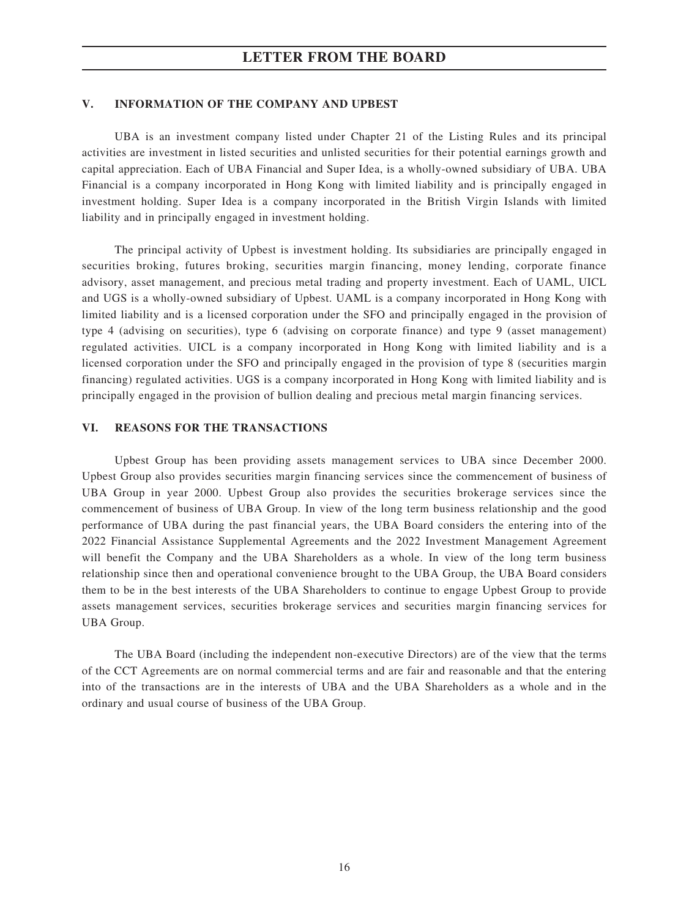## V. INFORMATION OF THE COMPANY AND UPBEST

UBA is an investment company listed under Chapter 21 of the Listing Rules and its principal activities are investment in listed securities and unlisted securities for their potential earnings growth and capital appreciation. Each of UBA Financial and Super Idea, is a wholly-owned subsidiary of UBA. UBA Financial is a company incorporated in Hong Kong with limited liability and is principally engaged in investment holding. Super Idea is a company incorporated in the British Virgin Islands with limited liability and in principally engaged in investment holding.

The principal activity of Upbest is investment holding. Its subsidiaries are principally engaged in securities broking, futures broking, securities margin financing, money lending, corporate finance advisory, asset management, and precious metal trading and property investment. Each of UAML, UICL and UGS is a wholly-owned subsidiary of Upbest. UAML is a company incorporated in Hong Kong with limited liability and is a licensed corporation under the SFO and principally engaged in the provision of type 4 (advising on securities), type 6 (advising on corporate finance) and type 9 (asset management) regulated activities. UICL is a company incorporated in Hong Kong with limited liability and is a licensed corporation under the SFO and principally engaged in the provision of type 8 (securities margin financing) regulated activities. UGS is a company incorporated in Hong Kong with limited liability and is principally engaged in the provision of bullion dealing and precious metal margin financing services.

## VI. REASONS FOR THE TRANSACTIONS

Upbest Group has been providing assets management services to UBA since December 2000. Upbest Group also provides securities margin financing services since the commencement of business of UBA Group in year 2000. Upbest Group also provides the securities brokerage services since the commencement of business of UBA Group. In view of the long term business relationship and the good performance of UBA during the past financial years, the UBA Board considers the entering into of the 2022 Financial Assistance Supplemental Agreements and the 2022 Investment Management Agreement will benefit the Company and the UBA Shareholders as a whole. In view of the long term business relationship since then and operational convenience brought to the UBA Group, the UBA Board considers them to be in the best interests of the UBA Shareholders to continue to engage Upbest Group to provide assets management services, securities brokerage services and securities margin financing services for UBA Group.

The UBA Board (including the independent non-executive Directors) are of the view that the terms of the CCT Agreements are on normal commercial terms and are fair and reasonable and that the entering into of the transactions are in the interests of UBA and the UBA Shareholders as a whole and in the ordinary and usual course of business of the UBA Group.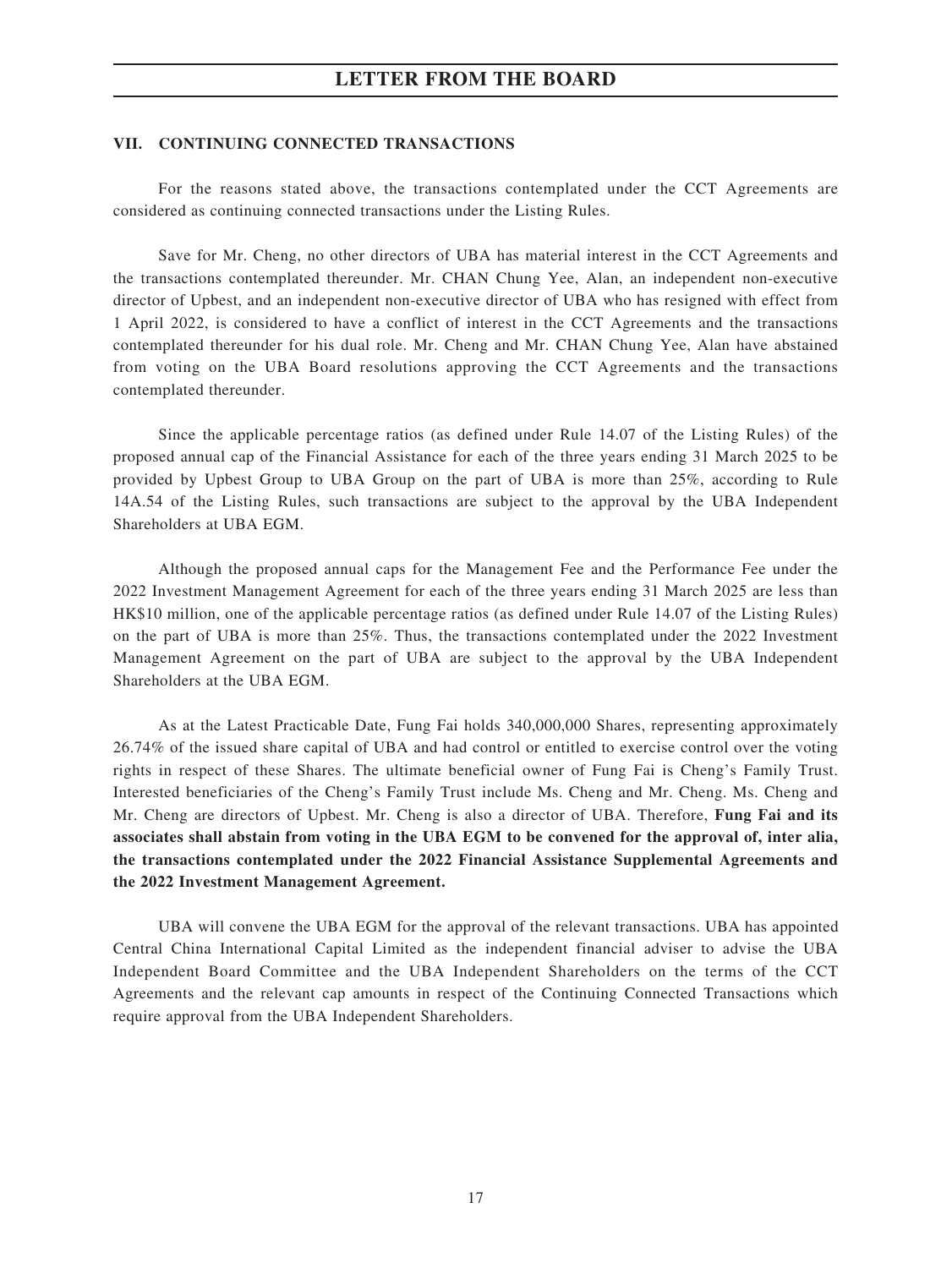## VII. CONTINUING CONNECTED TRANSACTIONS

For the reasons stated above, the transactions contemplated under the CCT Agreements are considered as continuing connected transactions under the Listing Rules.

Save for Mr. Cheng, no other directors of UBA has material interest in the CCT Agreements and the transactions contemplated thereunder. Mr. CHAN Chung Yee, Alan, an independent non-executive director of Upbest, and an independent non-executive director of UBA who has resigned with effect from 1 April 2022, is considered to have a conflict of interest in the CCT Agreements and the transactions contemplated thereunder for his dual role. Mr. Cheng and Mr. CHAN Chung Yee, Alan have abstained from voting on the UBA Board resolutions approving the CCT Agreements and the transactions contemplated thereunder.

Since the applicable percentage ratios (as defined under Rule 14.07 of the Listing Rules) of the proposed annual cap of the Financial Assistance for each of the three years ending 31 March 2025 to be provided by Upbest Group to UBA Group on the part of UBA is more than 25%, according to Rule 14A.54 of the Listing Rules, such transactions are subject to the approval by the UBA Independent Shareholders at UBA EGM.

Although the proposed annual caps for the Management Fee and the Performance Fee under the 2022 Investment Management Agreement for each of the three years ending 31 March 2025 are less than HK$10 million, one of the applicable percentage ratios (as defined under Rule 14.07 of the Listing Rules) on the part of UBA is more than 25%. Thus, the transactions contemplated under the 2022 Investment Management Agreement on the part of UBA are subject to the approval by the UBA Independent Shareholders at the UBA EGM.

As at the Latest Practicable Date, Fung Fai holds 340,000,000 Shares, representing approximately 26.74% of the issued share capital of UBA and had control or entitled to exercise control over the voting rights in respect of these Shares. The ultimate beneficial owner of Fung Fai is Cheng's Family Trust. Interested beneficiaries of the Cheng's Family Trust include Ms. Cheng and Mr. Cheng. Ms. Cheng and Mr. Cheng are directors of Upbest. Mr. Cheng is also a director of UBA. Therefore, **Fung Fai and its associates shall abstain from voting in the UBA EGM to be convened for the approval of, inter alia, the transactions contemplated under the 2022 Financial Assistance Supplemental Agreements and the 2022 Investment Management Agreement.**

UBA will convene the UBA EGM for the approval of the relevant transactions. UBA has appointed Central China International Capital Limited as the independent financial adviser to advise the UBA Independent Board Committee and the UBA Independent Shareholders on the terms of the CCT Agreements and the relevant cap amounts in respect of the Continuing Connected Transactions which require approval from the UBA Independent Shareholders.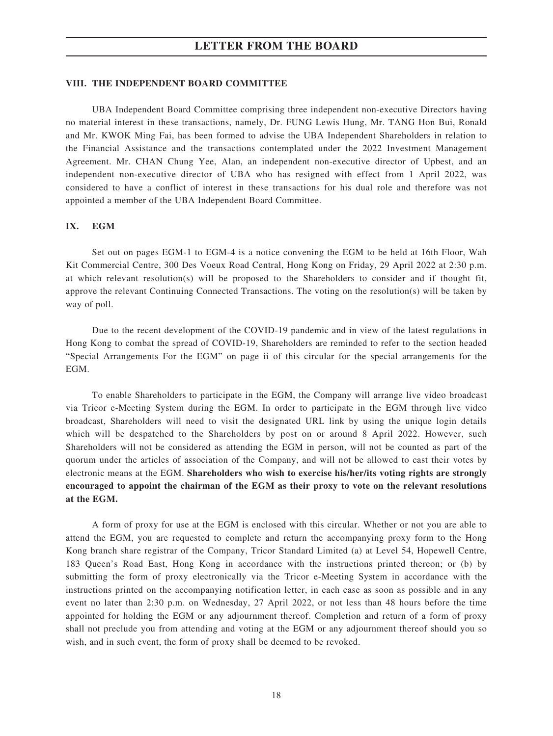## VIII. THE INDEPENDENT BOARD COMMITTEE

UBA Independent Board Committee comprising three independent non-executive Directors having no material interest in these transactions, namely, Dr. FUNG Lewis Hung, Mr. TANG Hon Bui, Ronald and Mr. KWOK Ming Fai, has been formed to advise the UBA Independent Shareholders in relation to the Financial Assistance and the transactions contemplated under the 2022 Investment Management Agreement. Mr. CHAN Chung Yee, Alan, an independent non-executive director of Upbest, and an independent non-executive director of UBA who has resigned with effect from 1 April 2022, was considered to have a conflict of interest in these transactions for his dual role and therefore was not appointed a member of the UBA Independent Board Committee.

## IX. EGM

Set out on pages EGM-1 to EGM-4 is a notice convening the EGM to be held at 16th Floor, Wah Kit Commercial Centre, 300 Des Voeux Road Central, Hong Kong on Friday, 29 April 2022 at 2:30 p.m. at which relevant resolution(s) will be proposed to the Shareholders to consider and if thought fit, approve the relevant Continuing Connected Transactions. The voting on the resolution(s) will be taken by way of poll.

Due to the recent development of the COVID-19 pandemic and in view of the latest regulations in Hong Kong to combat the spread of COVID-19, Shareholders are reminded to refer to the section headed "Special Arrangements For the EGM" on page ii of this circular for the special arrangements for the EGM.

To enable Shareholders to participate in the EGM, the Company will arrange live video broadcast via Tricor e-Meeting System during the EGM. In order to participate in the EGM through live video broadcast, Shareholders will need to visit the designated URL link by using the unique login details which will be despatched to the Shareholders by post on or around 8 April 2022. However, such Shareholders will not be considered as attending the EGM in person, will not be counted as part of the quorum under the articles of association of the Company, and will not be allowed to cast their votes by electronic means at the EGM. **Shareholders who wish to exercise his/her/its voting rights are strongly encouraged to appoint the chairman of the EGM as their proxy to vote on the relevant resolutions at the EGM.**

A form of proxy for use at the EGM is enclosed with this circular. Whether or not you are able to attend the EGM, you are requested to complete and return the accompanying proxy form to the Hong Kong branch share registrar of the Company, Tricor Standard Limited (a) at Level 54, Hopewell Centre, 183 Queen's Road East, Hong Kong in accordance with the instructions printed thereon; or (b) by submitting the form of proxy electronically via the Tricor e-Meeting System in accordance with the instructions printed on the accompanying notification letter, in each case as soon as possible and in any event no later than 2:30 p.m. on Wednesday, 27 April 2022, or not less than 48 hours before the time appointed for holding the EGM or any adjournment thereof. Completion and return of a form of proxy shall not preclude you from attending and voting at the EGM or any adjournment thereof should you so wish, and in such event, the form of proxy shall be deemed to be revoked.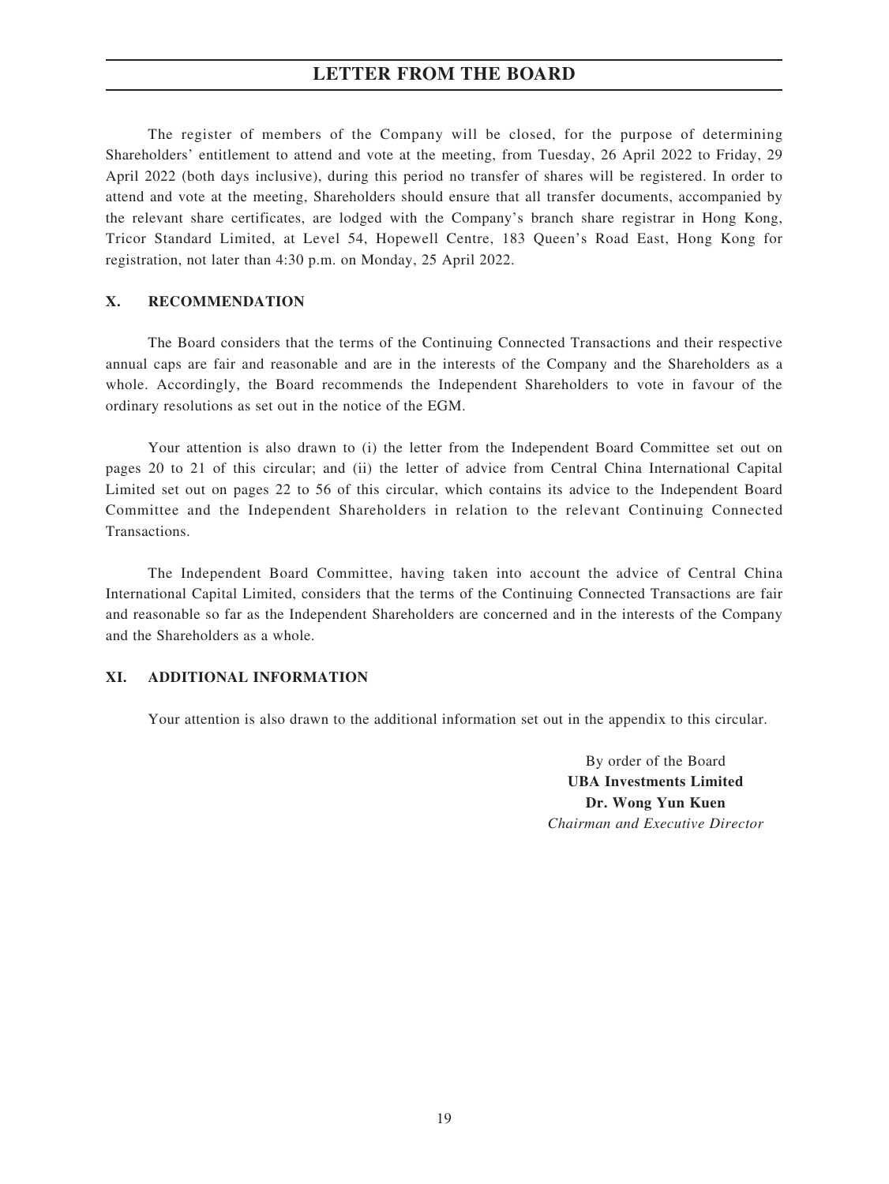The register of members of the Company will be closed, for the purpose of determining Shareholders' entitlement to attend and vote at the meeting, from Tuesday, 26 April 2022 to Friday, 29 April 2022 (both days inclusive), during this period no transfer of shares will be registered. In order to attend and vote at the meeting, Shareholders should ensure that all transfer documents, accompanied by the relevant share certificates, are lodged with the Company's branch share registrar in Hong Kong, Tricor Standard Limited, at Level 54, Hopewell Centre, 183 Queen's Road East, Hong Kong for registration, not later than 4:30 p.m. on Monday, 25 April 2022.

## X. RECOMMENDATION

The Board considers that the terms of the Continuing Connected Transactions and their respective annual caps are fair and reasonable and are in the interests of the Company and the Shareholders as a whole. Accordingly, the Board recommends the Independent Shareholders to vote in favour of the ordinary resolutions as set out in the notice of the EGM.

Your attention is also drawn to (i) the letter from the Independent Board Committee set out on pages 20 to 21 of this circular; and (ii) the letter of advice from Central China International Capital Limited set out on pages 22 to 56 of this circular, which contains its advice to the Independent Board Committee and the Independent Shareholders in relation to the relevant Continuing Connected Transactions.

The Independent Board Committee, having taken into account the advice of Central China International Capital Limited, considers that the terms of the Continuing Connected Transactions are fair and reasonable so far as the Independent Shareholders are concerned and in the interests of the Company and the Shareholders as a whole.

## XI. ADDITIONAL INFORMATION

Your attention is also drawn to the additional information set out in the appendix to this circular.

By order of the Board
**UBA Investments Limited**
**Dr. Wong Yun Kuen**
*Chairman and Executive Director*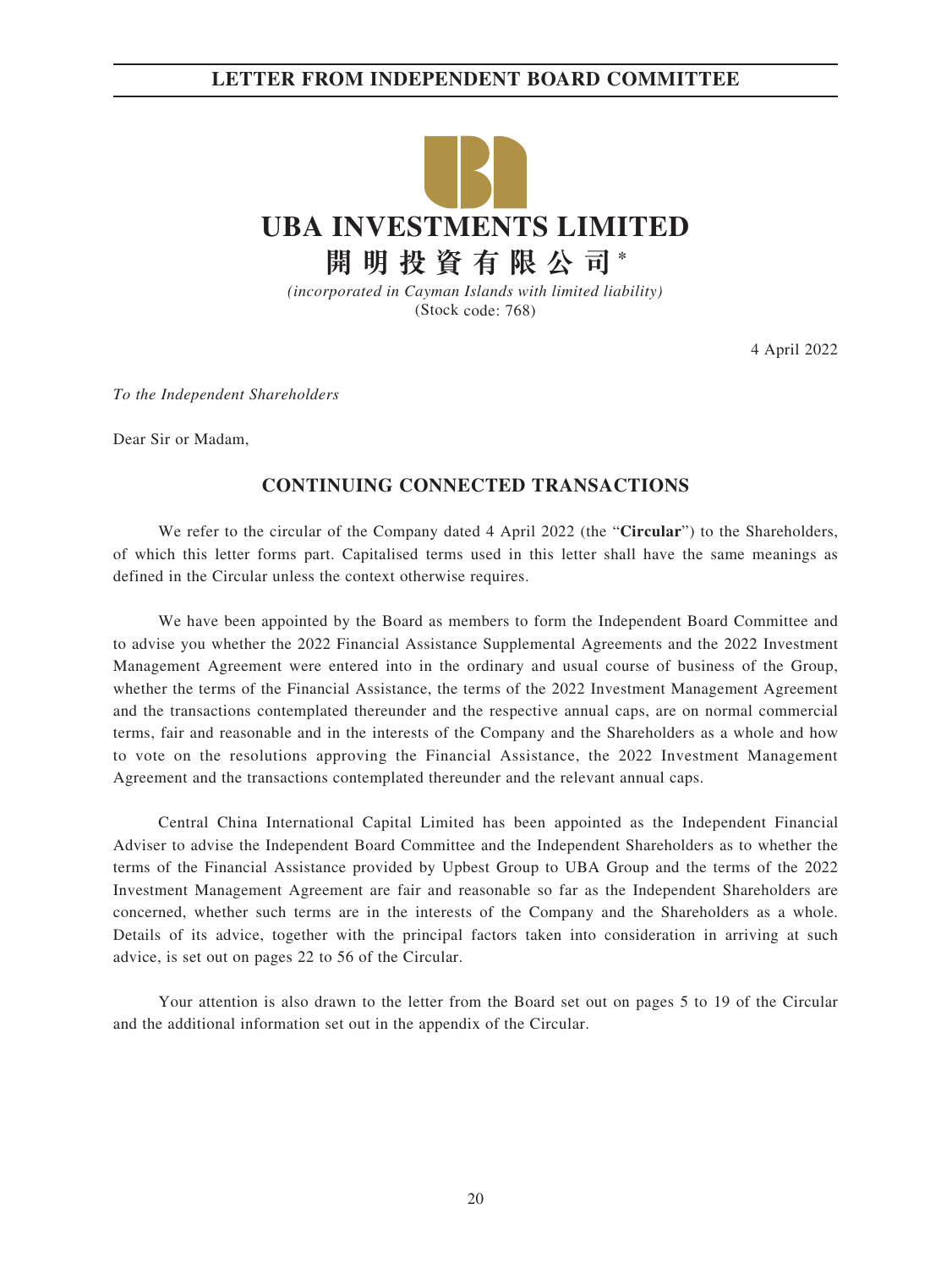## LETTER FROM INDEPENDENT BOARD COMMITTEE

# UBA INVESTMENTS LIMITED

# 開明投資有限公司*

*(incorporated in Cayman Islands with limited liability)*
(Stock code: 768)

4 April 2022

*To the Independent Shareholders*

Dear Sir or Madam,

## CONTINUING CONNECTED TRANSACTIONS

We refer to the circular of the Company dated 4 April 2022 (the "**Circular**") to the Shareholders, of which this letter forms part. Capitalised terms used in this letter shall have the same meanings as defined in the Circular unless the context otherwise requires.

We have been appointed by the Board as members to form the Independent Board Committee and to advise you whether the 2022 Financial Assistance Supplemental Agreements and the 2022 Investment Management Agreement were entered into in the ordinary and usual course of business of the Group, whether the terms of the Financial Assistance, the terms of the 2022 Investment Management Agreement and the transactions contemplated thereunder and the respective annual caps, are on normal commercial terms, fair and reasonable and in the interests of the Company and the Shareholders as a whole and how to vote on the resolutions approving the Financial Assistance, the 2022 Investment Management Agreement and the transactions contemplated thereunder and the relevant annual caps.

Central China International Capital Limited has been appointed as the Independent Financial Adviser to advise the Independent Board Committee and the Independent Shareholders as to whether the terms of the Financial Assistance provided by Upbest Group to UBA Group and the terms of the 2022 Investment Management Agreement are fair and reasonable so far as the Independent Shareholders are concerned, whether such terms are in the interests of the Company and the Shareholders as a whole. Details of its advice, together with the principal factors taken into consideration in arriving at such advice, is set out on pages 22 to 56 of the Circular.

Your attention is also drawn to the letter from the Board set out on pages 5 to 19 of the Circular and the additional information set out in the appendix of the Circular.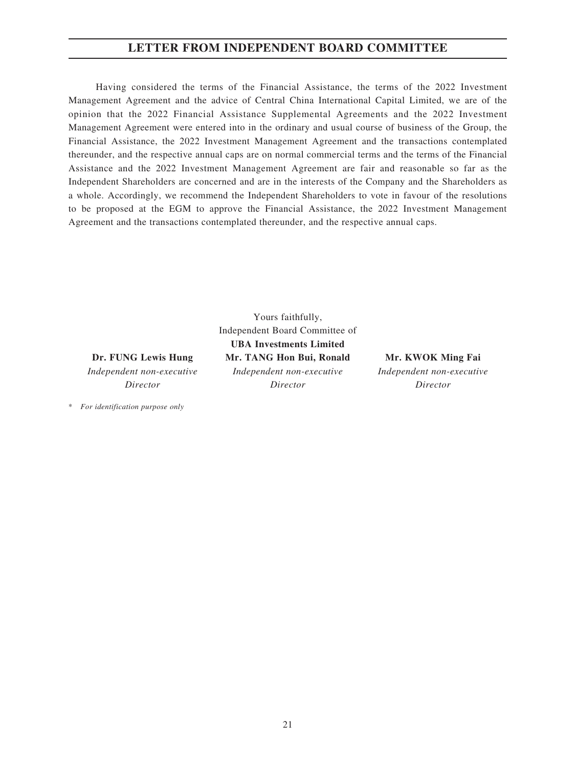# LETTER FROM INDEPENDENT BOARD COMMITTEE

Having considered the terms of the Financial Assistance, the terms of the 2022 Investment Management Agreement and the advice of Central China International Capital Limited, we are of the opinion that the 2022 Financial Assistance Supplemental Agreements and the 2022 Investment Management Agreement were entered into in the ordinary and usual course of business of the Group, the Financial Assistance, the 2022 Investment Management Agreement and the transactions contemplated thereunder, and the respective annual caps are on normal commercial terms and the terms of the Financial Assistance and the 2022 Investment Management Agreement are fair and reasonable so far as the Independent Shareholders are concerned and are in the interests of the Company and the Shareholders as a whole. Accordingly, we recommend the Independent Shareholders to vote in favour of the resolutions to be proposed at the EGM to approve the Financial Assistance, the 2022 Investment Management Agreement and the transactions contemplated thereunder, and the respective annual caps.

Yours faithfully,
Independent Board Committee of
**UBA Investments Limited**

**Dr. FUNG Lewis Hung**
*Independent non-executive Director*

**Mr. TANG Hon Bui, Ronald**
*Independent non-executive Director*

**Mr. KWOK Ming Fai**
*Independent non-executive Director*

\* *For identification purpose only*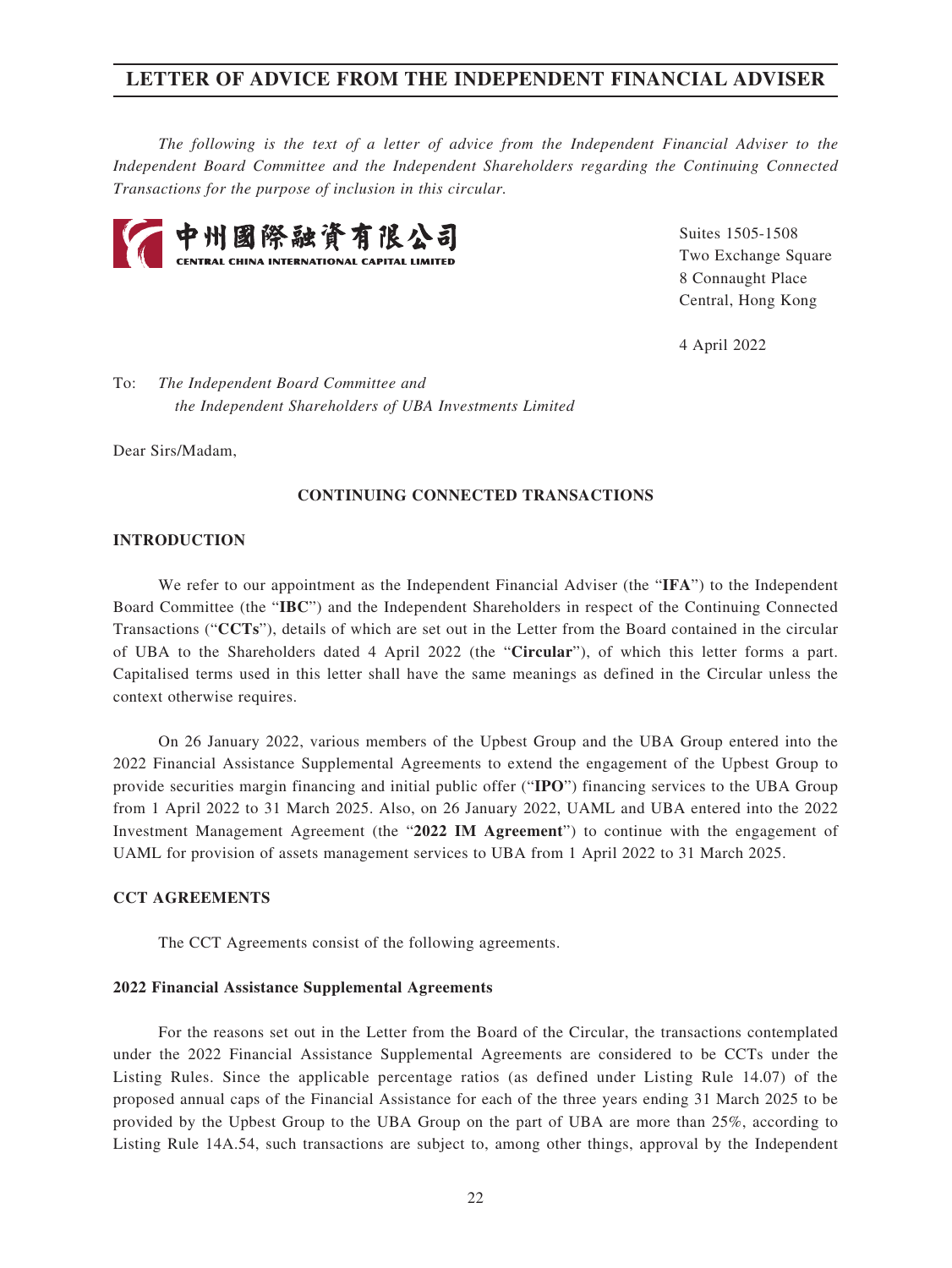# LETTER OF ADVICE FROM THE INDEPENDENT FINANCIAL ADVISER

*The following is the text of a letter of advice from the Independent Financial Adviser to the Independent Board Committee and the Independent Shareholders regarding the Continuing Connected Transactions for the purpose of inclusion in this circular.*

中州國際融資有限公司
CENTRAL CHINA INTERNATIONAL CAPITAL LIMITED

Suites 1505-1508
Two Exchange Square
8 Connaught Place
Central, Hong Kong

4 April 2022

To: *The Independent Board Committee and*
*the Independent Shareholders of UBA Investments Limited*

Dear Sirs/Madam,

**CONTINUING CONNECTED TRANSACTIONS**

**INTRODUCTION**

We refer to our appointment as the Independent Financial Adviser (the "**IFA**") to the Independent Board Committee (the "**IBC**") and the Independent Shareholders in respect of the Continuing Connected Transactions ("**CCTs**"), details of which are set out in the Letter from the Board contained in the circular of UBA to the Shareholders dated 4 April 2022 (the "**Circular**"), of which this letter forms a part. Capitalised terms used in this letter shall have the same meanings as defined in the Circular unless the context otherwise requires.

On 26 January 2022, various members of the Upbest Group and the UBA Group entered into the 2022 Financial Assistance Supplemental Agreements to extend the engagement of the Upbest Group to provide securities margin financing and initial public offer ("**IPO**") financing services to the UBA Group from 1 April 2022 to 31 March 2025. Also, on 26 January 2022, UAML and UBA entered into the 2022 Investment Management Agreement (the "**2022 IM Agreement**") to continue with the engagement of UAML for provision of assets management services to UBA from 1 April 2022 to 31 March 2025.

**CCT AGREEMENTS**

The CCT Agreements consist of the following agreements.

**2022 Financial Assistance Supplemental Agreements**

For the reasons set out in the Letter from the Board of the Circular, the transactions contemplated under the 2022 Financial Assistance Supplemental Agreements are considered to be CCTs under the Listing Rules. Since the applicable percentage ratios (as defined under Listing Rule 14.07) of the proposed annual caps of the Financial Assistance for each of the three years ending 31 March 2025 to be provided by the Upbest Group to the UBA Group on the part of UBA are more than 25%, according to Listing Rule 14A.54, such transactions are subject to, among other things, approval by the Independent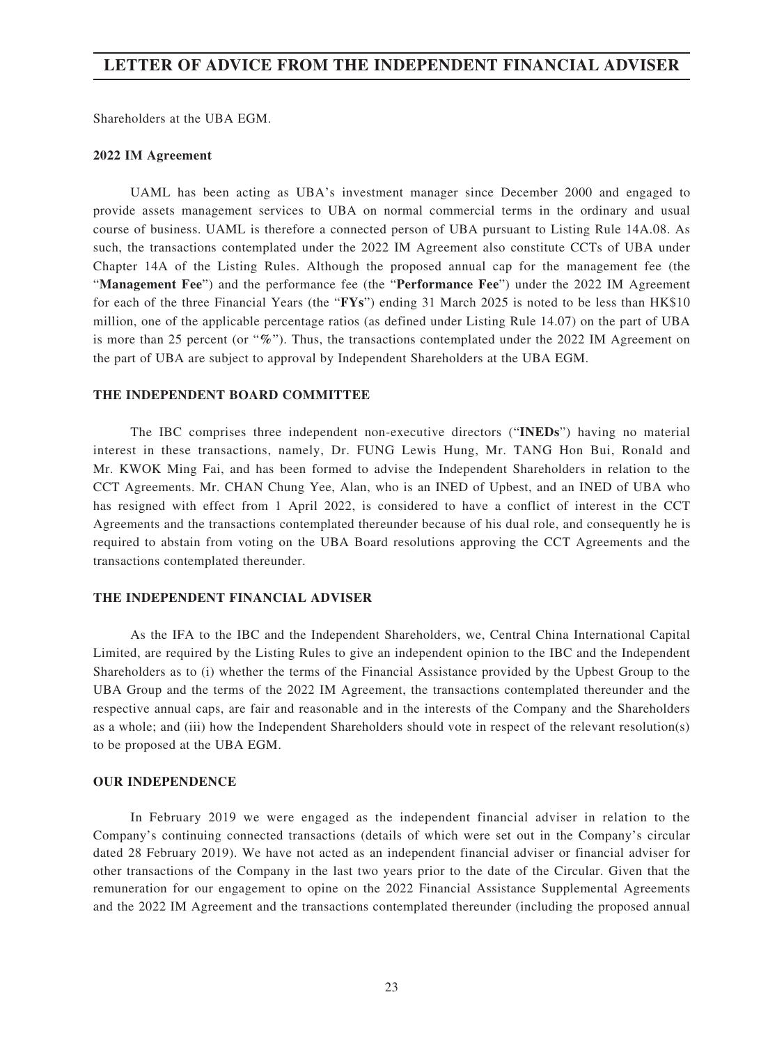Shareholders at the UBA EGM.

**2022 IM Agreement**

UAML has been acting as UBA's investment manager since December 2000 and engaged to provide assets management services to UBA on normal commercial terms in the ordinary and usual course of business. UAML is therefore a connected person of UBA pursuant to Listing Rule 14A.08. As such, the transactions contemplated under the 2022 IM Agreement also constitute CCTs of UBA under Chapter 14A of the Listing Rules. Although the proposed annual cap for the management fee (the "**Management Fee**") and the performance fee (the "**Performance Fee**") under the 2022 IM Agreement for each of the three Financial Years (the "**FYs**") ending 31 March 2025 is noted to be less than HK$10 million, one of the applicable percentage ratios (as defined under Listing Rule 14.07) on the part of UBA is more than 25 percent (or "**%**"). Thus, the transactions contemplated under the 2022 IM Agreement on the part of UBA are subject to approval by Independent Shareholders at the UBA EGM.

**THE INDEPENDENT BOARD COMMITTEE**

The IBC comprises three independent non-executive directors ("**INEDs**") having no material interest in these transactions, namely, Dr. FUNG Lewis Hung, Mr. TANG Hon Bui, Ronald and Mr. KWOK Ming Fai, and has been formed to advise the Independent Shareholders in relation to the CCT Agreements. Mr. CHAN Chung Yee, Alan, who is an INED of Upbest, and an INED of UBA who has resigned with effect from 1 April 2022, is considered to have a conflict of interest in the CCT Agreements and the transactions contemplated thereunder because of his dual role, and consequently he is required to abstain from voting on the UBA Board resolutions approving the CCT Agreements and the transactions contemplated thereunder.

**THE INDEPENDENT FINANCIAL ADVISER**

As the IFA to the IBC and the Independent Shareholders, we, Central China International Capital Limited, are required by the Listing Rules to give an independent opinion to the IBC and the Independent Shareholders as to (i) whether the terms of the Financial Assistance provided by the Upbest Group to the UBA Group and the terms of the 2022 IM Agreement, the transactions contemplated thereunder and the respective annual caps, are fair and reasonable and in the interests of the Company and the Shareholders as a whole; and (iii) how the Independent Shareholders should vote in respect of the relevant resolution(s) to be proposed at the UBA EGM.

**OUR INDEPENDENCE**

In February 2019 we were engaged as the independent financial adviser in relation to the Company's continuing connected transactions (details of which were set out in the Company's circular dated 28 February 2019). We have not acted as an independent financial adviser or financial adviser for other transactions of the Company in the last two years prior to the date of the Circular. Given that the remuneration for our engagement to opine on the 2022 Financial Assistance Supplemental Agreements and the 2022 IM Agreement and the transactions contemplated thereunder (including the proposed annual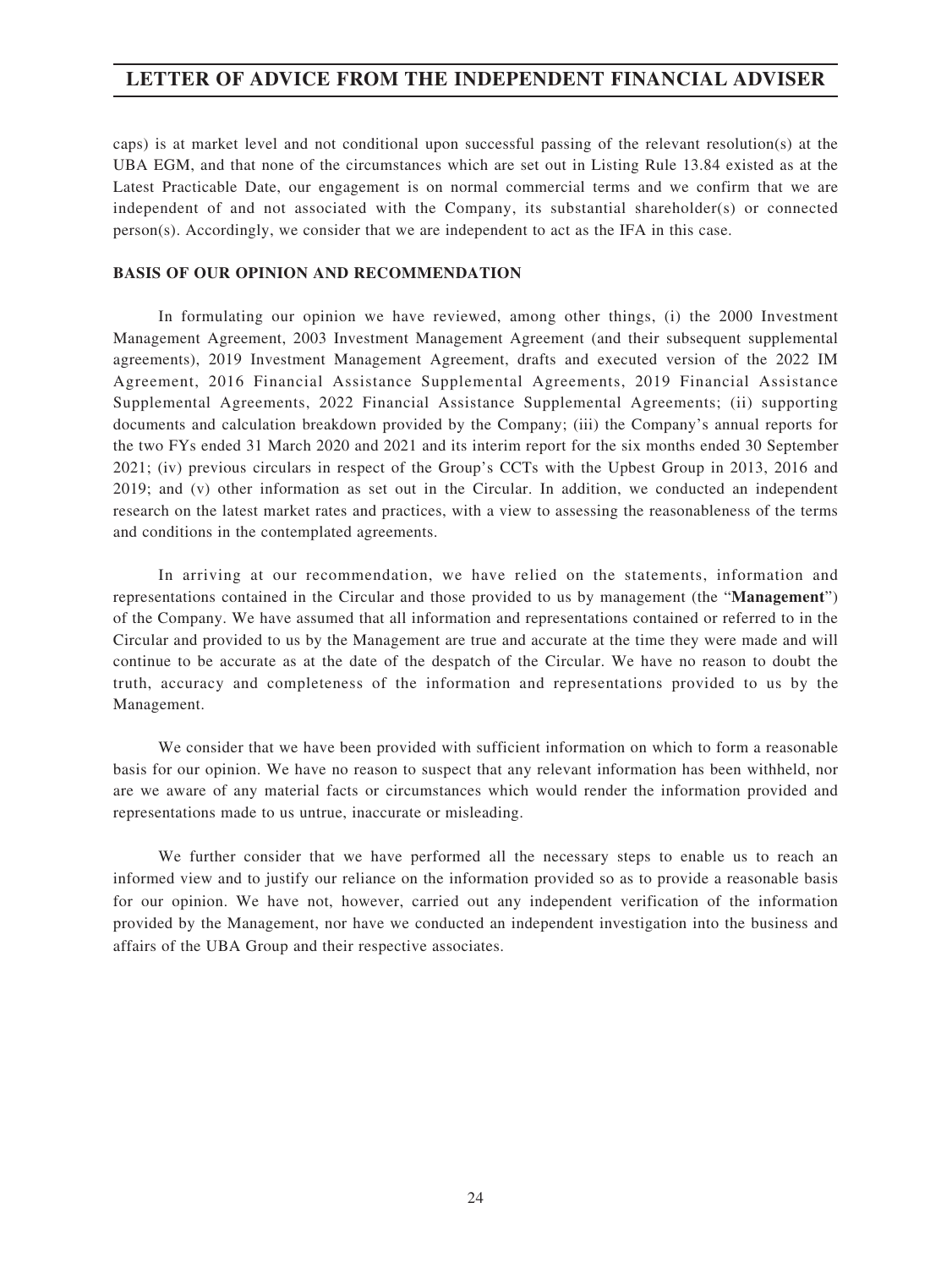caps) is at market level and not conditional upon successful passing of the relevant resolution(s) at the UBA EGM, and that none of the circumstances which are set out in Listing Rule 13.84 existed as at the Latest Practicable Date, our engagement is on normal commercial terms and we confirm that we are independent of and not associated with the Company, its substantial shareholder(s) or connected person(s). Accordingly, we consider that we are independent to act as the IFA in this case.

## BASIS OF OUR OPINION AND RECOMMENDATION

In formulating our opinion we have reviewed, among other things, (i) the 2000 Investment Management Agreement, 2003 Investment Management Agreement (and their subsequent supplemental agreements), 2019 Investment Management Agreement, drafts and executed version of the 2022 IM Agreement, 2016 Financial Assistance Supplemental Agreements, 2019 Financial Assistance Supplemental Agreements, 2022 Financial Assistance Supplemental Agreements; (ii) supporting documents and calculation breakdown provided by the Company; (iii) the Company's annual reports for the two FYs ended 31 March 2020 and 2021 and its interim report for the six months ended 30 September 2021; (iv) previous circulars in respect of the Group's CCTs with the Upbest Group in 2013, 2016 and 2019; and (v) other information as set out in the Circular. In addition, we conducted an independent research on the latest market rates and practices, with a view to assessing the reasonableness of the terms and conditions in the contemplated agreements.

In arriving at our recommendation, we have relied on the statements, information and representations contained in the Circular and those provided to us by management (the "**Management**") of the Company. We have assumed that all information and representations contained or referred to in the Circular and provided to us by the Management are true and accurate at the time they were made and will continue to be accurate as at the date of the despatch of the Circular. We have no reason to doubt the truth, accuracy and completeness of the information and representations provided to us by the Management.

We consider that we have been provided with sufficient information on which to form a reasonable basis for our opinion. We have no reason to suspect that any relevant information has been withheld, nor are we aware of any material facts or circumstances which would render the information provided and representations made to us untrue, inaccurate or misleading.

We further consider that we have performed all the necessary steps to enable us to reach an informed view and to justify our reliance on the information provided so as to provide a reasonable basis for our opinion. We have not, however, carried out any independent verification of the information provided by the Management, nor have we conducted an independent investigation into the business and affairs of the UBA Group and their respective associates.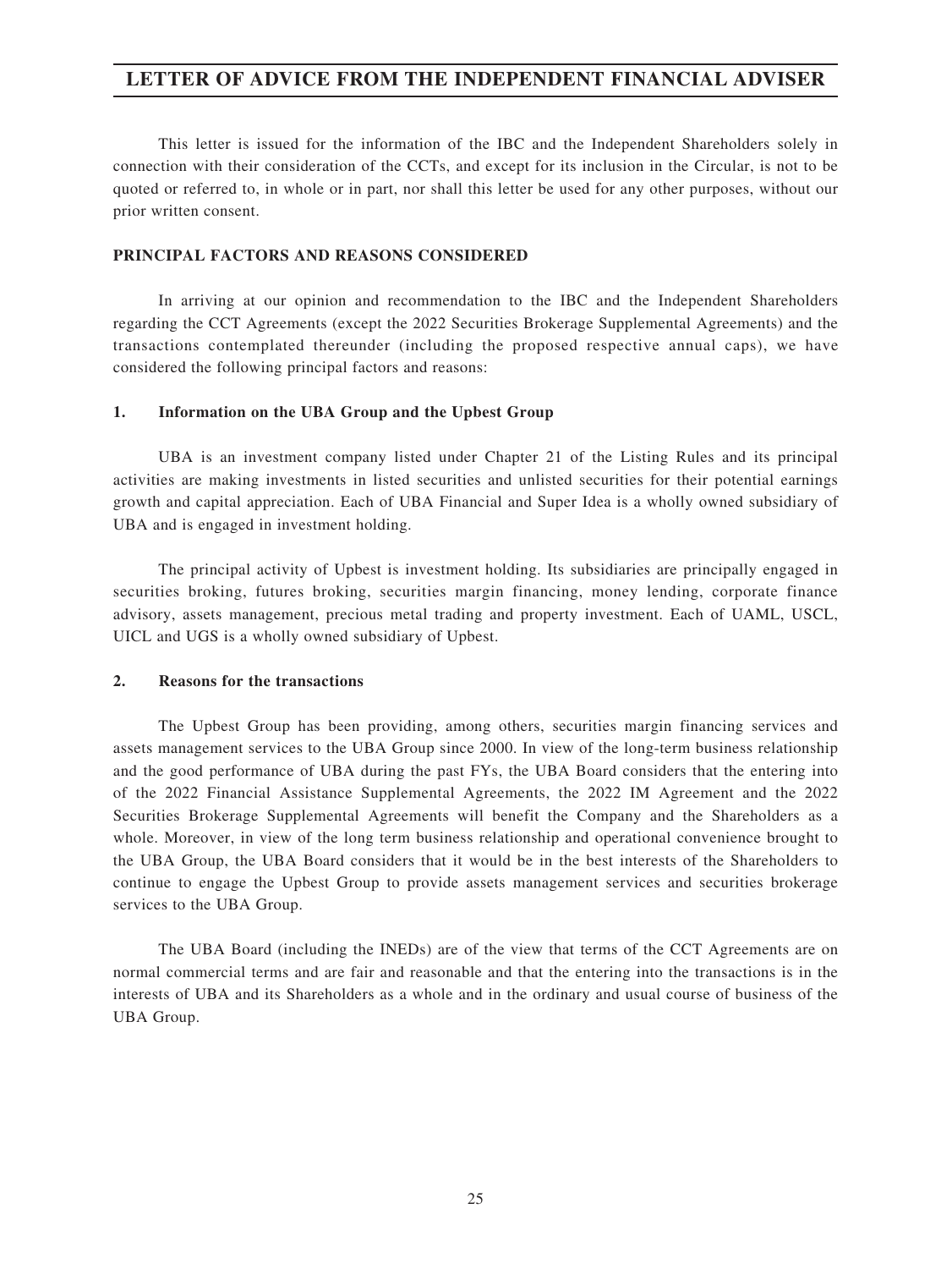# LETTER OF ADVICE FROM THE INDEPENDENT FINANCIAL ADVISER

This letter is issued for the information of the IBC and the Independent Shareholders solely in connection with their consideration of the CCTs, and except for its inclusion in the Circular, is not to be quoted or referred to, in whole or in part, nor shall this letter be used for any other purposes, without our prior written consent.

**PRINCIPAL FACTORS AND REASONS CONSIDERED**

In arriving at our opinion and recommendation to the IBC and the Independent Shareholders regarding the CCT Agreements (except the 2022 Securities Brokerage Supplemental Agreements) and the transactions contemplated thereunder (including the proposed respective annual caps), we have considered the following principal factors and reasons:

**1. Information on the UBA Group and the Upbest Group**

UBA is an investment company listed under Chapter 21 of the Listing Rules and its principal activities are making investments in listed securities and unlisted securities for their potential earnings growth and capital appreciation. Each of UBA Financial and Super Idea is a wholly owned subsidiary of UBA and is engaged in investment holding.

The principal activity of Upbest is investment holding. Its subsidiaries are principally engaged in securities broking, futures broking, securities margin financing, money lending, corporate finance advisory, assets management, precious metal trading and property investment. Each of UAML, USCL, UICL and UGS is a wholly owned subsidiary of Upbest.

**2. Reasons for the transactions**

The Upbest Group has been providing, among others, securities margin financing services and assets management services to the UBA Group since 2000. In view of the long-term business relationship and the good performance of UBA during the past FYs, the UBA Board considers that the entering into of the 2022 Financial Assistance Supplemental Agreements, the 2022 IM Agreement and the 2022 Securities Brokerage Supplemental Agreements will benefit the Company and the Shareholders as a whole. Moreover, in view of the long term business relationship and operational convenience brought to the UBA Group, the UBA Board considers that it would be in the best interests of the Shareholders to continue to engage the Upbest Group to provide assets management services and securities brokerage services to the UBA Group.

The UBA Board (including the INEDs) are of the view that terms of the CCT Agreements are on normal commercial terms and are fair and reasonable and that the entering into the transactions is in the interests of UBA and its Shareholders as a whole and in the ordinary and usual course of business of the UBA Group.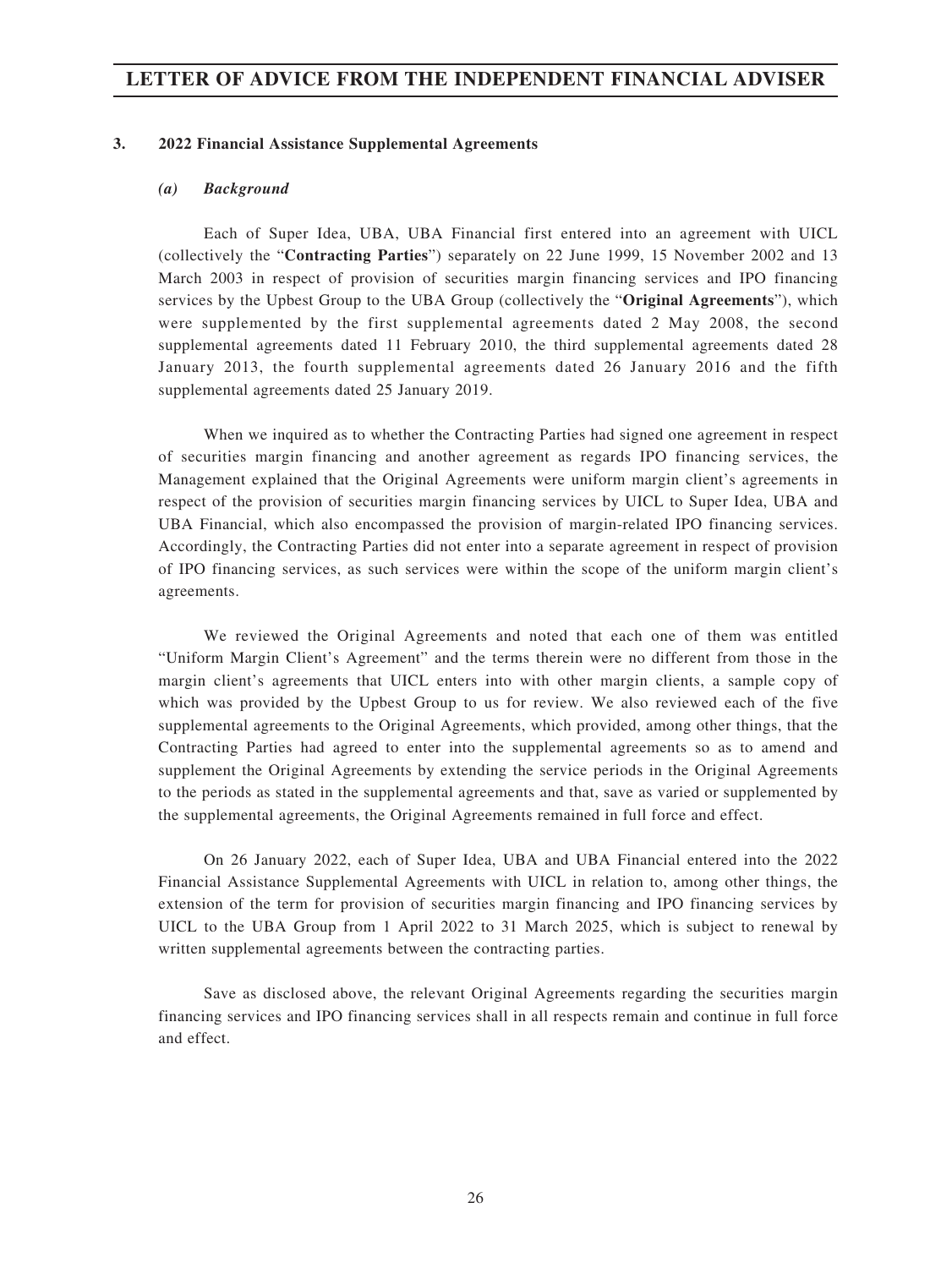### 3. 2022 Financial Assistance Supplemental Agreements

#### *(a) Background*

Each of Super Idea, UBA, UBA Financial first entered into an agreement with UICL (collectively the "**Contracting Parties**") separately on 22 June 1999, 15 November 2002 and 13 March 2003 in respect of provision of securities margin financing services and IPO financing services by the Upbest Group to the UBA Group (collectively the "**Original Agreements**"), which were supplemented by the first supplemental agreements dated 2 May 2008, the second supplemental agreements dated 11 February 2010, the third supplemental agreements dated 28 January 2013, the fourth supplemental agreements dated 26 January 2016 and the fifth supplemental agreements dated 25 January 2019.

When we inquired as to whether the Contracting Parties had signed one agreement in respect of securities margin financing and another agreement as regards IPO financing services, the Management explained that the Original Agreements were uniform margin client's agreements in respect of the provision of securities margin financing services by UICL to Super Idea, UBA and UBA Financial, which also encompassed the provision of margin-related IPO financing services. Accordingly, the Contracting Parties did not enter into a separate agreement in respect of provision of IPO financing services, as such services were within the scope of the uniform margin client's agreements.

We reviewed the Original Agreements and noted that each one of them was entitled "Uniform Margin Client's Agreement" and the terms therein were no different from those in the margin client's agreements that UICL enters into with other margin clients, a sample copy of which was provided by the Upbest Group to us for review. We also reviewed each of the five supplemental agreements to the Original Agreements, which provided, among other things, that the Contracting Parties had agreed to enter into the supplemental agreements so as to amend and supplement the Original Agreements by extending the service periods in the Original Agreements to the periods as stated in the supplemental agreements and that, save as varied or supplemented by the supplemental agreements, the Original Agreements remained in full force and effect.

On 26 January 2022, each of Super Idea, UBA and UBA Financial entered into the 2022 Financial Assistance Supplemental Agreements with UICL in relation to, among other things, the extension of the term for provision of securities margin financing and IPO financing services by UICL to the UBA Group from 1 April 2022 to 31 March 2025, which is subject to renewal by written supplemental agreements between the contracting parties.

Save as disclosed above, the relevant Original Agreements regarding the securities margin financing services and IPO financing services shall in all respects remain and continue in full force and effect.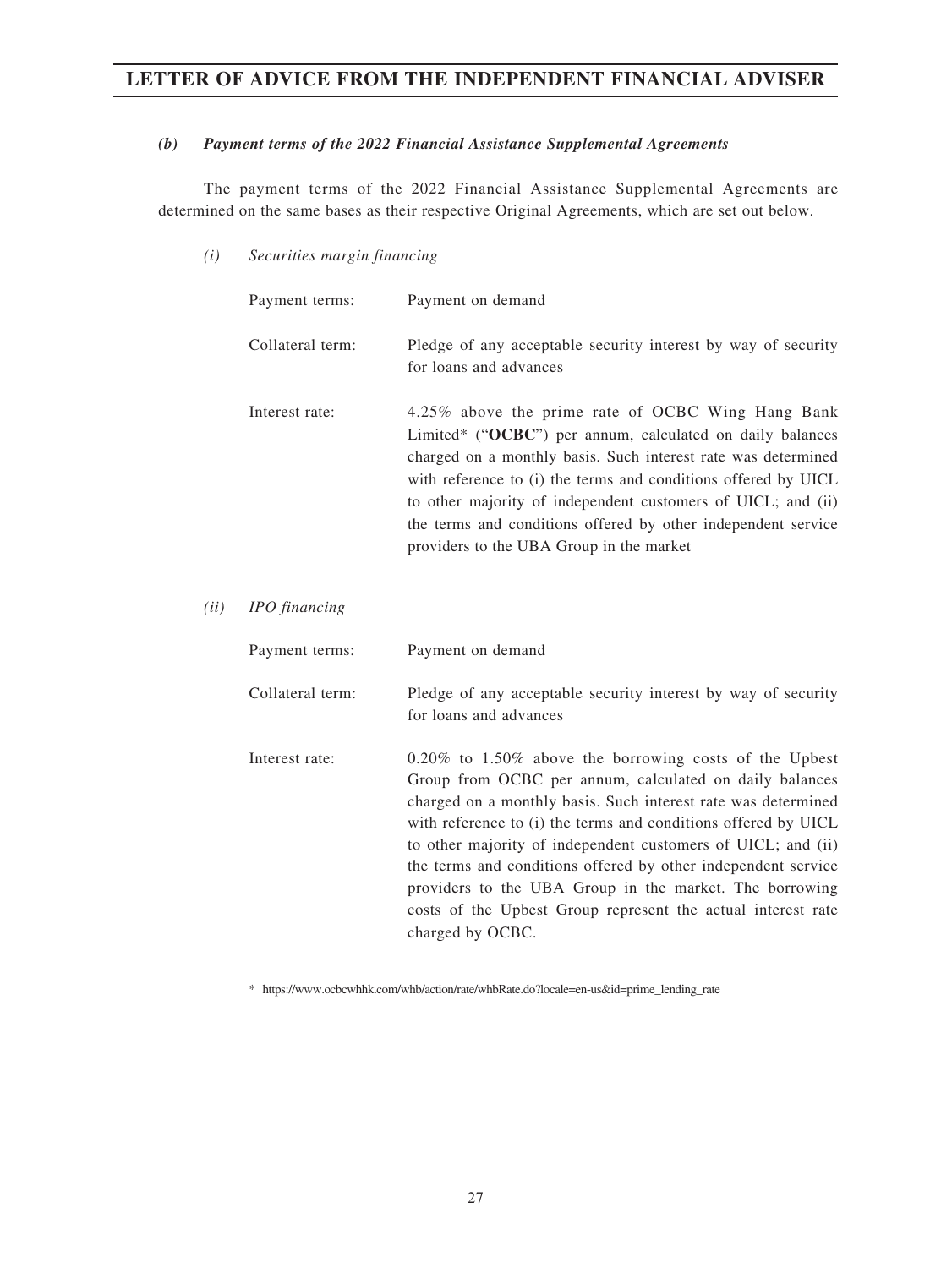### *(b) Payment terms of the 2022 Financial Assistance Supplemental Agreements*

The payment terms of the 2022 Financial Assistance Supplemental Agreements are determined on the same bases as their respective Original Agreements, which are set out below.

*(i) Securities margin financing*

| | |
|---|---|
| Payment terms: | Payment on demand |
| Collateral term: | Pledge of any acceptable security interest by way of security for loans and advances |
| Interest rate: | 4.25% above the prime rate of OCBC Wing Hang Bank Limited* ("**OCBC**") per annum, calculated on daily balances charged on a monthly basis. Such interest rate was determined with reference to (i) the terms and conditions offered by UICL to other majority of independent customers of UICL; and (ii) the terms and conditions offered by other independent service providers to the UBA Group in the market |

*(ii) IPO financing*

| | |
|---|---|
| Payment terms: | Payment on demand |
| Collateral term: | Pledge of any acceptable security interest by way of security for loans and advances |
| Interest rate: | 0.20% to 1.50% above the borrowing costs of the Upbest Group from OCBC per annum, calculated on daily balances charged on a monthly basis. Such interest rate was determined with reference to (i) the terms and conditions offered by UICL to other majority of independent customers of UICL; and (ii) the terms and conditions offered by other independent service providers to the UBA Group in the market. The borrowing costs of the Upbest Group represent the actual interest rate charged by OCBC. |

* https://www.ocbcwhhk.com/whb/action/rate/whbRate.do?locale=en-us&id=prime_lending_rate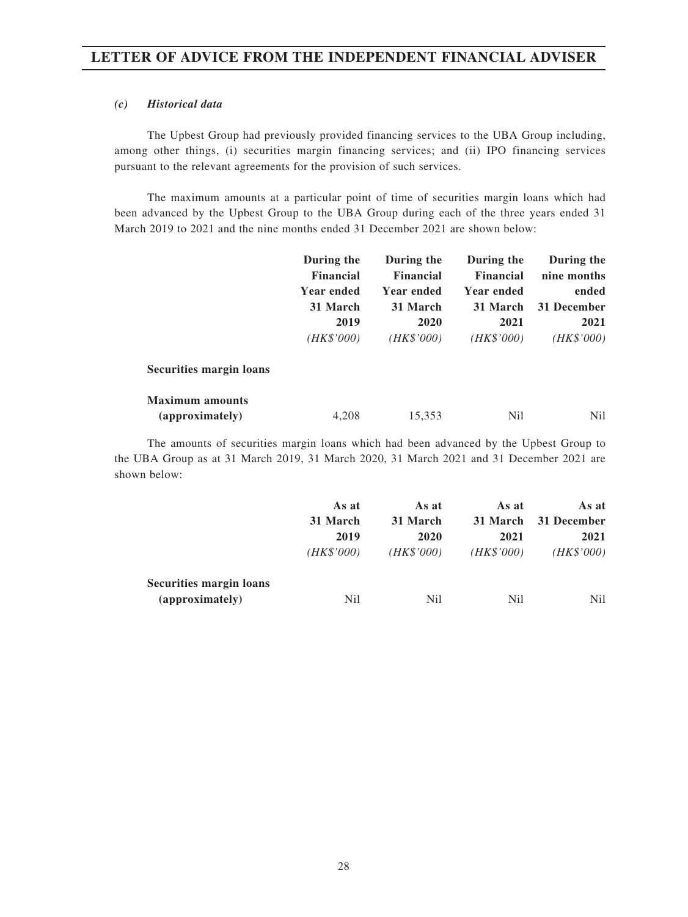### *(c) Historical data*

The Upbest Group had previously provided financing services to the UBA Group including, among other things, (i) securities margin financing services; and (ii) IPO financing services pursuant to the relevant agreements for the provision of such services.

The maximum amounts at a particular point of time of securities margin loans which had been advanced by the Upbest Group to the UBA Group during each of the three years ended 31 March 2019 to 2021 and the nine months ended 31 December 2021 are shown below:

| | During the Financial Year ended 31 March 2019 *(HK$'000)* | During the Financial Year ended 31 March 2020 *(HK$'000)* | During the Financial Year ended 31 March 2021 *(HK$'000)* | During the nine months ended 31 December 2021 *(HK$'000)* |
|---|---|---|---|---|
| **Securities margin loans** | | | | |
| **Maximum amounts (approximately)** | 4,208 | 15,353 | Nil | Nil |

The amounts of securities margin loans which had been advanced by the Upbest Group to the UBA Group as at 31 March 2019, 31 March 2020, 31 March 2021 and 31 December 2021 are shown below:

| | As at 31 March 2019 *(HK$'000)* | As at 31 March 2020 *(HK$'000)* | As at 31 March 2021 *(HK$'000)* | As at 31 December 2021 *(HK$'000)* |
|---|---|---|---|---|
| **Securities margin loans (approximately)** | Nil | Nil | Nil | Nil |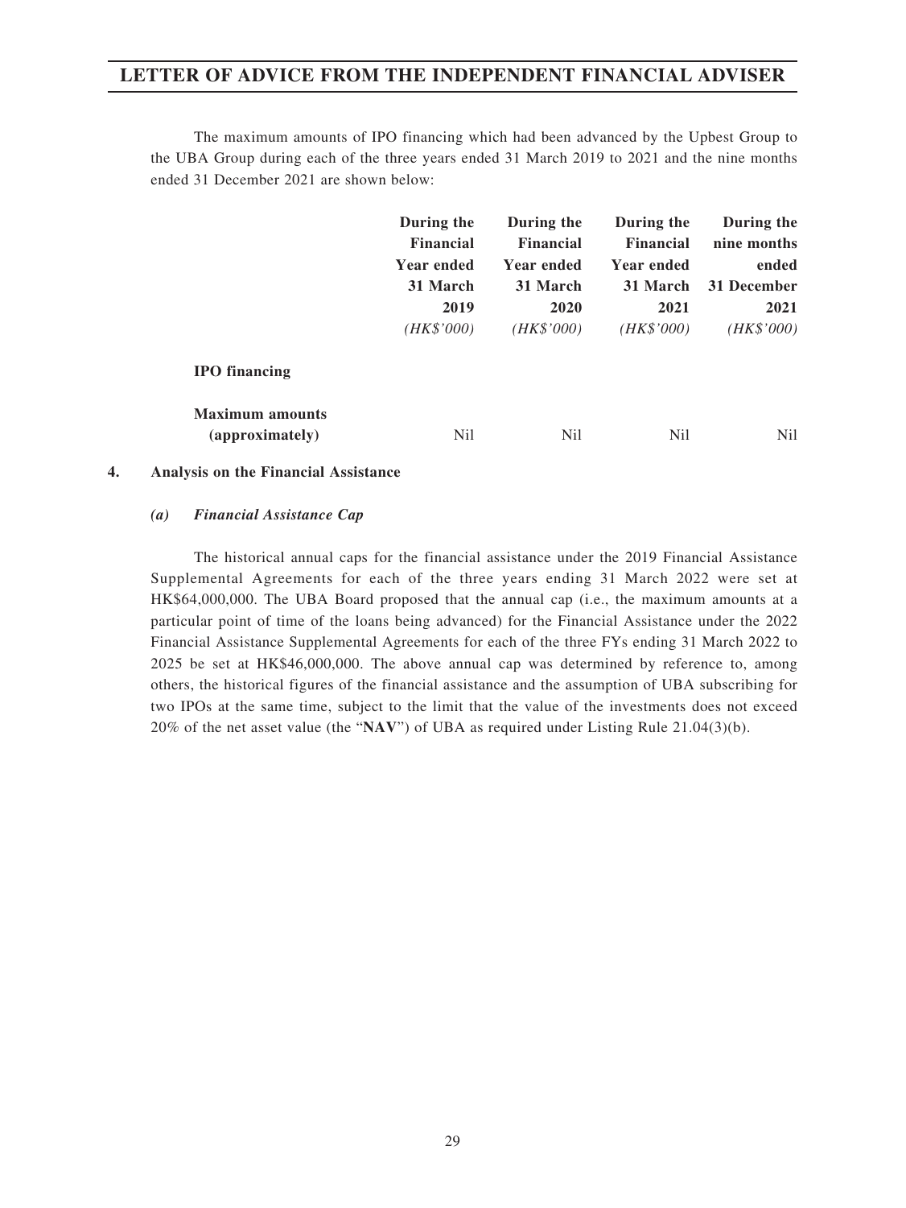The maximum amounts of IPO financing which had been advanced by the Upbest Group to the UBA Group during each of the three years ended 31 March 2019 to 2021 and the nine months ended 31 December 2021 are shown below:

| | During the Financial Year ended 31 March 2019 *(HK$'000)* | During the Financial Year ended 31 March 2020 *(HK$'000)* | During the Financial Year ended 31 March 2021 *(HK$'000)* | During the nine months ended 31 December 2021 *(HK$'000)* |
|---|---|---|---|---|
| **IPO financing** | | | | |
| **Maximum amounts (approximately)** | Nil | Nil | Nil | Nil |

**4. Analysis on the Financial Assistance**

***(a) Financial Assistance Cap***

The historical annual caps for the financial assistance under the 2019 Financial Assistance Supplemental Agreements for each of the three years ending 31 March 2022 were set at HK$64,000,000. The UBA Board proposed that the annual cap (i.e., the maximum amounts at a particular point of time of the loans being advanced) for the Financial Assistance under the 2022 Financial Assistance Supplemental Agreements for each of the three FYs ending 31 March 2022 to 2025 be set at HK$46,000,000. The above annual cap was determined by reference to, among others, the historical figures of the financial assistance and the assumption of UBA subscribing for two IPOs at the same time, subject to the limit that the value of the investments does not exceed 20% of the net asset value (the "**NAV**") of UBA as required under Listing Rule 21.04(3)(b).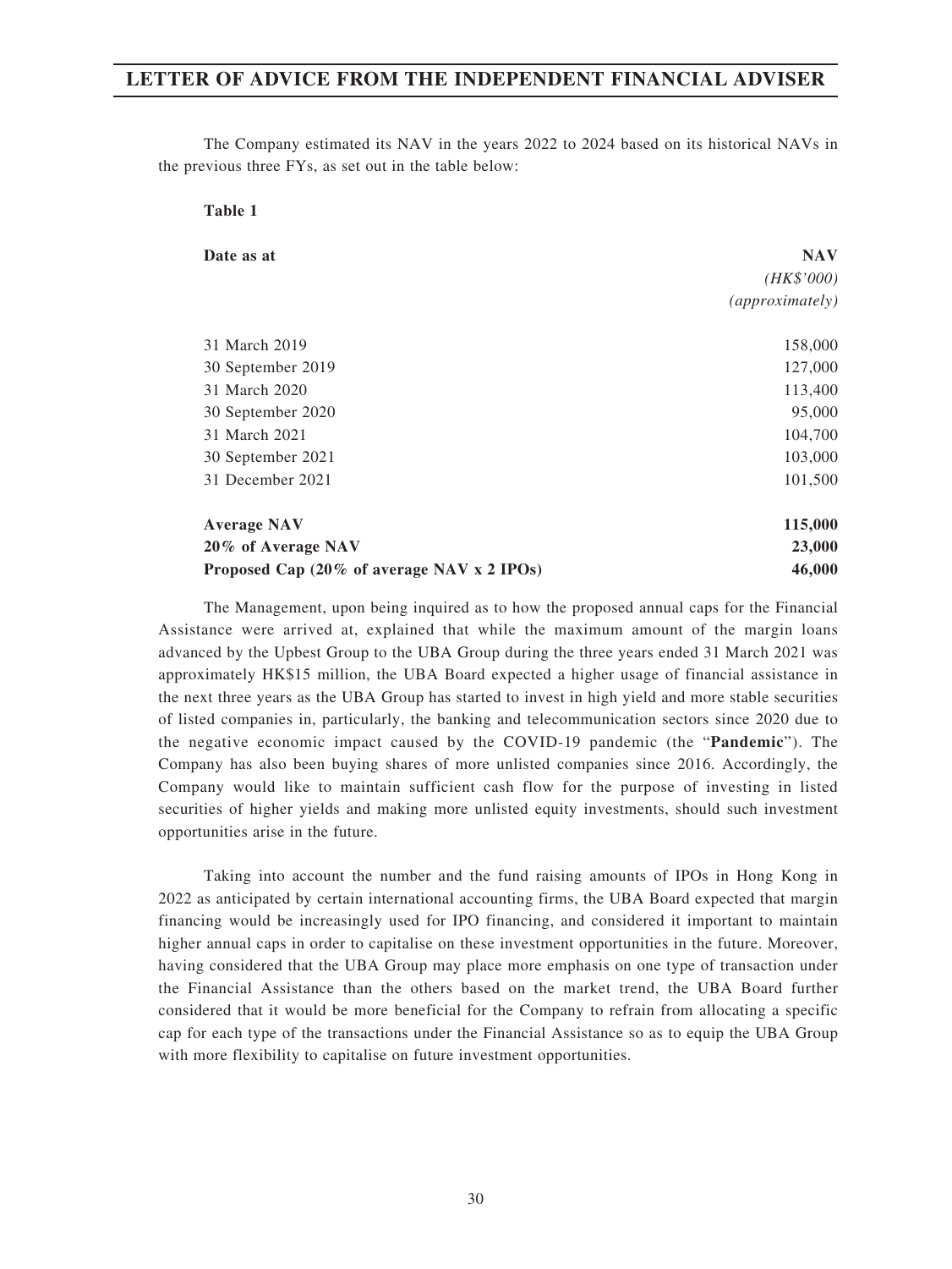The Company estimated its NAV in the years 2022 to 2024 based on its historical NAVs in the previous three FYs, as set out in the table below:

**Table 1**

| **Date as at** | **NAV** *(HK$'000)* *(approximately)* |
|---|---:|
| 31 March 2019 | 158,000 |
| 30 September 2019 | 127,000 |
| 31 March 2020 | 113,400 |
| 30 September 2020 | 95,000 |
| 31 March 2021 | 104,700 |
| 30 September 2021 | 103,000 |
| 31 December 2021 | 101,500 |
| **Average NAV** | **115,000** |
| **20% of Average NAV** | **23,000** |
| **Proposed Cap (20% of average NAV x 2 IPOs)** | **46,000** |

The Management, upon being inquired as to how the proposed annual caps for the Financial Assistance were arrived at, explained that while the maximum amount of the margin loans advanced by the Upbest Group to the UBA Group during the three years ended 31 March 2021 was approximately HK$15 million, the UBA Board expected a higher usage of financial assistance in the next three years as the UBA Group has started to invest in high yield and more stable securities of listed companies in, particularly, the banking and telecommunication sectors since 2020 due to the negative economic impact caused by the COVID-19 pandemic (the "**Pandemic**"). The Company has also been buying shares of more unlisted companies since 2016. Accordingly, the Company would like to maintain sufficient cash flow for the purpose of investing in listed securities of higher yields and making more unlisted equity investments, should such investment opportunities arise in the future.

Taking into account the number and the fund raising amounts of IPOs in Hong Kong in 2022 as anticipated by certain international accounting firms, the UBA Board expected that margin financing would be increasingly used for IPO financing, and considered it important to maintain higher annual caps in order to capitalise on these investment opportunities in the future. Moreover, having considered that the UBA Group may place more emphasis on one type of transaction under the Financial Assistance than the others based on the market trend, the UBA Board further considered that it would be more beneficial for the Company to refrain from allocating a specific cap for each type of the transactions under the Financial Assistance so as to equip the UBA Group with more flexibility to capitalise on future investment opportunities.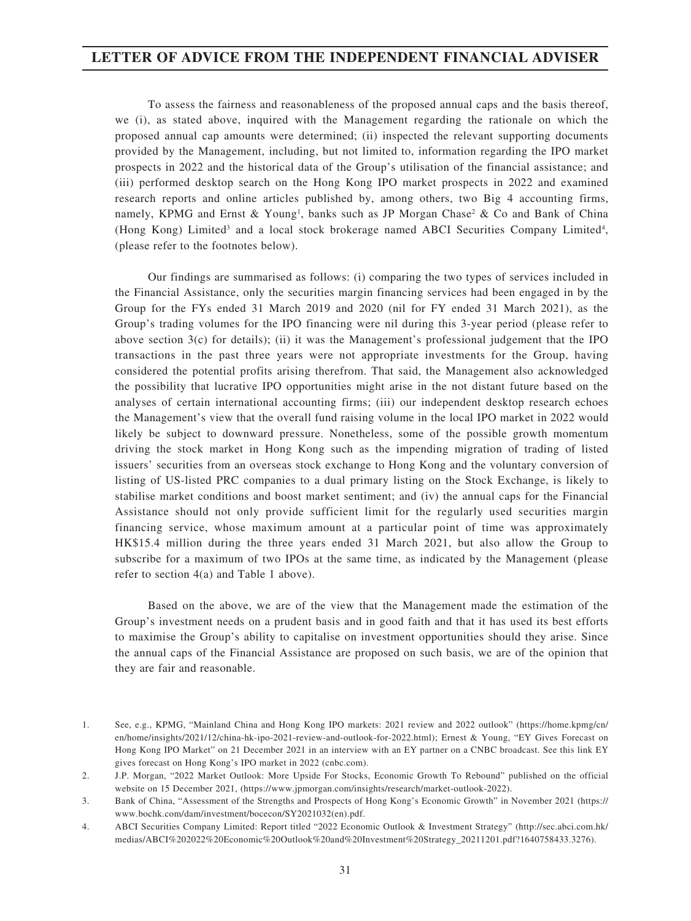To assess the fairness and reasonableness of the proposed annual caps and the basis thereof, we (i), as stated above, inquired with the Management regarding the rationale on which the proposed annual cap amounts were determined; (ii) inspected the relevant supporting documents provided by the Management, including, but not limited to, information regarding the IPO market prospects in 2022 and the historical data of the Group's utilisation of the financial assistance; and (iii) performed desktop search on the Hong Kong IPO market prospects in 2022 and examined research reports and online articles published by, among others, two Big 4 accounting firms, namely, KPMG and Ernst & Young[1], banks such as JP Morgan Chase[2] & Co and Bank of China (Hong Kong) Limited[3] and a local stock brokerage named ABCI Securities Company Limited[4], (please refer to the footnotes below).

Our findings are summarised as follows: (i) comparing the two types of services included in the Financial Assistance, only the securities margin financing services had been engaged in by the Group for the FYs ended 31 March 2019 and 2020 (nil for FY ended 31 March 2021), as the Group's trading volumes for the IPO financing were nil during this 3-year period (please refer to above section 3(c) for details); (ii) it was the Management's professional judgement that the IPO transactions in the past three years were not appropriate investments for the Group, having considered the potential profits arising therefrom. That said, the Management also acknowledged the possibility that lucrative IPO opportunities might arise in the not distant future based on the analyses of certain international accounting firms; (iii) our independent desktop research echoes the Management's view that the overall fund raising volume in the local IPO market in 2022 would likely be subject to downward pressure. Nonetheless, some of the possible growth momentum driving the stock market in Hong Kong such as the impending migration of trading of listed issuers' securities from an overseas stock exchange to Hong Kong and the voluntary conversion of listing of US-listed PRC companies to a dual primary listing on the Stock Exchange, is likely to stabilise market conditions and boost market sentiment; and (iv) the annual caps for the Financial Assistance should not only provide sufficient limit for the regularly used securities margin financing service, whose maximum amount at a particular point of time was approximately HK$15.4 million during the three years ended 31 March 2021, but also allow the Group to subscribe for a maximum of two IPOs at the same time, as indicated by the Management (please refer to section 4(a) and Table 1 above).

Based on the above, we are of the view that the Management made the estimation of the Group's investment needs on a prudent basis and in good faith and that it has used its best efforts to maximise the Group's ability to capitalise on investment opportunities should they arise. Since the annual caps of the Financial Assistance are proposed on such basis, we are of the opinion that they are fair and reasonable.

1. See, e.g., KPMG, "Mainland China and Hong Kong IPO markets: 2021 review and 2022 outlook" (https://home.kpmg/cn/en/home/insights/2021/12/china-hk-ipo-2021-review-and-outlook-for-2022.html); Ernest & Young, "EY Gives Forecast on Hong Kong IPO Market" on 21 December 2021 in an interview with an EY partner on a CNBC broadcast. See this link EY gives forecast on Hong Kong's IPO market in 2022 (cnbc.com).
2. J.P. Morgan, "2022 Market Outlook: More Upside For Stocks, Economic Growth To Rebound" published on the official website on 15 December 2021, (https://www.jpmorgan.com/insights/research/market-outlook-2022).
3. Bank of China, "Assessment of the Strengths and Prospects of Hong Kong's Economic Growth" in November 2021 (https://www.bochk.com/dam/investment/bocecon/SY2021032(en).pdf.
4. ABCI Securities Company Limited: Report titled "2022 Economic Outlook & Investment Strategy" (http://sec.abci.com.hk/medias/ABCI%202022%20Economic%20Outlook%20and%20Investment%20Strategy_20211201.pdf?1640758433.3276).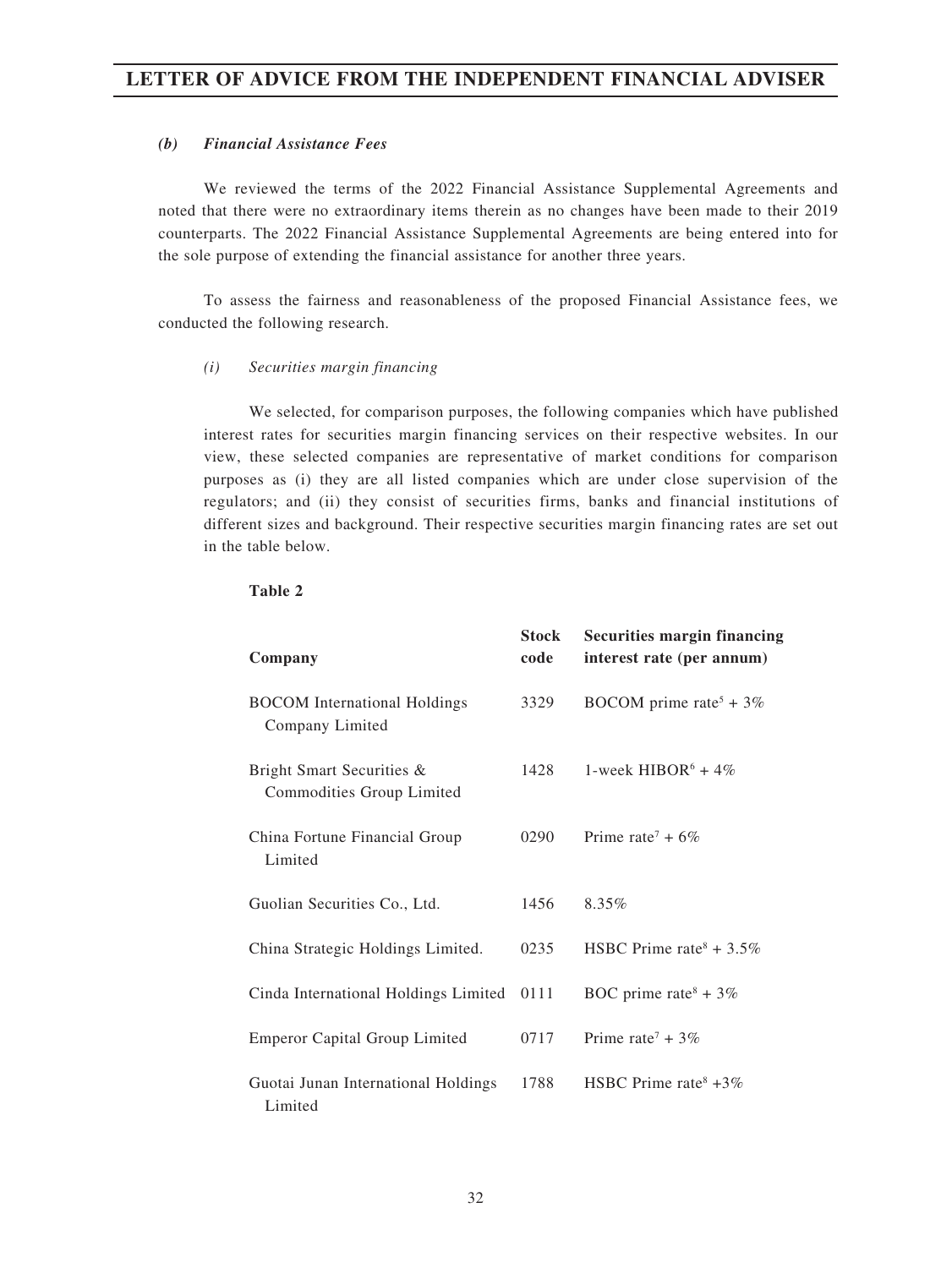#### *(b) Financial Assistance Fees*

We reviewed the terms of the 2022 Financial Assistance Supplemental Agreements and noted that there were no extraordinary items therein as no changes have been made to their 2019 counterparts. The 2022 Financial Assistance Supplemental Agreements are being entered into for the sole purpose of extending the financial assistance for another three years.

To assess the fairness and reasonableness of the proposed Financial Assistance fees, we conducted the following research.

*(i) Securities margin financing*

We selected, for comparison purposes, the following companies which have published interest rates for securities margin financing services on their respective websites. In our view, these selected companies are representative of market conditions for comparison purposes as (i) they are all listed companies which are under close supervision of the regulators; and (ii) they consist of securities firms, banks and financial institutions of different sizes and background. Their respective securities margin financing rates are set out in the table below.

**Table 2**

| Company | Stock code | Securities margin financing interest rate (per annum) |
|---|---|---|
| BOCOM International Holdings Company Limited | 3329 | BOCOM prime rate[5] + 3% |
| Bright Smart Securities & Commodities Group Limited | 1428 | 1-week HIBOR[6] + 4% |
| China Fortune Financial Group Limited | 0290 | Prime rate[7] + 6% |
| Guolian Securities Co., Ltd. | 1456 | 8.35% |
| China Strategic Holdings Limited. | 0235 | HSBC Prime rate[8] + 3.5% |
| Cinda International Holdings Limited | 0111 | BOC prime rate[8] + 3% |
| Emperor Capital Group Limited | 0717 | Prime rate[7] + 3% |
| Guotai Junan International Holdings Limited | 1788 | HSBC Prime rate[8] +3% |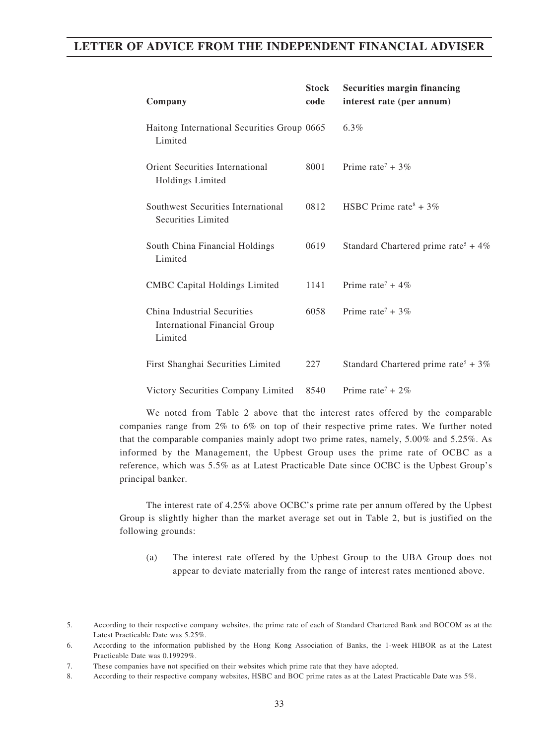| Company | Stock code | Securities margin financing interest rate (per annum) |
| --- | --- | --- |
| Haitong International Securities Group Limited | 0665 | 6.3% |
| Orient Securities International Holdings Limited | 8001 | Prime rate[7] + 3% |
| Southwest Securities International Securities Limited | 0812 | HSBC Prime rate[8] + 3% |
| South China Financial Holdings Limited | 0619 | Standard Chartered prime rate[5] + 4% |
| CMBC Capital Holdings Limited | 1141 | Prime rate[7] + 4% |
| China Industrial Securities International Financial Group Limited | 6058 | Prime rate[7] + 3% |
| First Shanghai Securities Limited | 227 | Standard Chartered prime rate[5] + 3% |
| Victory Securities Company Limited | 8540 | Prime rate[7] + 2% |

We noted from Table 2 above that the interest rates offered by the comparable companies range from 2% to 6% on top of their respective prime rates. We further noted that the comparable companies mainly adopt two prime rates, namely, 5.00% and 5.25%. As informed by the Management, the Upbest Group uses the prime rate of OCBC as a reference, which was 5.5% as at Latest Practicable Date since OCBC is the Upbest Group's principal banker.

The interest rate of 4.25% above OCBC's prime rate per annum offered by the Upbest Group is slightly higher than the market average set out in Table 2, but is justified on the following grounds:

(a) The interest rate offered by the Upbest Group to the UBA Group does not appear to deviate materially from the range of interest rates mentioned above.

5. According to their respective company websites, the prime rate of each of Standard Chartered Bank and BOCOM as at the Latest Practicable Date was 5.25%.

6. According to the information published by the Hong Kong Association of Banks, the 1-week HIBOR as at the Latest Practicable Date was 0.19929%.

7. These companies have not specified on their websites which prime rate that they have adopted.

8. According to their respective company websites, HSBC and BOC prime rates as at the Latest Practicable Date was 5%.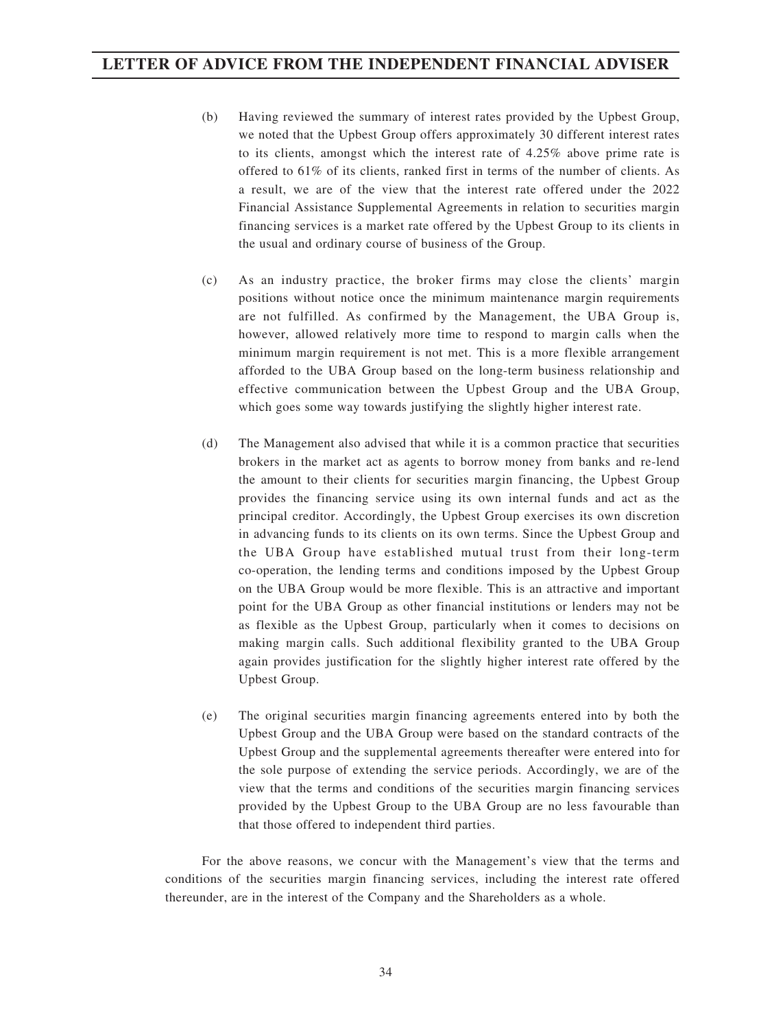(b) Having reviewed the summary of interest rates provided by the Upbest Group, we noted that the Upbest Group offers approximately 30 different interest rates to its clients, amongst which the interest rate of 4.25% above prime rate is offered to 61% of its clients, ranked first in terms of the number of clients. As a result, we are of the view that the interest rate offered under the 2022 Financial Assistance Supplemental Agreements in relation to securities margin financing services is a market rate offered by the Upbest Group to its clients in the usual and ordinary course of business of the Group.

(c) As an industry practice, the broker firms may close the clients' margin positions without notice once the minimum maintenance margin requirements are not fulfilled. As confirmed by the Management, the UBA Group is, however, allowed relatively more time to respond to margin calls when the minimum margin requirement is not met. This is a more flexible arrangement afforded to the UBA Group based on the long-term business relationship and effective communication between the Upbest Group and the UBA Group, which goes some way towards justifying the slightly higher interest rate.

(d) The Management also advised that while it is a common practice that securities brokers in the market act as agents to borrow money from banks and re-lend the amount to their clients for securities margin financing, the Upbest Group provides the financing service using its own internal funds and act as the principal creditor. Accordingly, the Upbest Group exercises its own discretion in advancing funds to its clients on its own terms. Since the Upbest Group and the UBA Group have established mutual trust from their long-term co-operation, the lending terms and conditions imposed by the Upbest Group on the UBA Group would be more flexible. This is an attractive and important point for the UBA Group as other financial institutions or lenders may not be as flexible as the Upbest Group, particularly when it comes to decisions on making margin calls. Such additional flexibility granted to the UBA Group again provides justification for the slightly higher interest rate offered by the Upbest Group.

(e) The original securities margin financing agreements entered into by both the Upbest Group and the UBA Group were based on the standard contracts of the Upbest Group and the supplemental agreements thereafter were entered into for the sole purpose of extending the service periods. Accordingly, we are of the view that the terms and conditions of the securities margin financing services provided by the Upbest Group to the UBA Group are no less favourable than that those offered to independent third parties.

For the above reasons, we concur with the Management's view that the terms and conditions of the securities margin financing services, including the interest rate offered thereunder, are in the interest of the Company and the Shareholders as a whole.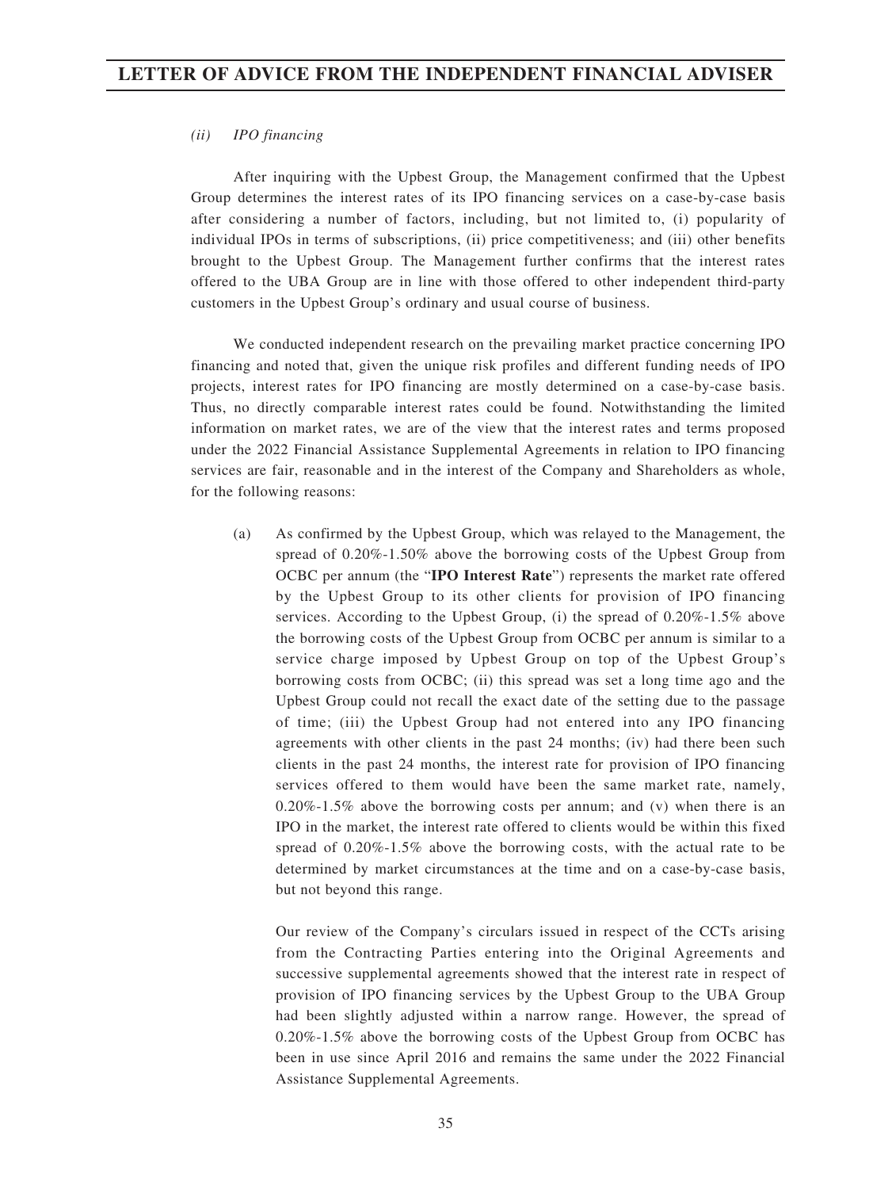*(ii) IPO financing*

After inquiring with the Upbest Group, the Management confirmed that the Upbest Group determines the interest rates of its IPO financing services on a case-by-case basis after considering a number of factors, including, but not limited to, (i) popularity of individual IPOs in terms of subscriptions, (ii) price competitiveness; and (iii) other benefits brought to the Upbest Group. The Management further confirms that the interest rates offered to the UBA Group are in line with those offered to other independent third-party customers in the Upbest Group's ordinary and usual course of business.

We conducted independent research on the prevailing market practice concerning IPO financing and noted that, given the unique risk profiles and different funding needs of IPO projects, interest rates for IPO financing are mostly determined on a case-by-case basis. Thus, no directly comparable interest rates could be found. Notwithstanding the limited information on market rates, we are of the view that the interest rates and terms proposed under the 2022 Financial Assistance Supplemental Agreements in relation to IPO financing services are fair, reasonable and in the interest of the Company and Shareholders as whole, for the following reasons:

(a) As confirmed by the Upbest Group, which was relayed to the Management, the spread of 0.20%-1.50% above the borrowing costs of the Upbest Group from OCBC per annum (the "**IPO Interest Rate**") represents the market rate offered by the Upbest Group to its other clients for provision of IPO financing services. According to the Upbest Group, (i) the spread of 0.20%-1.5% above the borrowing costs of the Upbest Group from OCBC per annum is similar to a service charge imposed by Upbest Group on top of the Upbest Group's borrowing costs from OCBC; (ii) this spread was set a long time ago and the Upbest Group could not recall the exact date of the setting due to the passage of time; (iii) the Upbest Group had not entered into any IPO financing agreements with other clients in the past 24 months; (iv) had there been such clients in the past 24 months, the interest rate for provision of IPO financing services offered to them would have been the same market rate, namely, 0.20%-1.5% above the borrowing costs per annum; and (v) when there is an IPO in the market, the interest rate offered to clients would be within this fixed spread of 0.20%-1.5% above the borrowing costs, with the actual rate to be determined by market circumstances at the time and on a case-by-case basis, but not beyond this range.

Our review of the Company's circulars issued in respect of the CCTs arising from the Contracting Parties entering into the Original Agreements and successive supplemental agreements showed that the interest rate in respect of provision of IPO financing services by the Upbest Group to the UBA Group had been slightly adjusted within a narrow range. However, the spread of 0.20%-1.5% above the borrowing costs of the Upbest Group from OCBC has been in use since April 2016 and remains the same under the 2022 Financial Assistance Supplemental Agreements.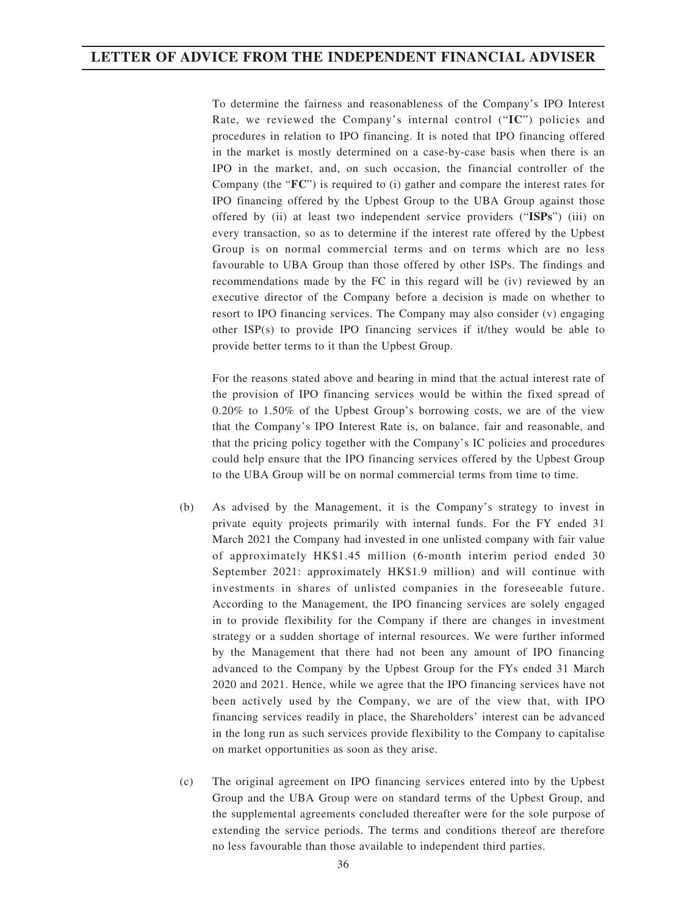To determine the fairness and reasonableness of the Company's IPO Interest Rate, we reviewed the Company's internal control ("**IC**") policies and procedures in relation to IPO financing. It is noted that IPO financing offered in the market is mostly determined on a case-by-case basis when there is an IPO in the market, and, on such occasion, the financial controller of the Company (the "**FC**") is required to (i) gather and compare the interest rates for IPO financing offered by the Upbest Group to the UBA Group against those offered by (ii) at least two independent service providers ("**ISPs**") (iii) on every transaction, so as to determine if the interest rate offered by the Upbest Group is on normal commercial terms and on terms which are no less favourable to UBA Group than those offered by other ISPs. The findings and recommendations made by the FC in this regard will be (iv) reviewed by an executive director of the Company before a decision is made on whether to resort to IPO financing services. The Company may also consider (v) engaging other ISP(s) to provide IPO financing services if it/they would be able to provide better terms to it than the Upbest Group.

For the reasons stated above and bearing in mind that the actual interest rate of the provision of IPO financing services would be within the fixed spread of 0.20% to 1.50% of the Upbest Group's borrowing costs, we are of the view that the Company's IPO Interest Rate is, on balance, fair and reasonable, and that the pricing policy together with the Company's IC policies and procedures could help ensure that the IPO financing services offered by the Upbest Group to the UBA Group will be on normal commercial terms from time to time.

(b) As advised by the Management, it is the Company's strategy to invest in private equity projects primarily with internal funds. For the FY ended 31 March 2021 the Company had invested in one unlisted company with fair value of approximately HK$1.45 million (6-month interim period ended 30 September 2021: approximately HK$1.9 million) and will continue with investments in shares of unlisted companies in the foreseeable future. According to the Management, the IPO financing services are solely engaged in to provide flexibility for the Company if there are changes in investment strategy or a sudden shortage of internal resources. We were further informed by the Management that there had not been any amount of IPO financing advanced to the Company by the Upbest Group for the FYs ended 31 March 2020 and 2021. Hence, while we agree that the IPO financing services have not been actively used by the Company, we are of the view that, with IPO financing services readily in place, the Shareholders' interest can be advanced in the long run as such services provide flexibility to the Company to capitalise on market opportunities as soon as they arise.

(c) The original agreement on IPO financing services entered into by the Upbest Group and the UBA Group were on standard terms of the Upbest Group, and the supplemental agreements concluded thereafter were for the sole purpose of extending the service periods. The terms and conditions thereof are therefore no less favourable than those available to independent third parties.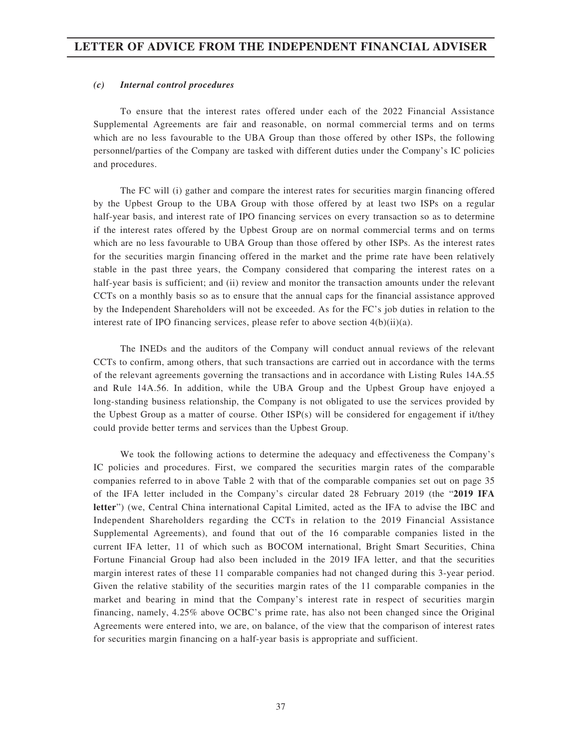### *(c) Internal control procedures*

To ensure that the interest rates offered under each of the 2022 Financial Assistance Supplemental Agreements are fair and reasonable, on normal commercial terms and on terms which are no less favourable to the UBA Group than those offered by other ISPs, the following personnel/parties of the Company are tasked with different duties under the Company's IC policies and procedures.

The FC will (i) gather and compare the interest rates for securities margin financing offered by the Upbest Group to the UBA Group with those offered by at least two ISPs on a regular half-year basis, and interest rate of IPO financing services on every transaction so as to determine if the interest rates offered by the Upbest Group are on normal commercial terms and on terms which are no less favourable to UBA Group than those offered by other ISPs. As the interest rates for the securities margin financing offered in the market and the prime rate have been relatively stable in the past three years, the Company considered that comparing the interest rates on a half-year basis is sufficient; and (ii) review and monitor the transaction amounts under the relevant CCTs on a monthly basis so as to ensure that the annual caps for the financial assistance approved by the Independent Shareholders will not be exceeded. As for the FC's job duties in relation to the interest rate of IPO financing services, please refer to above section 4(b)(ii)(a).

The INEDs and the auditors of the Company will conduct annual reviews of the relevant CCTs to confirm, among others, that such transactions are carried out in accordance with the terms of the relevant agreements governing the transactions and in accordance with Listing Rules 14A.55 and Rule 14A.56. In addition, while the UBA Group and the Upbest Group have enjoyed a long-standing business relationship, the Company is not obligated to use the services provided by the Upbest Group as a matter of course. Other ISP(s) will be considered for engagement if it/they could provide better terms and services than the Upbest Group.

We took the following actions to determine the adequacy and effectiveness the Company's IC policies and procedures. First, we compared the securities margin rates of the comparable companies referred to in above Table 2 with that of the comparable companies set out on page 35 of the IFA letter included in the Company's circular dated 28 February 2019 (the "**2019 IFA letter**") (we, Central China international Capital Limited, acted as the IFA to advise the IBC and Independent Shareholders regarding the CCTs in relation to the 2019 Financial Assistance Supplemental Agreements), and found that out of the 16 comparable companies listed in the current IFA letter, 11 of which such as BOCOM international, Bright Smart Securities, China Fortune Financial Group had also been included in the 2019 IFA letter, and that the securities margin interest rates of these 11 comparable companies had not changed during this 3-year period. Given the relative stability of the securities margin rates of the 11 comparable companies in the market and bearing in mind that the Company's interest rate in respect of securities margin financing, namely, 4.25% above OCBC's prime rate, has also not been changed since the Original Agreements were entered into, we are, on balance, of the view that the comparison of interest rates for securities margin financing on a half-year basis is appropriate and sufficient.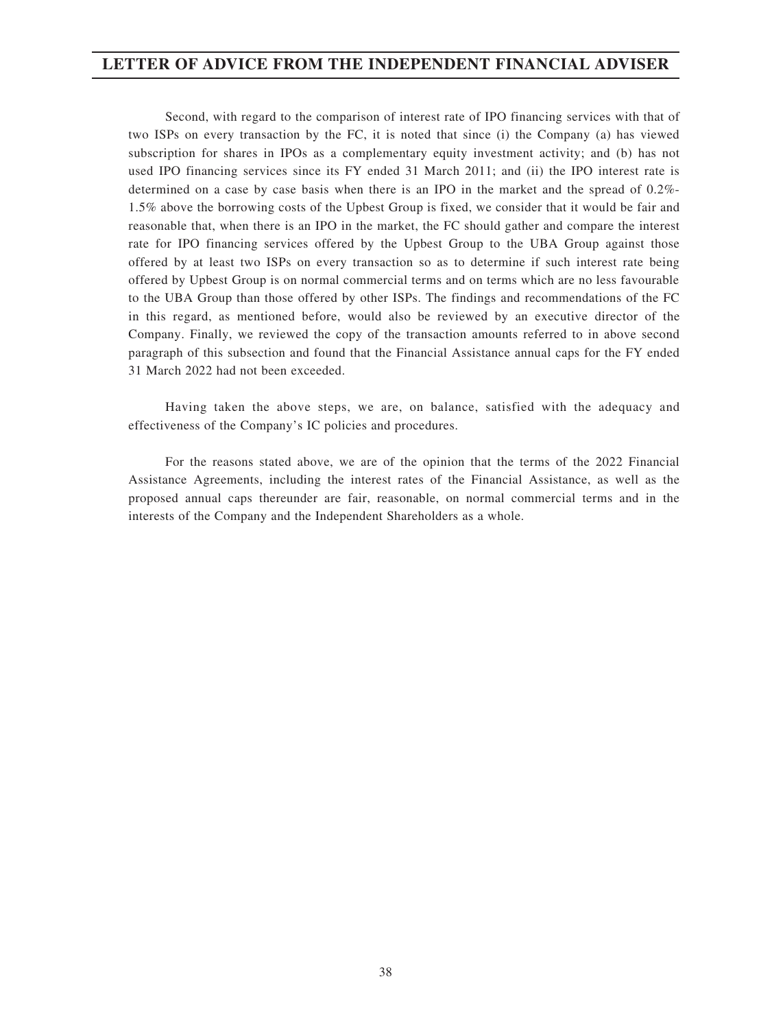Second, with regard to the comparison of interest rate of IPO financing services with that of two ISPs on every transaction by the FC, it is noted that since (i) the Company (a) has viewed subscription for shares in IPOs as a complementary equity investment activity; and (b) has not used IPO financing services since its FY ended 31 March 2011; and (ii) the IPO interest rate is determined on a case by case basis when there is an IPO in the market and the spread of 0.2%-1.5% above the borrowing costs of the Upbest Group is fixed, we consider that it would be fair and reasonable that, when there is an IPO in the market, the FC should gather and compare the interest rate for IPO financing services offered by the Upbest Group to the UBA Group against those offered by at least two ISPs on every transaction so as to determine if such interest rate being offered by Upbest Group is on normal commercial terms and on terms which are no less favourable to the UBA Group than those offered by other ISPs. The findings and recommendations of the FC in this regard, as mentioned before, would also be reviewed by an executive director of the Company. Finally, we reviewed the copy of the transaction amounts referred to in above second paragraph of this subsection and found that the Financial Assistance annual caps for the FY ended 31 March 2022 had not been exceeded.

Having taken the above steps, we are, on balance, satisfied with the adequacy and effectiveness of the Company's IC policies and procedures.

For the reasons stated above, we are of the opinion that the terms of the 2022 Financial Assistance Agreements, including the interest rates of the Financial Assistance, as well as the proposed annual caps thereunder are fair, reasonable, on normal commercial terms and in the interests of the Company and the Independent Shareholders as a whole.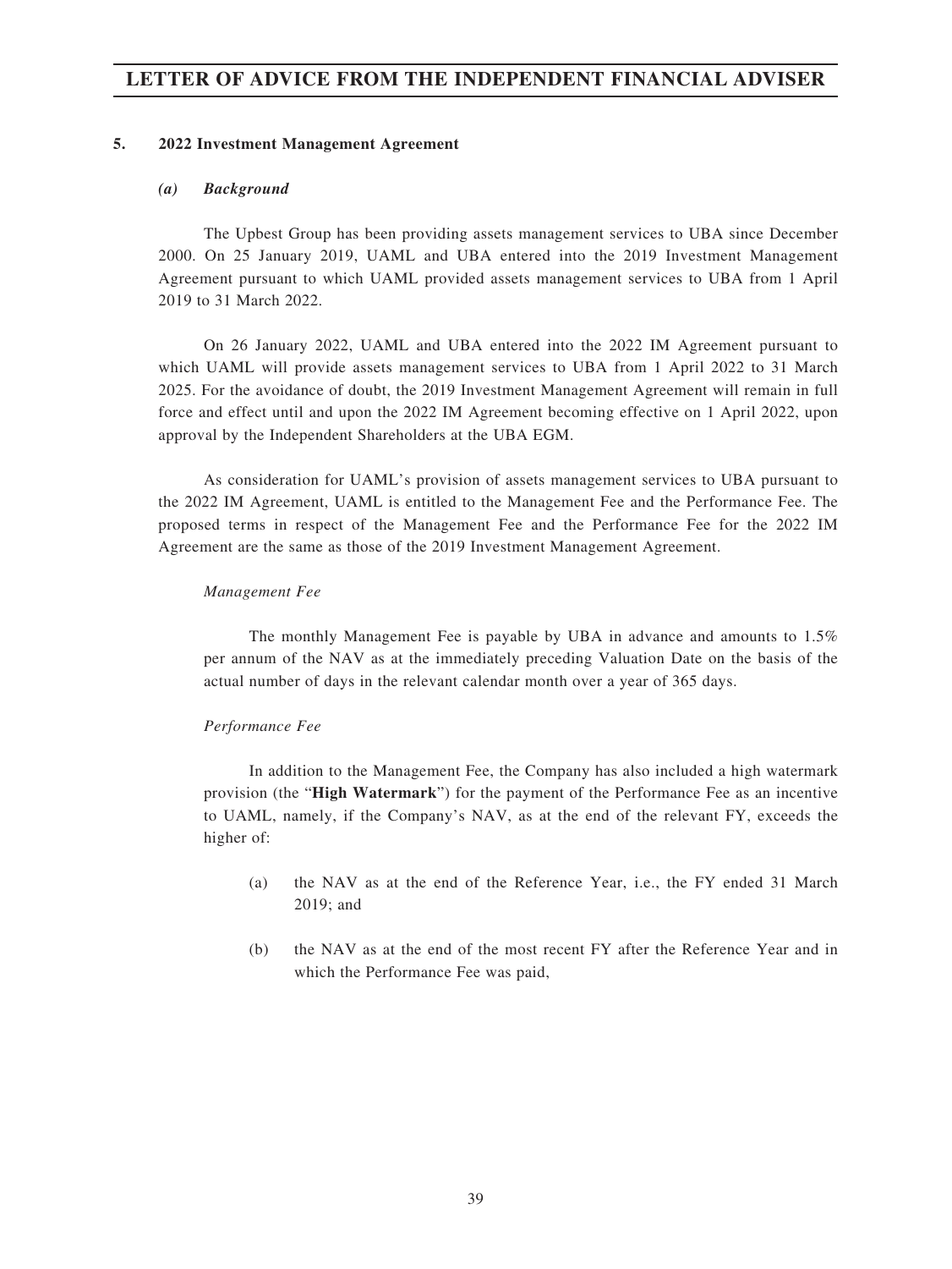## 5. 2022 Investment Management Agreement

### *(a) Background*

The Upbest Group has been providing assets management services to UBA since December 2000. On 25 January 2019, UAML and UBA entered into the 2019 Investment Management Agreement pursuant to which UAML provided assets management services to UBA from 1 April 2019 to 31 March 2022.

On 26 January 2022, UAML and UBA entered into the 2022 IM Agreement pursuant to which UAML will provide assets management services to UBA from 1 April 2022 to 31 March 2025. For the avoidance of doubt, the 2019 Investment Management Agreement will remain in full force and effect until and upon the 2022 IM Agreement becoming effective on 1 April 2022, upon approval by the Independent Shareholders at the UBA EGM.

As consideration for UAML's provision of assets management services to UBA pursuant to the 2022 IM Agreement, UAML is entitled to the Management Fee and the Performance Fee. The proposed terms in respect of the Management Fee and the Performance Fee for the 2022 IM Agreement are the same as those of the 2019 Investment Management Agreement.

*Management Fee*

The monthly Management Fee is payable by UBA in advance and amounts to 1.5% per annum of the NAV as at the immediately preceding Valuation Date on the basis of the actual number of days in the relevant calendar month over a year of 365 days.

*Performance Fee*

In addition to the Management Fee, the Company has also included a high watermark provision (the "**High Watermark**") for the payment of the Performance Fee as an incentive to UAML, namely, if the Company's NAV, as at the end of the relevant FY, exceeds the higher of:

(a) the NAV as at the end of the Reference Year, i.e., the FY ended 31 March 2019; and

(b) the NAV as at the end of the most recent FY after the Reference Year and in which the Performance Fee was paid,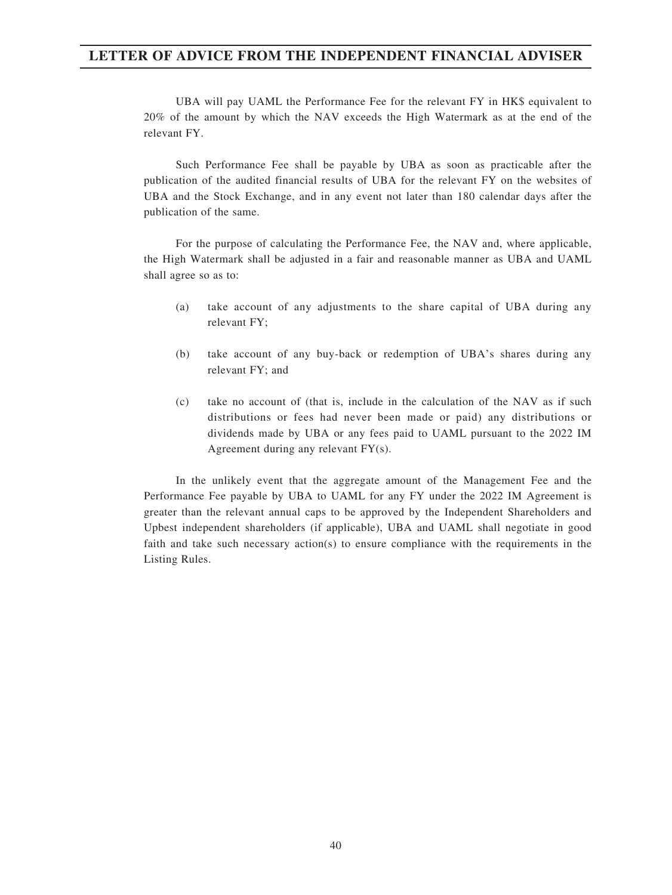UBA will pay UAML the Performance Fee for the relevant FY in HK$ equivalent to 20% of the amount by which the NAV exceeds the High Watermark as at the end of the relevant FY.

Such Performance Fee shall be payable by UBA as soon as practicable after the publication of the audited financial results of UBA for the relevant FY on the websites of UBA and the Stock Exchange, and in any event not later than 180 calendar days after the publication of the same.

For the purpose of calculating the Performance Fee, the NAV and, where applicable, the High Watermark shall be adjusted in a fair and reasonable manner as UBA and UAML shall agree so as to:

(a) take account of any adjustments to the share capital of UBA during any relevant FY;

(b) take account of any buy-back or redemption of UBA's shares during any relevant FY; and

(c) take no account of (that is, include in the calculation of the NAV as if such distributions or fees had never been made or paid) any distributions or dividends made by UBA or any fees paid to UAML pursuant to the 2022 IM Agreement during any relevant FY(s).

In the unlikely event that the aggregate amount of the Management Fee and the Performance Fee payable by UBA to UAML for any FY under the 2022 IM Agreement is greater than the relevant annual caps to be approved by the Independent Shareholders and Upbest independent shareholders (if applicable), UBA and UAML shall negotiate in good faith and take such necessary action(s) to ensure compliance with the requirements in the Listing Rules.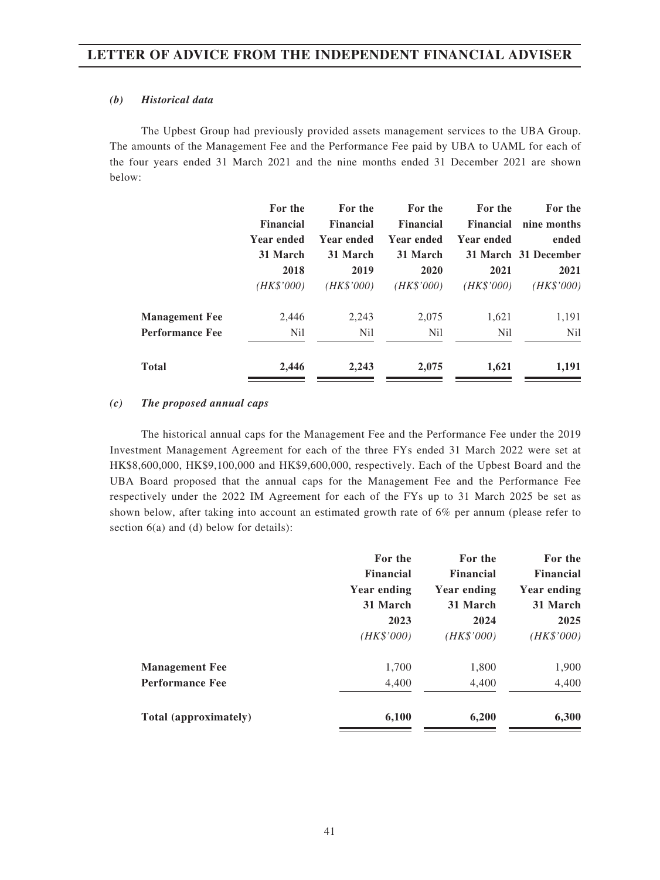*(b) Historical data*

The Upbest Group had previously provided assets management services to the UBA Group. The amounts of the Management Fee and the Performance Fee paid by UBA to UAML for each of the four years ended 31 March 2021 and the nine months ended 31 December 2021 are shown below:

| | For the Financial Year ended 31 March 2018 (HK$'000) | For the Financial Year ended 31 March 2019 (HK$'000) | For the Financial Year ended 31 March 2020 (HK$'000) | For the Financial Year ended 31 March 2021 (HK$'000) | For the nine months ended 31 December 2021 (HK$'000) |
|---|---|---|---|---|---|
| **Management Fee** | 2,446 | 2,243 | 2,075 | 1,621 | 1,191 |
| **Performance Fee** | Nil | Nil | Nil | Nil | Nil |
| **Total** | **2,446** | **2,243** | **2,075** | **1,621** | **1,191** |

*(c) The proposed annual caps*

The historical annual caps for the Management Fee and the Performance Fee under the 2019 Investment Management Agreement for each of the three FYs ended 31 March 2022 were set at HK$8,600,000, HK$9,100,000 and HK$9,600,000, respectively. Each of the Upbest Board and the UBA Board proposed that the annual caps for the Management Fee and the Performance Fee respectively under the 2022 IM Agreement for each of the FYs up to 31 March 2025 be set as shown below, after taking into account an estimated growth rate of 6% per annum (please refer to section 6(a) and (d) below for details):

| | For the Financial Year ending 31 March 2023 (HK$'000) | For the Financial Year ending 31 March 2024 (HK$'000) | For the Financial Year ending 31 March 2025 (HK$'000) |
|---|---|---|---|
| **Management Fee** | 1,700 | 1,800 | 1,900 |
| **Performance Fee** | 4,400 | 4,400 | 4,400 |
| **Total (approximately)** | **6,100** | **6,200** | **6,300** |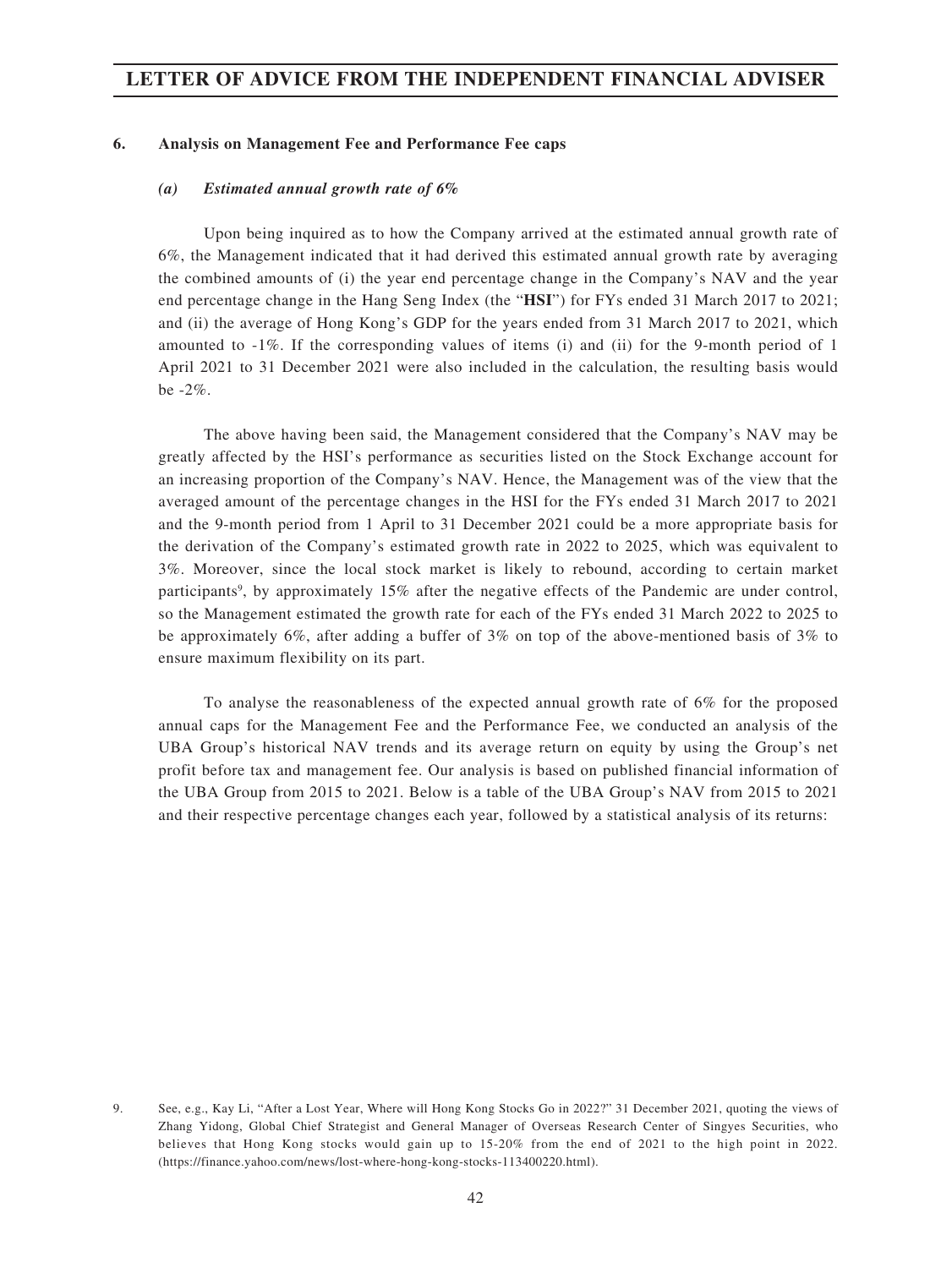#### 6. Analysis on Management Fee and Performance Fee caps

##### *(a) Estimated annual growth rate of 6%*

Upon being inquired as to how the Company arrived at the estimated annual growth rate of 6%, the Management indicated that it had derived this estimated annual growth rate by averaging the combined amounts of (i) the year end percentage change in the Company's NAV and the year end percentage change in the Hang Seng Index (the "**HSI**") for FYs ended 31 March 2017 to 2021; and (ii) the average of Hong Kong's GDP for the years ended from 31 March 2017 to 2021, which amounted to -1%. If the corresponding values of items (i) and (ii) for the 9-month period of 1 April 2021 to 31 December 2021 were also included in the calculation, the resulting basis would be -2%.

The above having been said, the Management considered that the Company's NAV may be greatly affected by the HSI's performance as securities listed on the Stock Exchange account for an increasing proportion of the Company's NAV. Hence, the Management was of the view that the averaged amount of the percentage changes in the HSI for the FYs ended 31 March 2017 to 2021 and the 9-month period from 1 April to 31 December 2021 could be a more appropriate basis for the derivation of the Company's estimated growth rate in 2022 to 2025, which was equivalent to 3%. Moreover, since the local stock market is likely to rebound, according to certain market participants[9], by approximately 15% after the negative effects of the Pandemic are under control, so the Management estimated the growth rate for each of the FYs ended 31 March 2022 to 2025 to be approximately 6%, after adding a buffer of 3% on top of the above-mentioned basis of 3% to ensure maximum flexibility on its part.

To analyse the reasonableness of the expected annual growth rate of 6% for the proposed annual caps for the Management Fee and the Performance Fee, we conducted an analysis of the UBA Group's historical NAV trends and its average return on equity by using the Group's net profit before tax and management fee. Our analysis is based on published financial information of the UBA Group from 2015 to 2021. Below is a table of the UBA Group's NAV from 2015 to 2021 and their respective percentage changes each year, followed by a statistical analysis of its returns:

9. See, e.g., Kay Li, "After a Lost Year, Where will Hong Kong Stocks Go in 2022?" 31 December 2021, quoting the views of Zhang Yidong, Global Chief Strategist and General Manager of Overseas Research Center of Singyes Securities, who believes that Hong Kong stocks would gain up to 15-20% from the end of 2021 to the high point in 2022. (https://finance.yahoo.com/news/lost-where-hong-kong-stocks-113400220.html).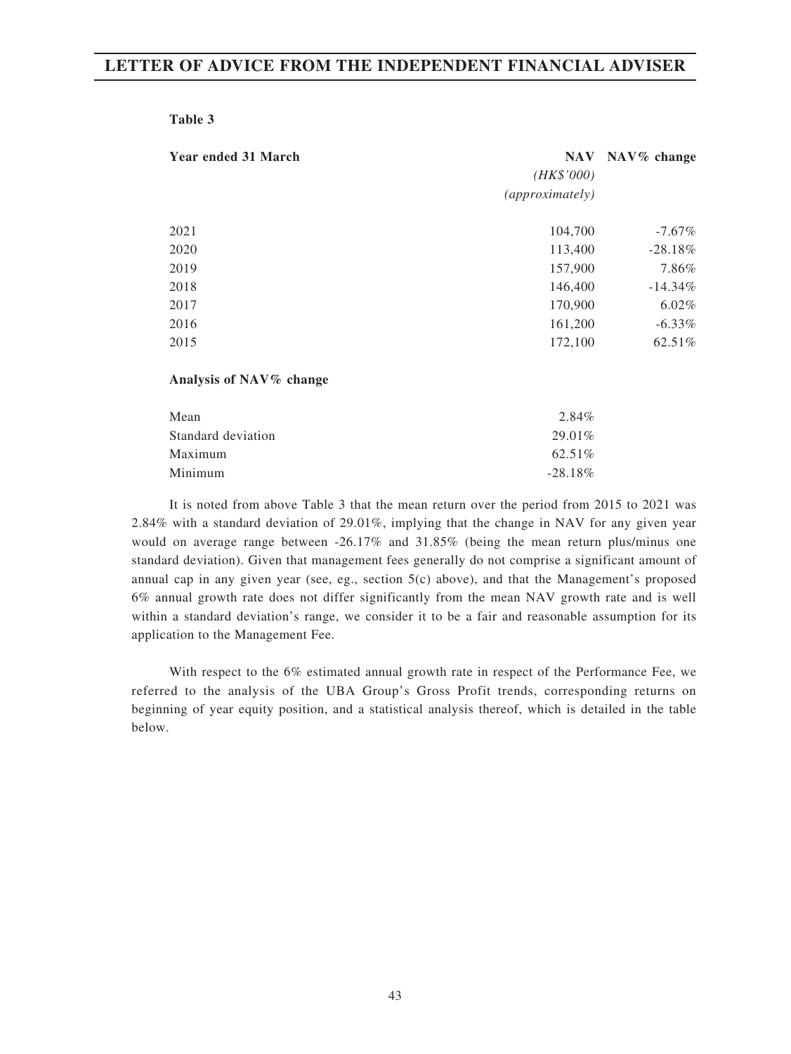**Table 3**

| Year ended 31 March | NAV *(HK$'000)* *(approximately)* | NAV% change |
|---|---|---|
| 2021 | 104,700 | -7.67% |
| 2020 | 113,400 | -28.18% |
| 2019 | 157,900 | 7.86% |
| 2018 | 146,400 | -14.34% |
| 2017 | 170,900 | 6.02% |
| 2016 | 161,200 | -6.33% |
| 2015 | 172,100 | 62.51% |

**Analysis of NAV% change**

| | |
|---|---|
| Mean | 2.84% |
| Standard deviation | 29.01% |
| Maximum | 62.51% |
| Minimum | -28.18% |

It is noted from above Table 3 that the mean return over the period from 2015 to 2021 was 2.84% with a standard deviation of 29.01%, implying that the change in NAV for any given year would on average range between -26.17% and 31.85% (being the mean return plus/minus one standard deviation). Given that management fees generally do not comprise a significant amount of annual cap in any given year (see, eg., section 5(c) above), and that the Management's proposed 6% annual growth rate does not differ significantly from the mean NAV growth rate and is well within a standard deviation's range, we consider it to be a fair and reasonable assumption for its application to the Management Fee.

With respect to the 6% estimated annual growth rate in respect of the Performance Fee, we referred to the analysis of the UBA Group's Gross Profit trends, corresponding returns on beginning of year equity position, and a statistical analysis thereof, which is detailed in the table below.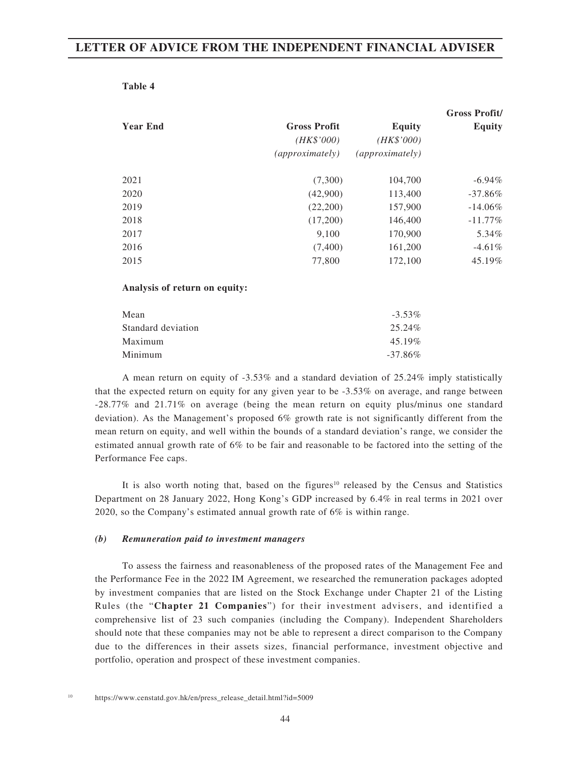**Table 4**

| Year End | Gross Profit *(HK$'000)* *(approximately)* | Equity *(HK$'000)* *(approximately)* | Gross Profit/ Equity |
|---|---|---|---|
| 2021 | (7,300) | 104,700 | -6.94% |
| 2020 | (42,900) | 113,400 | -37.86% |
| 2019 | (22,200) | 157,900 | -14.06% |
| 2018 | (17,200) | 146,400 | -11.77% |
| 2017 | 9,100 | 170,900 | 5.34% |
| 2016 | (7,400) | 161,200 | -4.61% |
| 2015 | 77,800 | 172,100 | 45.19% |

**Analysis of return on equity:**

| | |
|---|---|
| Mean | -3.53% |
| Standard deviation | 25.24% |
| Maximum | 45.19% |
| Minimum | -37.86% |

A mean return on equity of -3.53% and a standard deviation of 25.24% imply statistically that the expected return on equity for any given year to be -3.53% on average, and range between -28.77% and 21.71% on average (being the mean return on equity plus/minus one standard deviation). As the Management's proposed 6% growth rate is not significantly different from the mean return on equity, and well within the bounds of a standard deviation's range, we consider the estimated annual growth rate of 6% to be fair and reasonable to be factored into the setting of the Performance Fee caps.

It is also worth noting that, based on the figures[10] released by the Census and Statistics Department on 28 January 2022, Hong Kong's GDP increased by 6.4% in real terms in 2021 over 2020, so the Company's estimated annual growth rate of 6% is within range.

***(b) Remuneration paid to investment managers***

To assess the fairness and reasonableness of the proposed rates of the Management Fee and the Performance Fee in the 2022 IM Agreement, we researched the remuneration packages adopted by investment companies that are listed on the Stock Exchange under Chapter 21 of the Listing Rules (the "**Chapter 21 Companies**") for their investment advisers, and identified a comprehensive list of 23 such companies (including the Company). Independent Shareholders should note that these companies may not be able to represent a direct comparison to the Company due to the differences in their assets sizes, financial performance, investment objective and portfolio, operation and prospect of these investment companies.

[10] https://www.censtatd.gov.hk/en/press_release_detail.html?id=5009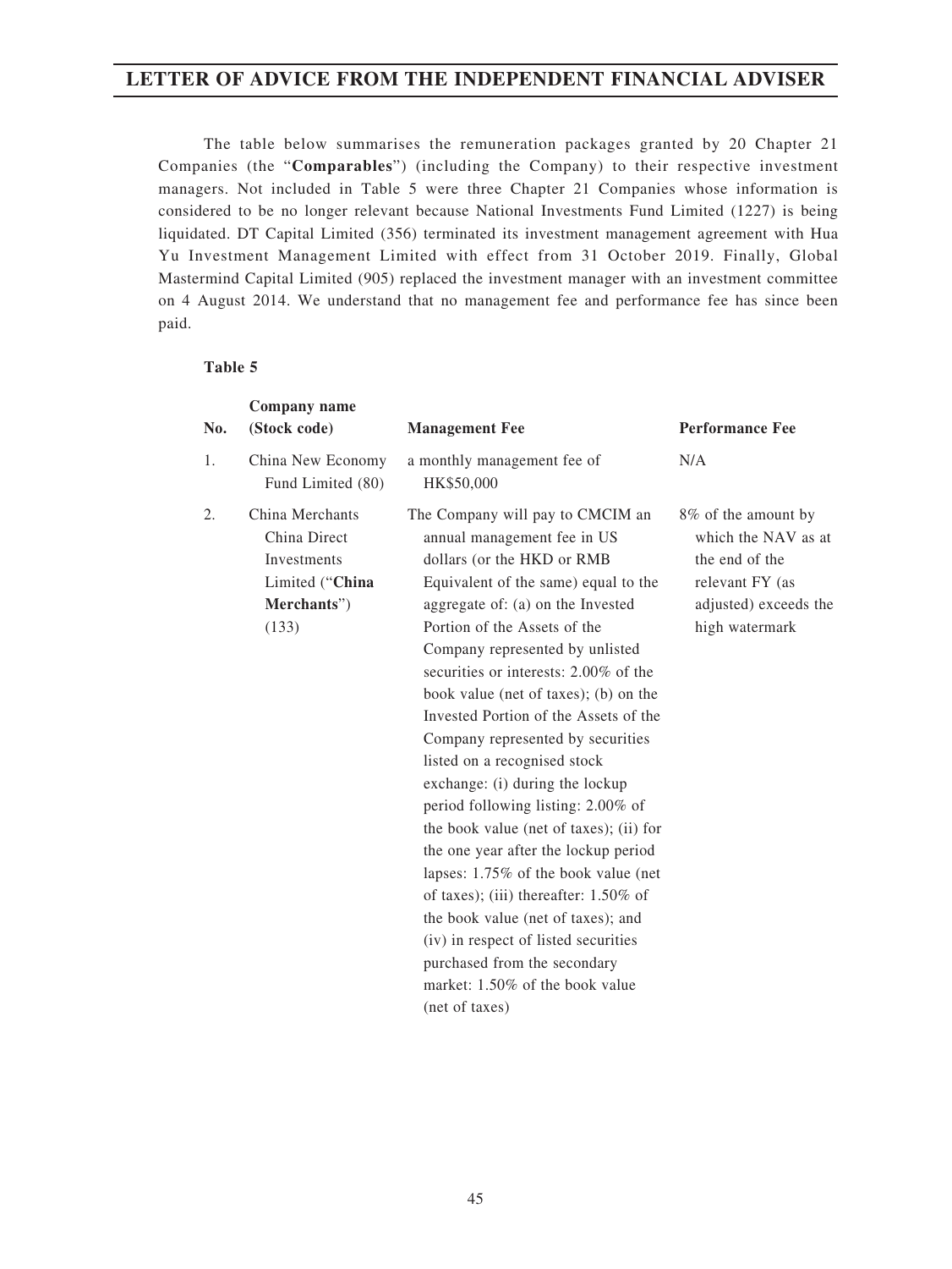The table below summarises the remuneration packages granted by 20 Chapter 21 Companies (the "**Comparables**") (including the Company) to their respective investment managers. Not included in Table 5 were three Chapter 21 Companies whose information is considered to be no longer relevant because National Investments Fund Limited (1227) is being liquidated. DT Capital Limited (356) terminated its investment management agreement with Hua Yu Investment Management Limited with effect from 31 October 2019. Finally, Global Mastermind Capital Limited (905) replaced the investment manager with an investment committee on 4 August 2014. We understand that no management fee and performance fee has since been paid.

**Table 5**

| No. | Company name (Stock code) | Management Fee | Performance Fee |
|---|---|---|---|
| 1. | China New Economy Fund Limited (80) | a monthly management fee of HK$50,000 | N/A |
| 2. | China Merchants China Direct Investments Limited ("**China Merchants**") (133) | The Company will pay to CMCIM an annual management fee in US dollars (or the HKD or RMB Equivalent of the same) equal to the aggregate of: (a) on the Invested Portion of the Assets of the Company represented by unlisted securities or interests: 2.00% of the book value (net of taxes); (b) on the Invested Portion of the Assets of the Company represented by securities listed on a recognised stock exchange: (i) during the lockup period following listing: 2.00% of the book value (net of taxes); (ii) for the one year after the lockup period lapses: 1.75% of the book value (net of taxes); (iii) thereafter: 1.50% of the book value (net of taxes); and (iv) in respect of listed securities purchased from the secondary market: 1.50% of the book value (net of taxes) | 8% of the amount by which the NAV as at the end of the relevant FY (as adjusted) exceeds the high watermark |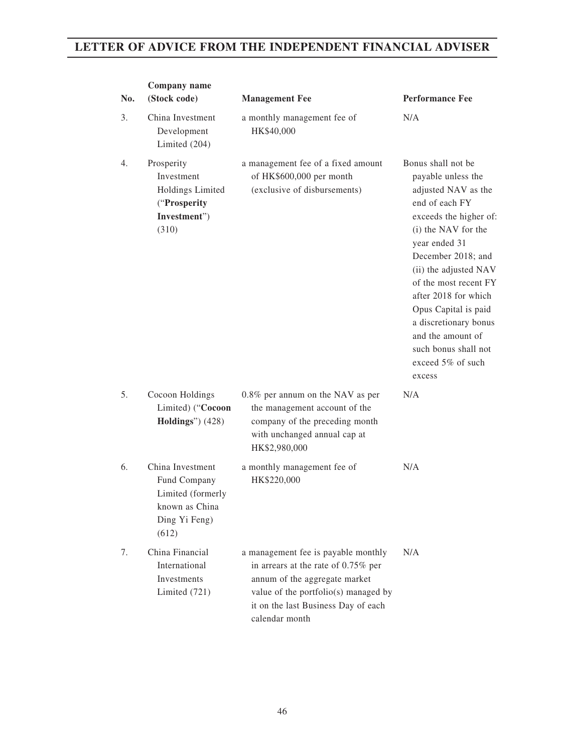| No. | Company name (Stock code) | Management Fee | Performance Fee |
|---|---|---|---|
| 3. | China Investment Development Limited (204) | a monthly management fee of HK$40,000 | N/A |
| 4. | Prosperity Investment Holdings Limited ("**Prosperity Investment**") (310) | a management fee of a fixed amount of HK$600,000 per month (exclusive of disbursements) | Bonus shall not be payable unless the adjusted NAV as the end of each FY exceeds the higher of: (i) the NAV for the year ended 31 December 2018; and (ii) the adjusted NAV of the most recent FY after 2018 for which Opus Capital is paid a discretionary bonus and the amount of such bonus shall not exceed 5% of such excess |
| 5. | Cocoon Holdings Limited) ("**Cocoon Holdings**") (428) | 0.8% per annum on the NAV as per the management account of the company of the preceding month with unchanged annual cap at HK$2,980,000 | N/A |
| 6. | China Investment Fund Company Limited (formerly known as China Ding Yi Feng) (612) | a monthly management fee of HK$220,000 | N/A |
| 7. | China Financial International Investments Limited (721) | a management fee is payable monthly in arrears at the rate of 0.75% per annum of the aggregate market value of the portfolio(s) managed by it on the last Business Day of each calendar month | N/A |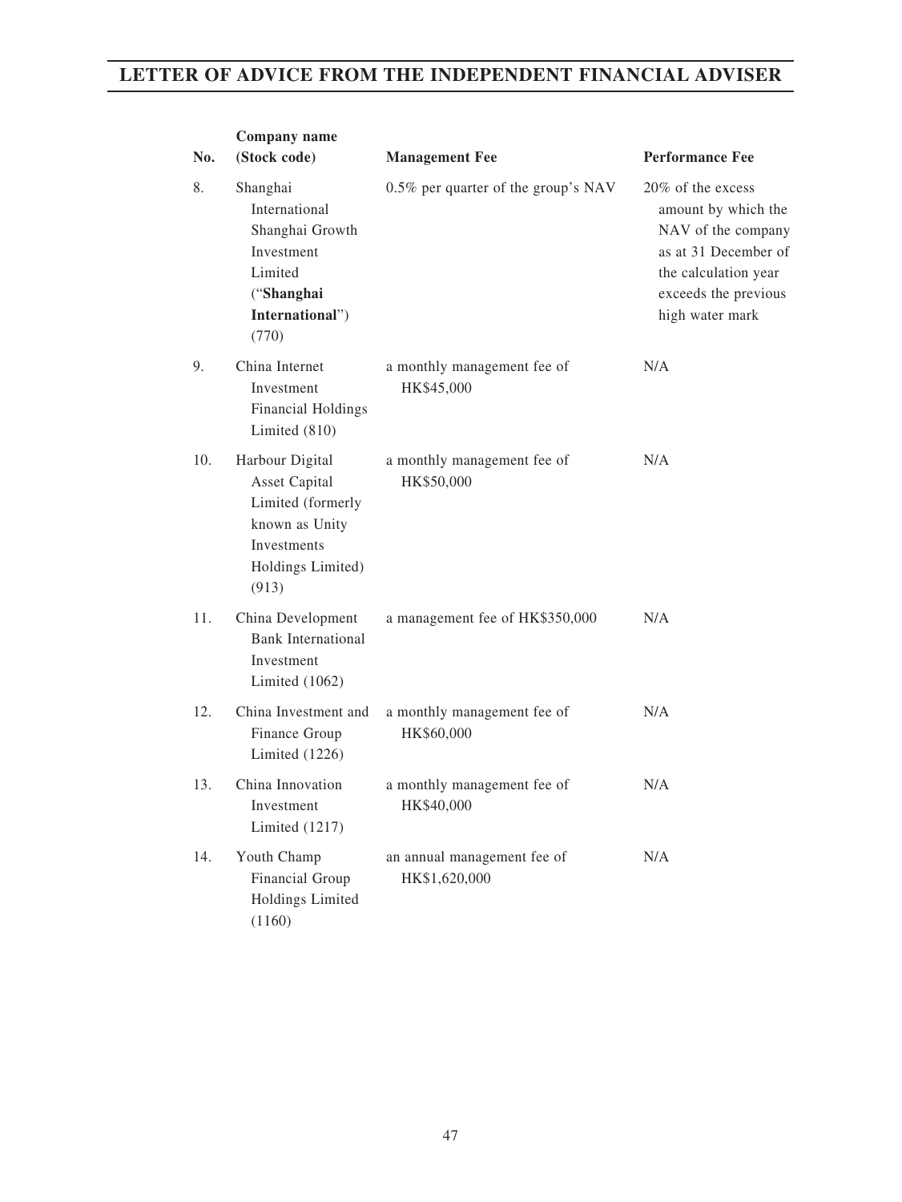| No. | Company name (Stock code) | Management Fee | Performance Fee |
|---|---|---|---|
| 8. | Shanghai International Shanghai Growth Investment Limited ("**Shanghai International**") (770) | 0.5% per quarter of the group's NAV | 20% of the excess amount by which the NAV of the company as at 31 December of the calculation year exceeds the previous high water mark |
| 9. | China Internet Investment Financial Holdings Limited (810) | a monthly management fee of HK$45,000 | N/A |
| 10. | Harbour Digital Asset Capital Limited (formerly known as Unity Investments Holdings Limited) (913) | a monthly management fee of HK$50,000 | N/A |
| 11. | China Development Bank International Investment Limited (1062) | a management fee of HK$350,000 | N/A |
| 12. | China Investment and Finance Group Limited (1226) | a monthly management fee of HK$60,000 | N/A |
| 13. | China Innovation Investment Limited (1217) | a monthly management fee of HK$40,000 | N/A |
| 14. | Youth Champ Financial Group Holdings Limited (1160) | an annual management fee of HK$1,620,000 | N/A |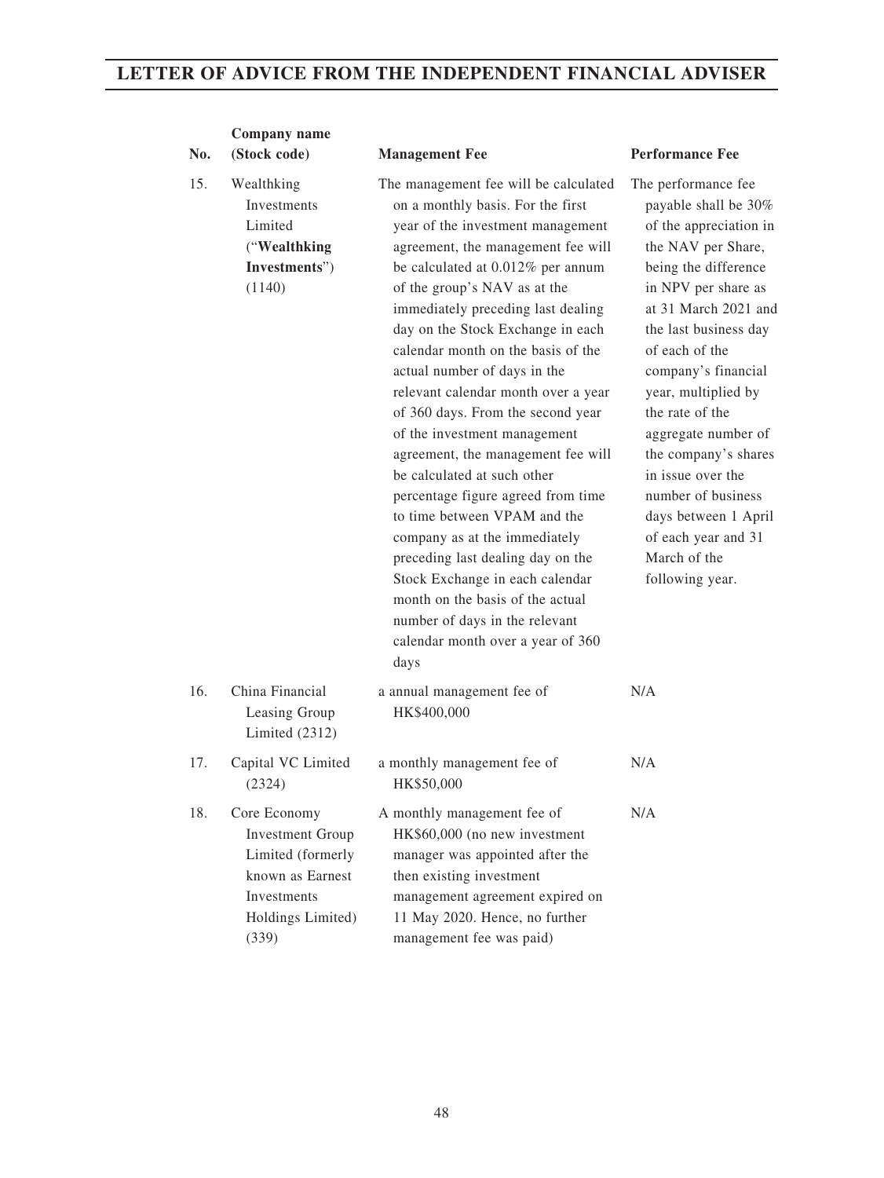| No. | Company name (Stock code) | Management Fee | Performance Fee |
|---|---|---|---|
| 15. | Wealthking Investments Limited ("**Wealthking Investments**") (1140) | The management fee will be calculated on a monthly basis. For the first year of the investment management agreement, the management fee will be calculated at 0.012% per annum of the group's NAV as at the immediately preceding last dealing day on the Stock Exchange in each calendar month on the basis of the actual number of days in the relevant calendar month over a year of 360 days. From the second year of the investment management agreement, the management fee will be calculated at such other percentage figure agreed from time to time between VPAM and the company as at the immediately preceding last dealing day on the Stock Exchange in each calendar month on the basis of the actual number of days in the relevant calendar month over a year of 360 days | The performance fee payable shall be 30% of the appreciation in the NAV per Share, being the difference in NPV per share as at 31 March 2021 and the last business day of each of the company's financial year, multiplied by the rate of the aggregate number of the company's shares in issue over the number of business days between 1 April of each year and 31 March of the following year. |
| 16. | China Financial Leasing Group Limited (2312) | a annual management fee of HK$400,000 | N/A |
| 17. | Capital VC Limited (2324) | a monthly management fee of HK$50,000 | N/A |
| 18. | Core Economy Investment Group Limited (formerly known as Earnest Investments Holdings Limited) (339) | A monthly management fee of HK$60,000 (no new investment manager was appointed after the then existing investment management agreement expired on 11 May 2020. Hence, no further management fee was paid) | N/A |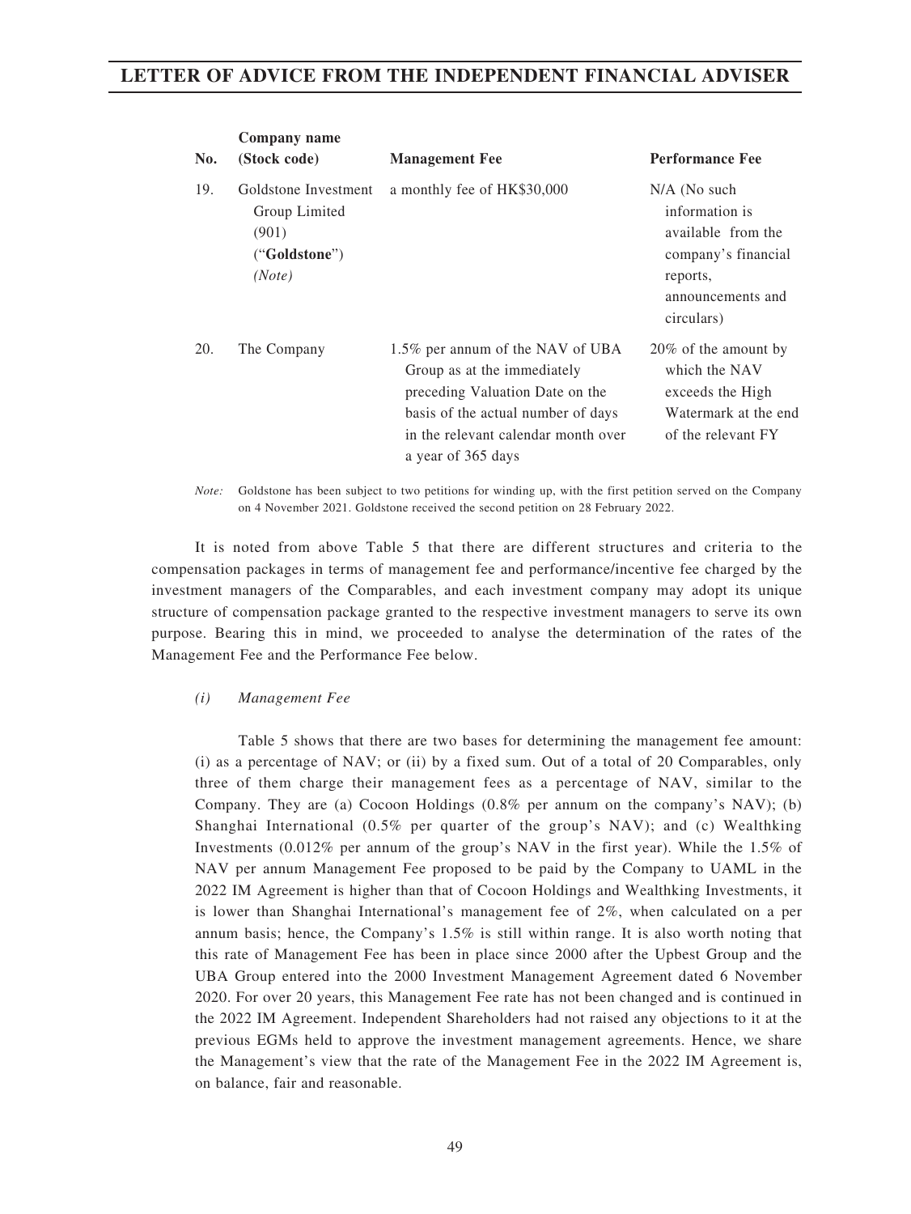| No. | Company name (Stock code) | Management Fee | Performance Fee |
|---|---|---|---|
| 19. | Goldstone Investment Group Limited (901) ("**Goldstone**") *(Note)* | a monthly fee of HK$30,000 | N/A (No such information is available from the company's financial reports, announcements and circulars) |
| 20. | The Company | 1.5% per annum of the NAV of UBA Group as at the immediately preceding Valuation Date on the basis of the actual number of days in the relevant calendar month over a year of 365 days | 20% of the amount by which the NAV exceeds the High Watermark at the end of the relevant FY |

*Note:* Goldstone has been subject to two petitions for winding up, with the first petition served on the Company on 4 November 2021. Goldstone received the second petition on 28 February 2022.

It is noted from above Table 5 that there are different structures and criteria to the compensation packages in terms of management fee and performance/incentive fee charged by the investment managers of the Comparables, and each investment company may adopt its unique structure of compensation package granted to the respective investment managers to serve its own purpose. Bearing this in mind, we proceeded to analyse the determination of the rates of the Management Fee and the Performance Fee below.

*(i) Management Fee*

Table 5 shows that there are two bases for determining the management fee amount: (i) as a percentage of NAV; or (ii) by a fixed sum. Out of a total of 20 Comparables, only three of them charge their management fees as a percentage of NAV, similar to the Company. They are (a) Cocoon Holdings (0.8% per annum on the company's NAV); (b) Shanghai International (0.5% per quarter of the group's NAV); and (c) Wealthking Investments (0.012% per annum of the group's NAV in the first year). While the 1.5% of NAV per annum Management Fee proposed to be paid by the Company to UAML in the 2022 IM Agreement is higher than that of Cocoon Holdings and Wealthking Investments, it is lower than Shanghai International's management fee of 2%, when calculated on a per annum basis; hence, the Company's 1.5% is still within range. It is also worth noting that this rate of Management Fee has been in place since 2000 after the Upbest Group and the UBA Group entered into the 2000 Investment Management Agreement dated 6 November 2020. For over 20 years, this Management Fee rate has not been changed and is continued in the 2022 IM Agreement. Independent Shareholders had not raised any objections to it at the previous EGMs held to approve the investment management agreements. Hence, we share the Management's view that the rate of the Management Fee in the 2022 IM Agreement is, on balance, fair and reasonable.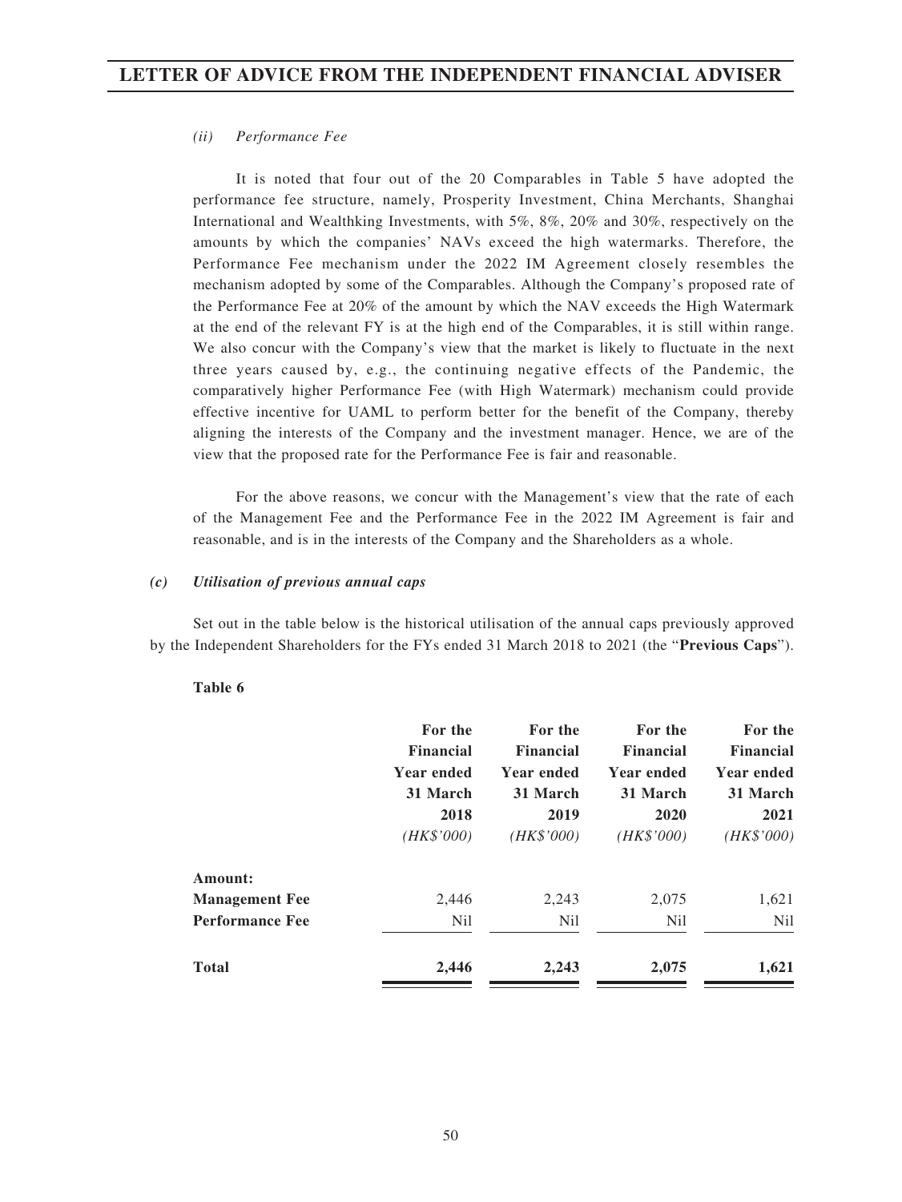*(ii) Performance Fee*

It is noted that four out of the 20 Comparables in Table 5 have adopted the performance fee structure, namely, Prosperity Investment, China Merchants, Shanghai International and Wealthking Investments, with 5%, 8%, 20% and 30%, respectively on the amounts by which the companies' NAVs exceed the high watermarks. Therefore, the Performance Fee mechanism under the 2022 IM Agreement closely resembles the mechanism adopted by some of the Comparables. Although the Company's proposed rate of the Performance Fee at 20% of the amount by which the NAV exceeds the High Watermark at the end of the relevant FY is at the high end of the Comparables, it is still within range. We also concur with the Company's view that the market is likely to fluctuate in the next three years caused by, e.g., the continuing negative effects of the Pandemic, the comparatively higher Performance Fee (with High Watermark) mechanism could provide effective incentive for UAML to perform better for the benefit of the Company, thereby aligning the interests of the Company and the investment manager. Hence, we are of the view that the proposed rate for the Performance Fee is fair and reasonable.

For the above reasons, we concur with the Management's view that the rate of each of the Management Fee and the Performance Fee in the 2022 IM Agreement is fair and reasonable, and is in the interests of the Company and the Shareholders as a whole.

***(c) Utilisation of previous annual caps***

Set out in the table below is the historical utilisation of the annual caps previously approved by the Independent Shareholders for the FYs ended 31 March 2018 to 2021 (the "**Previous Caps**").

**Table 6**

| | For the Financial Year ended 31 March 2018 *(HK$'000)* | For the Financial Year ended 31 March 2019 *(HK$'000)* | For the Financial Year ended 31 March 2020 *(HK$'000)* | For the Financial Year ended 31 March 2021 *(HK$'000)* |
|---|---|---|---|---|
| **Amount:** | | | | |
| **Management Fee** | 2,446 | 2,243 | 2,075 | 1,621 |
| **Performance Fee** | Nil | Nil | Nil | Nil |
| **Total** | **2,446** | **2,243** | **2,075** | **1,621** |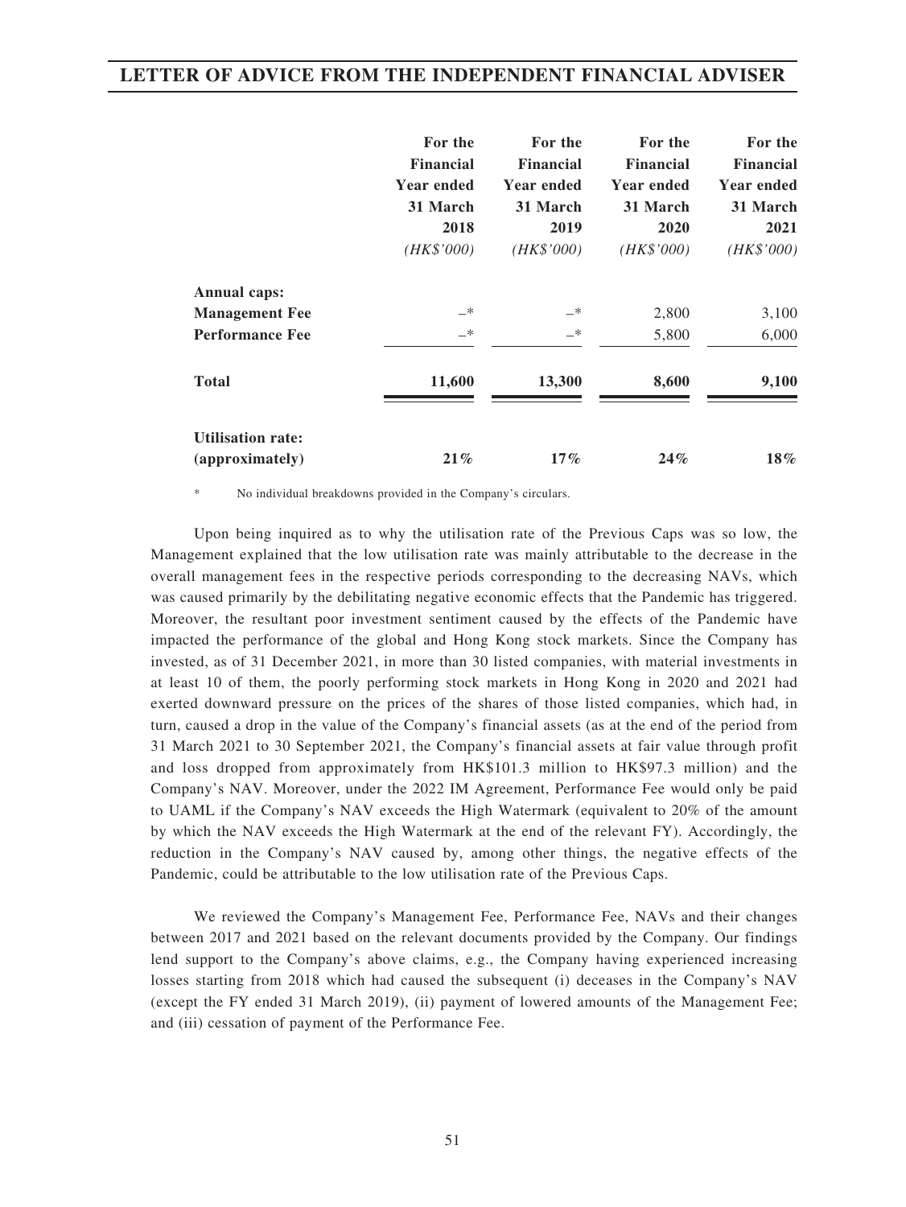| | For the Financial Year ended 31 March 2018 (HK$'000) | For the Financial Year ended 31 March 2019 (HK$'000) | For the Financial Year ended 31 March 2020 (HK$'000) | For the Financial Year ended 31 March 2021 (HK$'000) |
|---|---|---|---|---|
| **Annual caps:** | | | | |
| **Management Fee** | –* | –* | 2,800 | 3,100 |
| **Performance Fee** | –* | –* | 5,800 | 6,000 |
| **Total** | **11,600** | **13,300** | **8,600** | **9,100** |
| **Utilisation rate: (approximately)** | **21%** | **17%** | **24%** | **18%** |

\* No individual breakdowns provided in the Company's circulars.

Upon being inquired as to why the utilisation rate of the Previous Caps was so low, the Management explained that the low utilisation rate was mainly attributable to the decrease in the overall management fees in the respective periods corresponding to the decreasing NAVs, which was caused primarily by the debilitating negative economic effects that the Pandemic has triggered. Moreover, the resultant poor investment sentiment caused by the effects of the Pandemic have impacted the performance of the global and Hong Kong stock markets. Since the Company has invested, as of 31 December 2021, in more than 30 listed companies, with material investments in at least 10 of them, the poorly performing stock markets in Hong Kong in 2020 and 2021 had exerted downward pressure on the prices of the shares of those listed companies, which had, in turn, caused a drop in the value of the Company's financial assets (as at the end of the period from 31 March 2021 to 30 September 2021, the Company's financial assets at fair value through profit and loss dropped from approximately from HK$101.3 million to HK$97.3 million) and the Company's NAV. Moreover, under the 2022 IM Agreement, Performance Fee would only be paid to UAML if the Company's NAV exceeds the High Watermark (equivalent to 20% of the amount by which the NAV exceeds the High Watermark at the end of the relevant FY). Accordingly, the reduction in the Company's NAV caused by, among other things, the negative effects of the Pandemic, could be attributable to the low utilisation rate of the Previous Caps.

We reviewed the Company's Management Fee, Performance Fee, NAVs and their changes between 2017 and 2021 based on the relevant documents provided by the Company. Our findings lend support to the Company's above claims, e.g., the Company having experienced increasing losses starting from 2018 which had caused the subsequent (i) deceases in the Company's NAV (except the FY ended 31 March 2019), (ii) payment of lowered amounts of the Management Fee; and (iii) cessation of payment of the Performance Fee.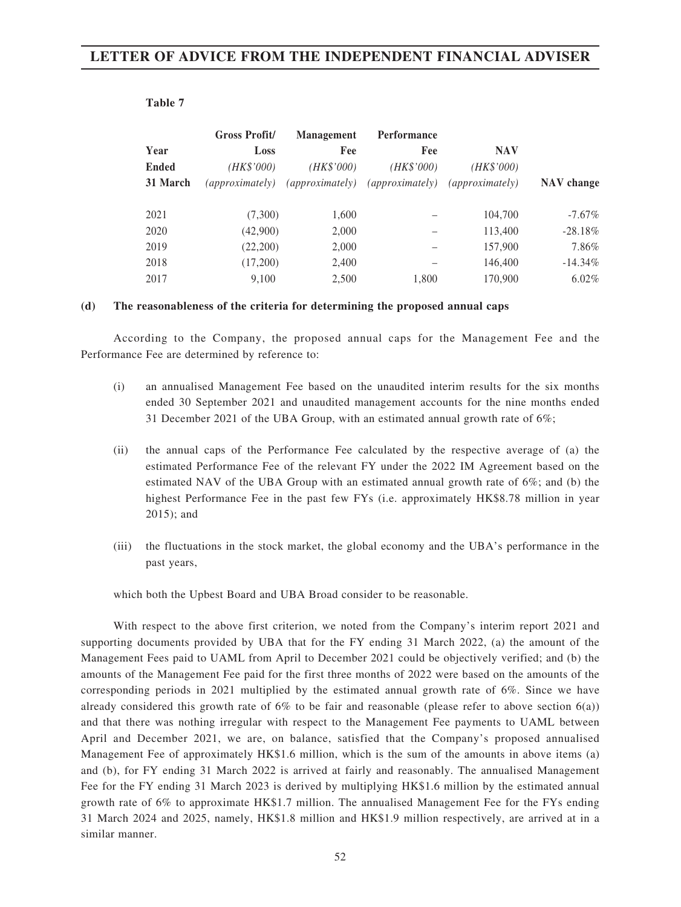**Table 7**

| Year Ended 31 March | Gross Profit/ Loss (HK$'000) (approximately) | Management Fee (HK$'000) (approximately) | Performance Fee (HK$'000) (approximately) | NAV (HK$'000) (approximately) | NAV change |
|---|---|---|---|---|---|
| 2021 | (7,300) | 1,600 | – | 104,700 | -7.67% |
| 2020 | (42,900) | 2,000 | – | 113,400 | -28.18% |
| 2019 | (22,200) | 2,000 | – | 157,900 | 7.86% |
| 2018 | (17,200) | 2,400 | – | 146,400 | -14.34% |
| 2017 | 9,100 | 2,500 | 1,800 | 170,900 | 6.02% |

**(d) The reasonableness of the criteria for determining the proposed annual caps**

According to the Company, the proposed annual caps for the Management Fee and the Performance Fee are determined by reference to:

(i) an annualised Management Fee based on the unaudited interim results for the six months ended 30 September 2021 and unaudited management accounts for the nine months ended 31 December 2021 of the UBA Group, with an estimated annual growth rate of 6%;

(ii) the annual caps of the Performance Fee calculated by the respective average of (a) the estimated Performance Fee of the relevant FY under the 2022 IM Agreement based on the estimated NAV of the UBA Group with an estimated annual growth rate of 6%; and (b) the highest Performance Fee in the past few FYs (i.e. approximately HK$8.78 million in year 2015); and

(iii) the fluctuations in the stock market, the global economy and the UBA's performance in the past years,

which both the Upbest Board and UBA Broad consider to be reasonable.

With respect to the above first criterion, we noted from the Company's interim report 2021 and supporting documents provided by UBA that for the FY ending 31 March 2022, (a) the amount of the Management Fees paid to UAML from April to December 2021 could be objectively verified; and (b) the amounts of the Management Fee paid for the first three months of 2022 were based on the amounts of the corresponding periods in 2021 multiplied by the estimated annual growth rate of 6%. Since we have already considered this growth rate of 6% to be fair and reasonable (please refer to above section 6(a)) and that there was nothing irregular with respect to the Management Fee payments to UAML between April and December 2021, we are, on balance, satisfied that the Company's proposed annualised Management Fee of approximately HK$1.6 million, which is the sum of the amounts in above items (a) and (b), for FY ending 31 March 2022 is arrived at fairly and reasonably. The annualised Management Fee for the FY ending 31 March 2023 is derived by multiplying HK$1.6 million by the estimated annual growth rate of 6% to approximate HK$1.7 million. The annualised Management Fee for the FYs ending 31 March 2024 and 2025, namely, HK$1.8 million and HK$1.9 million respectively, are arrived at in a similar manner.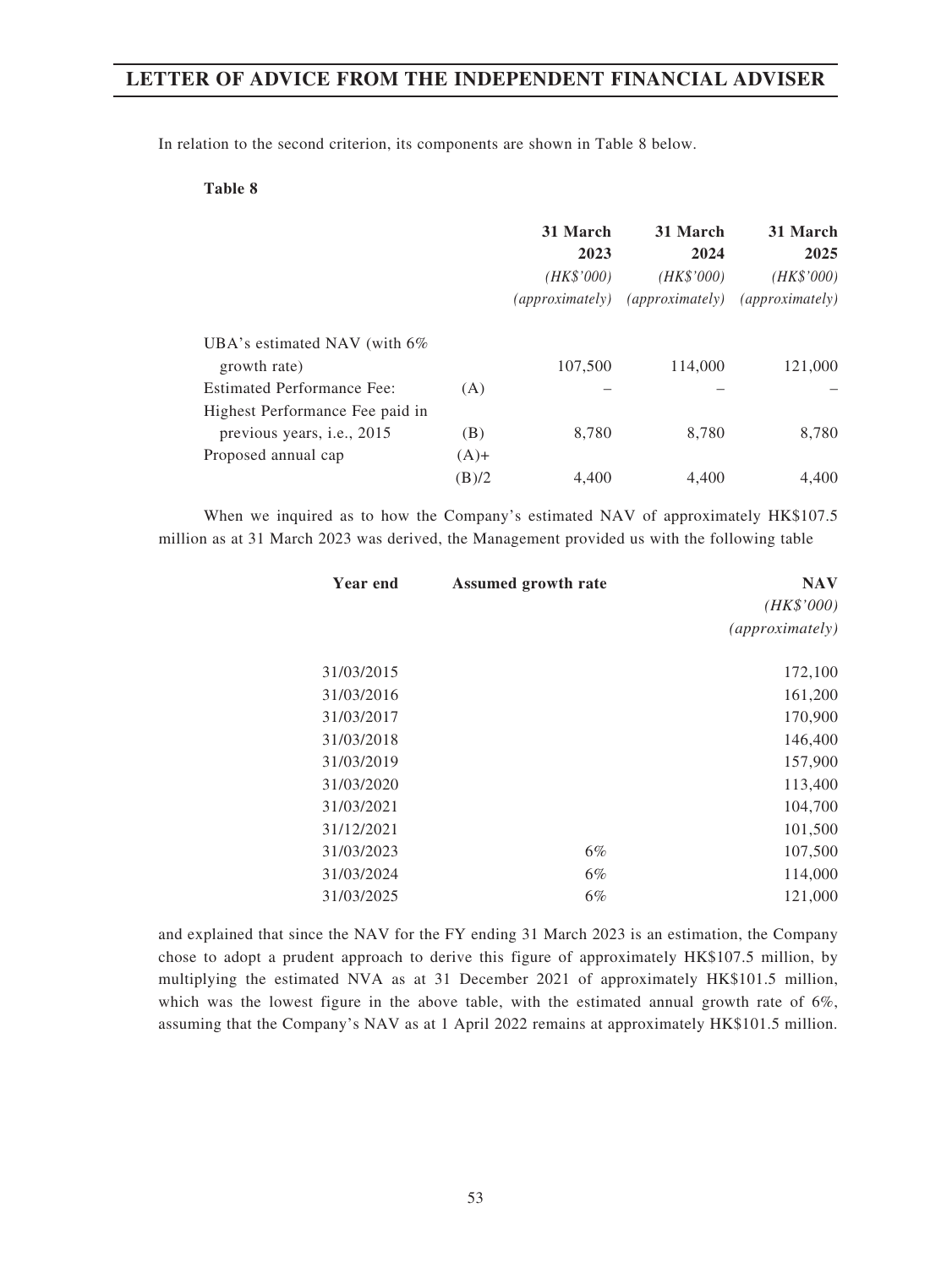In relation to the second criterion, its components are shown in Table 8 below.

**Table 8**

| | | 31 March 2023 (HK$'000) (approximately) | 31 March 2024 (HK$'000) (approximately) | 31 March 2025 (HK$'000) (approximately) |
|---|---|---|---|---|
| UBA's estimated NAV (with 6% growth rate) | | 107,500 | 114,000 | 121,000 |
| Estimated Performance Fee: | (A) | – | – | – |
| Highest Performance Fee paid in previous years, i.e., 2015 | (B) | 8,780 | 8,780 | 8,780 |
| Proposed annual cap | (A)+(B)/2 | 4,400 | 4,400 | 4,400 |

When we inquired as to how the Company's estimated NAV of approximately HK$107.5 million as at 31 March 2023 was derived, the Management provided us with the following table

| Year end | Assumed growth rate | NAV (HK$'000) (approximately) |
|---|---|---|
| 31/03/2015 | | 172,100 |
| 31/03/2016 | | 161,200 |
| 31/03/2017 | | 170,900 |
| 31/03/2018 | | 146,400 |
| 31/03/2019 | | 157,900 |
| 31/03/2020 | | 113,400 |
| 31/03/2021 | | 104,700 |
| 31/12/2021 | | 101,500 |
| 31/03/2023 | 6% | 107,500 |
| 31/03/2024 | 6% | 114,000 |
| 31/03/2025 | 6% | 121,000 |

and explained that since the NAV for the FY ending 31 March 2023 is an estimation, the Company chose to adopt a prudent approach to derive this figure of approximately HK$107.5 million, by multiplying the estimated NVA as at 31 December 2021 of approximately HK$101.5 million, which was the lowest figure in the above table, with the estimated annual growth rate of 6%, assuming that the Company's NAV as at 1 April 2022 remains at approximately HK$101.5 million.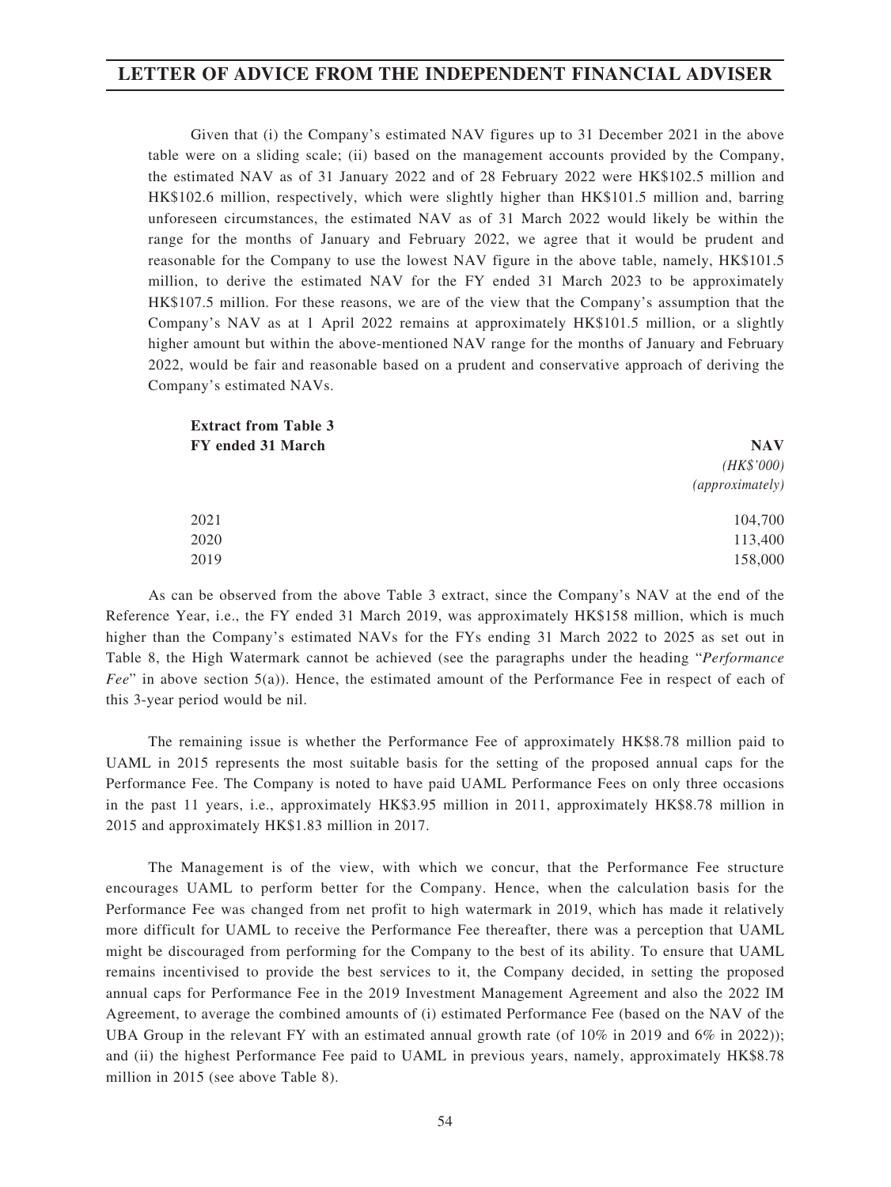Given that (i) the Company's estimated NAV figures up to 31 December 2021 in the above table were on a sliding scale; (ii) based on the management accounts provided by the Company, the estimated NAV as of 31 January 2022 and of 28 February 2022 were HK$102.5 million and HK$102.6 million, respectively, which were slightly higher than HK$101.5 million and, barring unforeseen circumstances, the estimated NAV as of 31 March 2022 would likely be within the range for the months of January and February 2022, we agree that it would be prudent and reasonable for the Company to use the lowest NAV figure in the above table, namely, HK$101.5 million, to derive the estimated NAV for the FY ended 31 March 2023 to be approximately HK$107.5 million. For these reasons, we are of the view that the Company's assumption that the Company's NAV as at 1 April 2022 remains at approximately HK$101.5 million, or a slightly higher amount but within the above-mentioned NAV range for the months of January and February 2022, would be fair and reasonable based on a prudent and conservative approach of deriving the Company's estimated NAVs.

**Extract from Table 3**

| **FY ended 31 March** | **NAV** *(HK$'000)* *(approximately)* |
|---|---|
| 2021 | 104,700 |
| 2020 | 113,400 |
| 2019 | 158,000 |

As can be observed from the above Table 3 extract, since the Company's NAV at the end of the Reference Year, i.e., the FY ended 31 March 2019, was approximately HK$158 million, which is much higher than the Company's estimated NAVs for the FYs ending 31 March 2022 to 2025 as set out in Table 8, the High Watermark cannot be achieved (see the paragraphs under the heading "*Performance Fee*" in above section 5(a)). Hence, the estimated amount of the Performance Fee in respect of each of this 3-year period would be nil.

The remaining issue is whether the Performance Fee of approximately HK$8.78 million paid to UAML in 2015 represents the most suitable basis for the setting of the proposed annual caps for the Performance Fee. The Company is noted to have paid UAML Performance Fees on only three occasions in the past 11 years, i.e., approximately HK$3.95 million in 2011, approximately HK$8.78 million in 2015 and approximately HK$1.83 million in 2017.

The Management is of the view, with which we concur, that the Performance Fee structure encourages UAML to perform better for the Company. Hence, when the calculation basis for the Performance Fee was changed from net profit to high watermark in 2019, which has made it relatively more difficult for UAML to receive the Performance Fee thereafter, there was a perception that UAML might be discouraged from performing for the Company to the best of its ability. To ensure that UAML remains incentivised to provide the best services to it, the Company decided, in setting the proposed annual caps for Performance Fee in the 2019 Investment Management Agreement and also the 2022 IM Agreement, to average the combined amounts of (i) estimated Performance Fee (based on the NAV of the UBA Group in the relevant FY with an estimated annual growth rate (of 10% in 2019 and 6% in 2022)); and (ii) the highest Performance Fee paid to UAML in previous years, namely, approximately HK$8.78 million in 2015 (see above Table 8).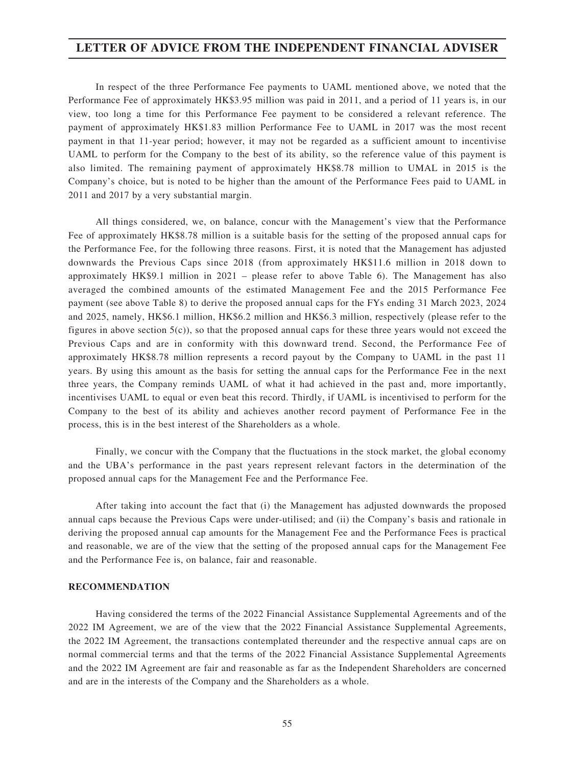In respect of the three Performance Fee payments to UAML mentioned above, we noted that the Performance Fee of approximately HK$3.95 million was paid in 2011, and a period of 11 years is, in our view, too long a time for this Performance Fee payment to be considered a relevant reference. The payment of approximately HK$1.83 million Performance Fee to UAML in 2017 was the most recent payment in that 11-year period; however, it may not be regarded as a sufficient amount to incentivise UAML to perform for the Company to the best of its ability, so the reference value of this payment is also limited. The remaining payment of approximately HK$8.78 million to UMAL in 2015 is the Company's choice, but is noted to be higher than the amount of the Performance Fees paid to UAML in 2011 and 2017 by a very substantial margin.

All things considered, we, on balance, concur with the Management's view that the Performance Fee of approximately HK$8.78 million is a suitable basis for the setting of the proposed annual caps for the Performance Fee, for the following three reasons. First, it is noted that the Management has adjusted downwards the Previous Caps since 2018 (from approximately HK$11.6 million in 2018 down to approximately HK$9.1 million in 2021 – please refer to above Table 6). The Management has also averaged the combined amounts of the estimated Management Fee and the 2015 Performance Fee payment (see above Table 8) to derive the proposed annual caps for the FYs ending 31 March 2023, 2024 and 2025, namely, HK$6.1 million, HK$6.2 million and HK$6.3 million, respectively (please refer to the figures in above section 5(c)), so that the proposed annual caps for these three years would not exceed the Previous Caps and are in conformity with this downward trend. Second, the Performance Fee of approximately HK$8.78 million represents a record payout by the Company to UAML in the past 11 years. By using this amount as the basis for setting the annual caps for the Performance Fee in the next three years, the Company reminds UAML of what it had achieved in the past and, more importantly, incentivises UAML to equal or even beat this record. Thirdly, if UAML is incentivised to perform for the Company to the best of its ability and achieves another record payment of Performance Fee in the process, this is in the best interest of the Shareholders as a whole.

Finally, we concur with the Company that the fluctuations in the stock market, the global economy and the UBA's performance in the past years represent relevant factors in the determination of the proposed annual caps for the Management Fee and the Performance Fee.

After taking into account the fact that (i) the Management has adjusted downwards the proposed annual caps because the Previous Caps were under-utilised; and (ii) the Company's basis and rationale in deriving the proposed annual cap amounts for the Management Fee and the Performance Fees is practical and reasonable, we are of the view that the setting of the proposed annual caps for the Management Fee and the Performance Fee is, on balance, fair and reasonable.

**RECOMMENDATION**

Having considered the terms of the 2022 Financial Assistance Supplemental Agreements and of the 2022 IM Agreement, we are of the view that the 2022 Financial Assistance Supplemental Agreements, the 2022 IM Agreement, the transactions contemplated thereunder and the respective annual caps are on normal commercial terms and that the terms of the 2022 Financial Assistance Supplemental Agreements and the 2022 IM Agreement are fair and reasonable as far as the Independent Shareholders are concerned and are in the interests of the Company and the Shareholders as a whole.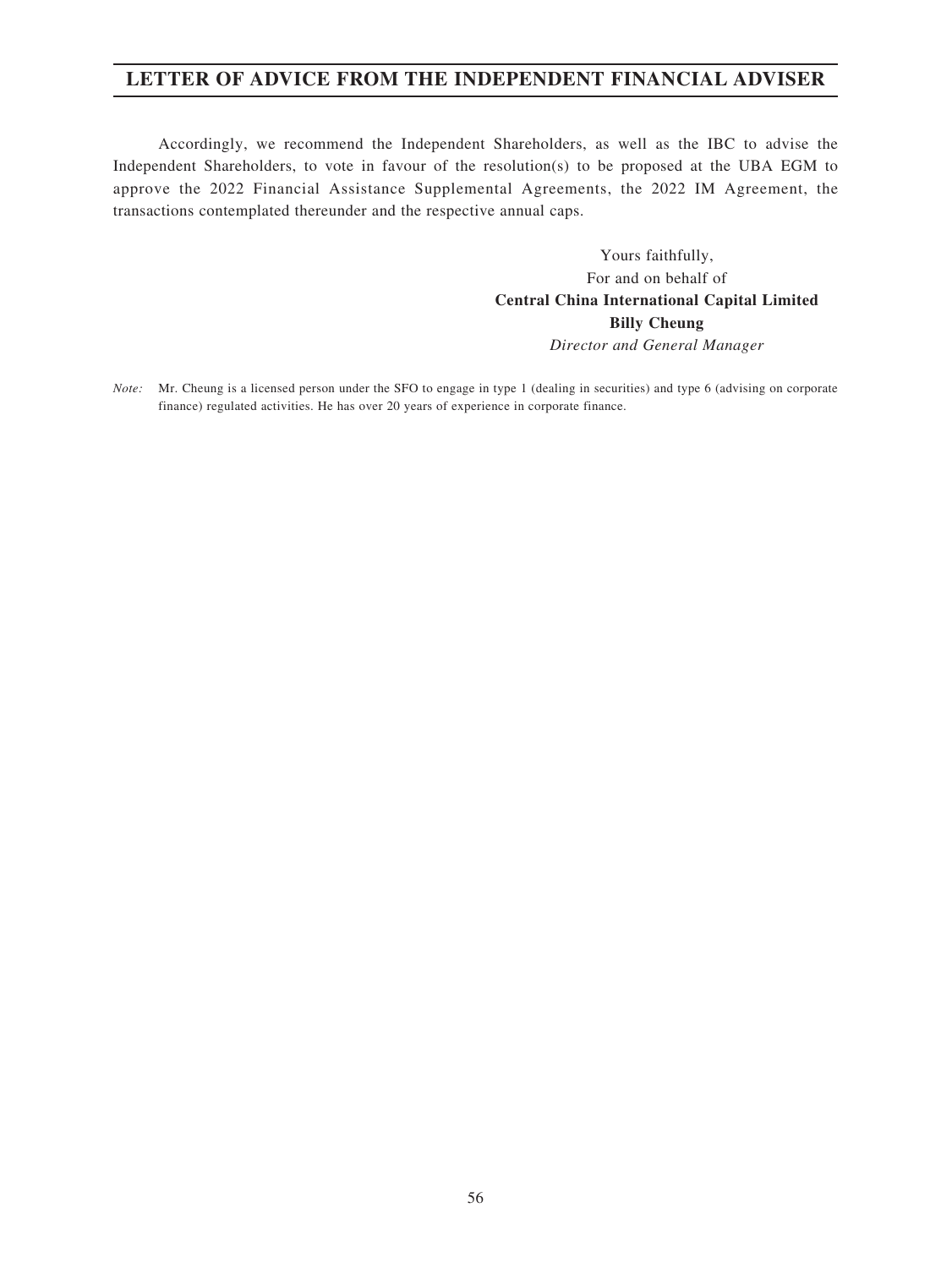# LETTER OF ADVICE FROM THE INDEPENDENT FINANCIAL ADVISER

Accordingly, we recommend the Independent Shareholders, as well as the IBC to advise the Independent Shareholders, to vote in favour of the resolution(s) to be proposed at the UBA EGM to approve the 2022 Financial Assistance Supplemental Agreements, the 2022 IM Agreement, the transactions contemplated thereunder and the respective annual caps.

Yours faithfully,
For and on behalf of
**Central China International Capital Limited**
**Billy Cheung**
*Director and General Manager*

*Note:* Mr. Cheung is a licensed person under the SFO to engage in type 1 (dealing in securities) and type 6 (advising on corporate finance) regulated activities. He has over 20 years of experience in corporate finance.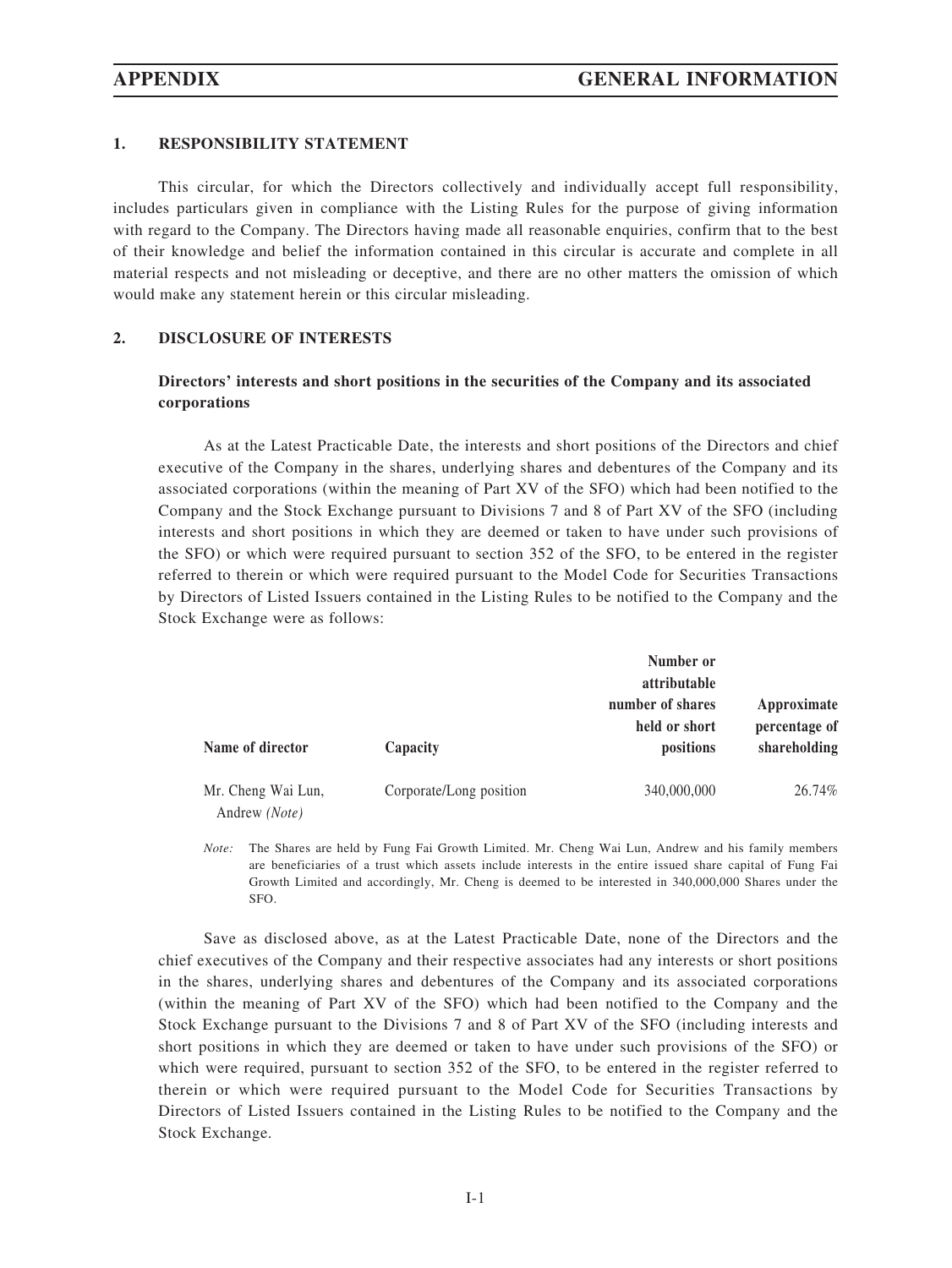# APPENDIX — GENERAL INFORMATION

## 1. RESPONSIBILITY STATEMENT

This circular, for which the Directors collectively and individually accept full responsibility, includes particulars given in compliance with the Listing Rules for the purpose of giving information with regard to the Company. The Directors having made all reasonable enquiries, confirm that to the best of their knowledge and belief the information contained in this circular is accurate and complete in all material respects and not misleading or deceptive, and there are no other matters the omission of which would make any statement herein or this circular misleading.

## 2. DISCLOSURE OF INTERESTS

### Directors' interests and short positions in the securities of the Company and its associated corporations

As at the Latest Practicable Date, the interests and short positions of the Directors and chief executive of the Company in the shares, underlying shares and debentures of the Company and its associated corporations (within the meaning of Part XV of the SFO) which had been notified to the Company and the Stock Exchange pursuant to Divisions 7 and 8 of Part XV of the SFO (including interests and short positions in which they are deemed or taken to have under such provisions of the SFO) or which were required pursuant to section 352 of the SFO, to be entered in the register referred to therein or which were required pursuant to the Model Code for Securities Transactions by Directors of Listed Issuers contained in the Listing Rules to be notified to the Company and the Stock Exchange were as follows:

| Name of director | Capacity | Number or attributable number of shares held or short positions | Approximate percentage of shareholding |
|---|---|---|---|
| Mr. Cheng Wai Lun, Andrew *(Note)* | Corporate/Long position | 340,000,000 | 26.74% |

*Note:* The Shares are held by Fung Fai Growth Limited. Mr. Cheng Wai Lun, Andrew and his family members are beneficiaries of a trust which assets include interests in the entire issued share capital of Fung Fai Growth Limited and accordingly, Mr. Cheng is deemed to be interested in 340,000,000 Shares under the SFO.

Save as disclosed above, as at the Latest Practicable Date, none of the Directors and the chief executives of the Company and their respective associates had any interests or short positions in the shares, underlying shares and debentures of the Company and its associated corporations (within the meaning of Part XV of the SFO) which had been notified to the Company and the Stock Exchange pursuant to the Divisions 7 and 8 of Part XV of the SFO (including interests and short positions in which they are deemed or taken to have under such provisions of the SFO) or which were required, pursuant to section 352 of the SFO, to be entered in the register referred to therein or which were required pursuant to the Model Code for Securities Transactions by Directors of Listed Issuers contained in the Listing Rules to be notified to the Company and the Stock Exchange.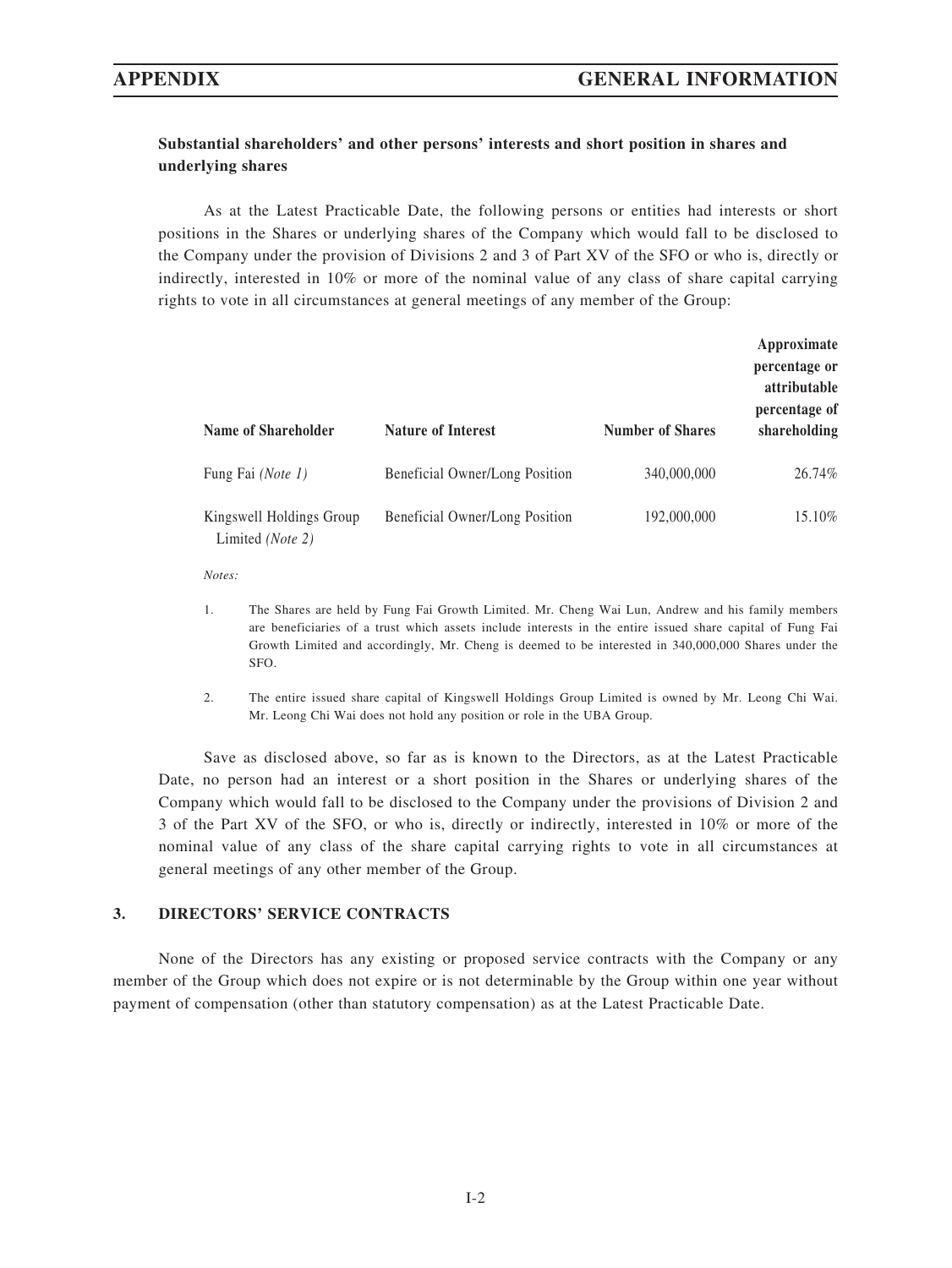**Substantial shareholders' and other persons' interests and short position in shares and underlying shares**

As at the Latest Practicable Date, the following persons or entities had interests or short positions in the Shares or underlying shares of the Company which would fall to be disclosed to the Company under the provision of Divisions 2 and 3 of Part XV of the SFO or who is, directly or indirectly, interested in 10% or more of the nominal value of any class of share capital carrying rights to vote in all circumstances at general meetings of any member of the Group:

| Name of Shareholder | Nature of Interest | Number of Shares | Approximate percentage or attributable percentage of shareholding |
|---|---|---|---|
| Fung Fai *(Note 1)* | Beneficial Owner/Long Position | 340,000,000 | 26.74% |
| Kingswell Holdings Group Limited *(Note 2)* | Beneficial Owner/Long Position | 192,000,000 | 15.10% |

*Notes:*

1. The Shares are held by Fung Fai Growth Limited. Mr. Cheng Wai Lun, Andrew and his family members are beneficiaries of a trust which assets include interests in the entire issued share capital of Fung Fai Growth Limited and accordingly, Mr. Cheng is deemed to be interested in 340,000,000 Shares under the SFO.

2. The entire issued share capital of Kingswell Holdings Group Limited is owned by Mr. Leong Chi Wai. Mr. Leong Chi Wai does not hold any position or role in the UBA Group.

Save as disclosed above, so far as is known to the Directors, as at the Latest Practicable Date, no person had an interest or a short position in the Shares or underlying shares of the Company which would fall to be disclosed to the Company under the provisions of Division 2 and 3 of the Part XV of the SFO, or who is, directly or indirectly, interested in 10% or more of the nominal value of any class of the share capital carrying rights to vote in all circumstances at general meetings of any other member of the Group.

## 3. DIRECTORS' SERVICE CONTRACTS

None of the Directors has any existing or proposed service contracts with the Company or any member of the Group which does not expire or is not determinable by the Group within one year without payment of compensation (other than statutory compensation) as at the Latest Practicable Date.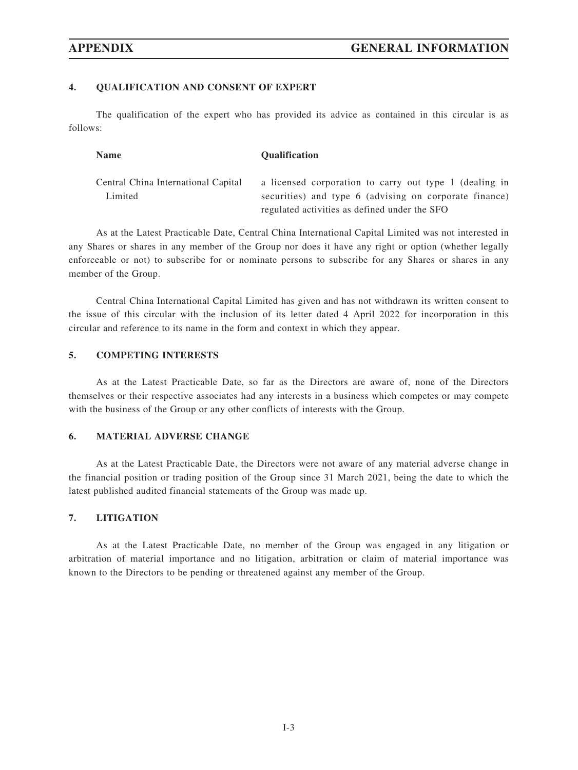## 4. QUALIFICATION AND CONSENT OF EXPERT

The qualification of the expert who has provided its advice as contained in this circular is as follows:

| Name | Qualification |
|---|---|
| Central China International Capital Limited | a licensed corporation to carry out type 1 (dealing in securities) and type 6 (advising on corporate finance) regulated activities as defined under the SFO |

As at the Latest Practicable Date, Central China International Capital Limited was not interested in any Shares or shares in any member of the Group nor does it have any right or option (whether legally enforceable or not) to subscribe for or nominate persons to subscribe for any Shares or shares in any member of the Group.

Central China International Capital Limited has given and has not withdrawn its written consent to the issue of this circular with the inclusion of its letter dated 4 April 2022 for incorporation in this circular and reference to its name in the form and context in which they appear.

## 5. COMPETING INTERESTS

As at the Latest Practicable Date, so far as the Directors are aware of, none of the Directors themselves or their respective associates had any interests in a business which competes or may compete with the business of the Group or any other conflicts of interests with the Group.

## 6. MATERIAL ADVERSE CHANGE

As at the Latest Practicable Date, the Directors were not aware of any material adverse change in the financial position or trading position of the Group since 31 March 2021, being the date to which the latest published audited financial statements of the Group was made up.

## 7. LITIGATION

As at the Latest Practicable Date, no member of the Group was engaged in any litigation or arbitration of material importance and no litigation, arbitration or claim of material importance was known to the Directors to be pending or threatened against any member of the Group.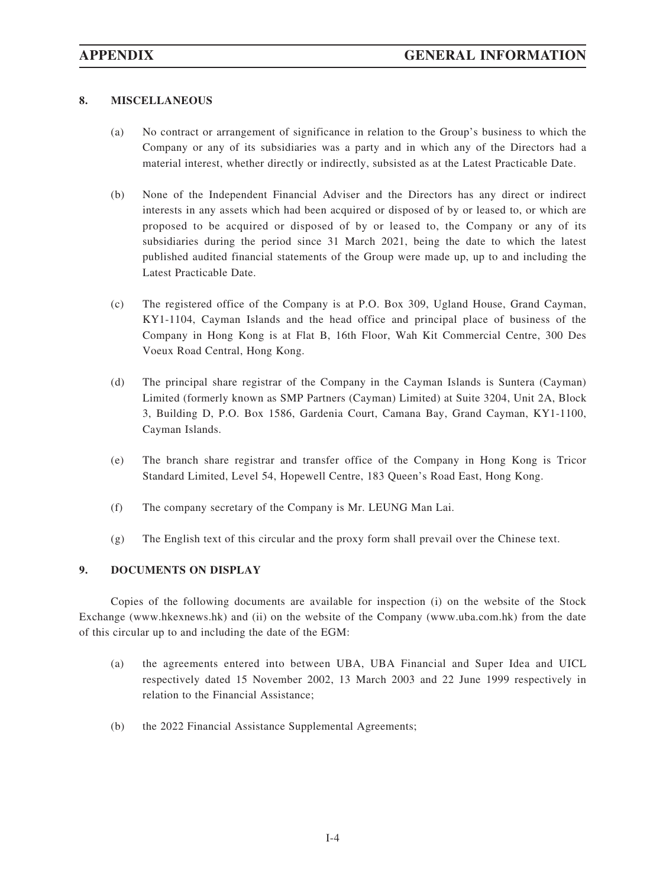## 8. MISCELLANEOUS

(a) No contract or arrangement of significance in relation to the Group's business to which the Company or any of its subsidiaries was a party and in which any of the Directors had a material interest, whether directly or indirectly, subsisted as at the Latest Practicable Date.

(b) None of the Independent Financial Adviser and the Directors has any direct or indirect interests in any assets which had been acquired or disposed of by or leased to, or which are proposed to be acquired or disposed of by or leased to, the Company or any of its subsidiaries during the period since 31 March 2021, being the date to which the latest published audited financial statements of the Group were made up, up to and including the Latest Practicable Date.

(c) The registered office of the Company is at P.O. Box 309, Ugland House, Grand Cayman, KY1-1104, Cayman Islands and the head office and principal place of business of the Company in Hong Kong is at Flat B, 16th Floor, Wah Kit Commercial Centre, 300 Des Voeux Road Central, Hong Kong.

(d) The principal share registrar of the Company in the Cayman Islands is Suntera (Cayman) Limited (formerly known as SMP Partners (Cayman) Limited) at Suite 3204, Unit 2A, Block 3, Building D, P.O. Box 1586, Gardenia Court, Camana Bay, Grand Cayman, KY1-1100, Cayman Islands.

(e) The branch share registrar and transfer office of the Company in Hong Kong is Tricor Standard Limited, Level 54, Hopewell Centre, 183 Queen's Road East, Hong Kong.

(f) The company secretary of the Company is Mr. LEUNG Man Lai.

(g) The English text of this circular and the proxy form shall prevail over the Chinese text.

## 9. DOCUMENTS ON DISPLAY

Copies of the following documents are available for inspection (i) on the website of the Stock Exchange (www.hkexnews.hk) and (ii) on the website of the Company (www.uba.com.hk) from the date of this circular up to and including the date of the EGM:

(a) the agreements entered into between UBA, UBA Financial and Super Idea and UICL respectively dated 15 November 2002, 13 March 2003 and 22 June 1999 respectively in relation to the Financial Assistance;

(b) the 2022 Financial Assistance Supplemental Agreements;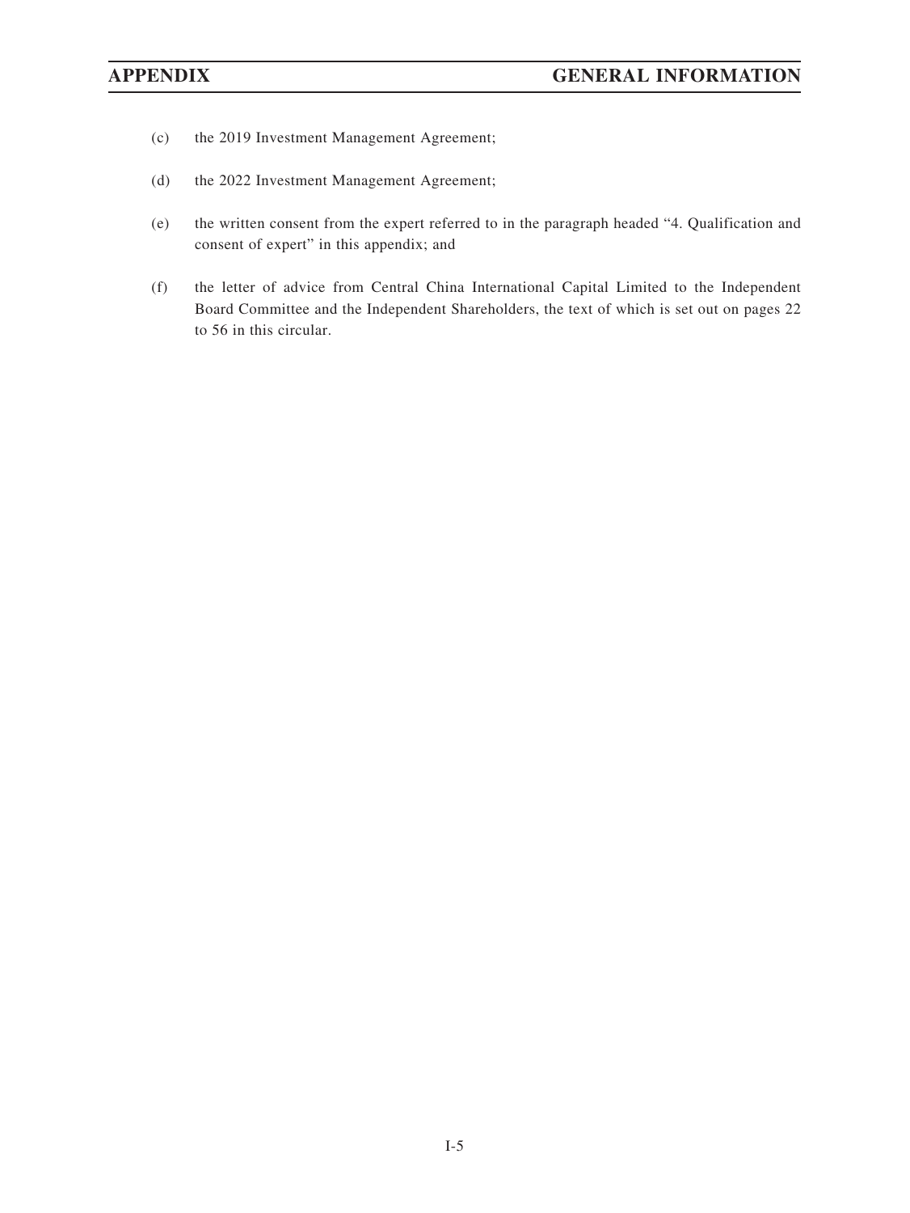(c) the 2019 Investment Management Agreement;

(d) the 2022 Investment Management Agreement;

(e) the written consent from the expert referred to in the paragraph headed "4. Qualification and consent of expert" in this appendix; and

(f) the letter of advice from Central China International Capital Limited to the Independent Board Committee and the Independent Shareholders, the text of which is set out on pages 22 to 56 in this circular.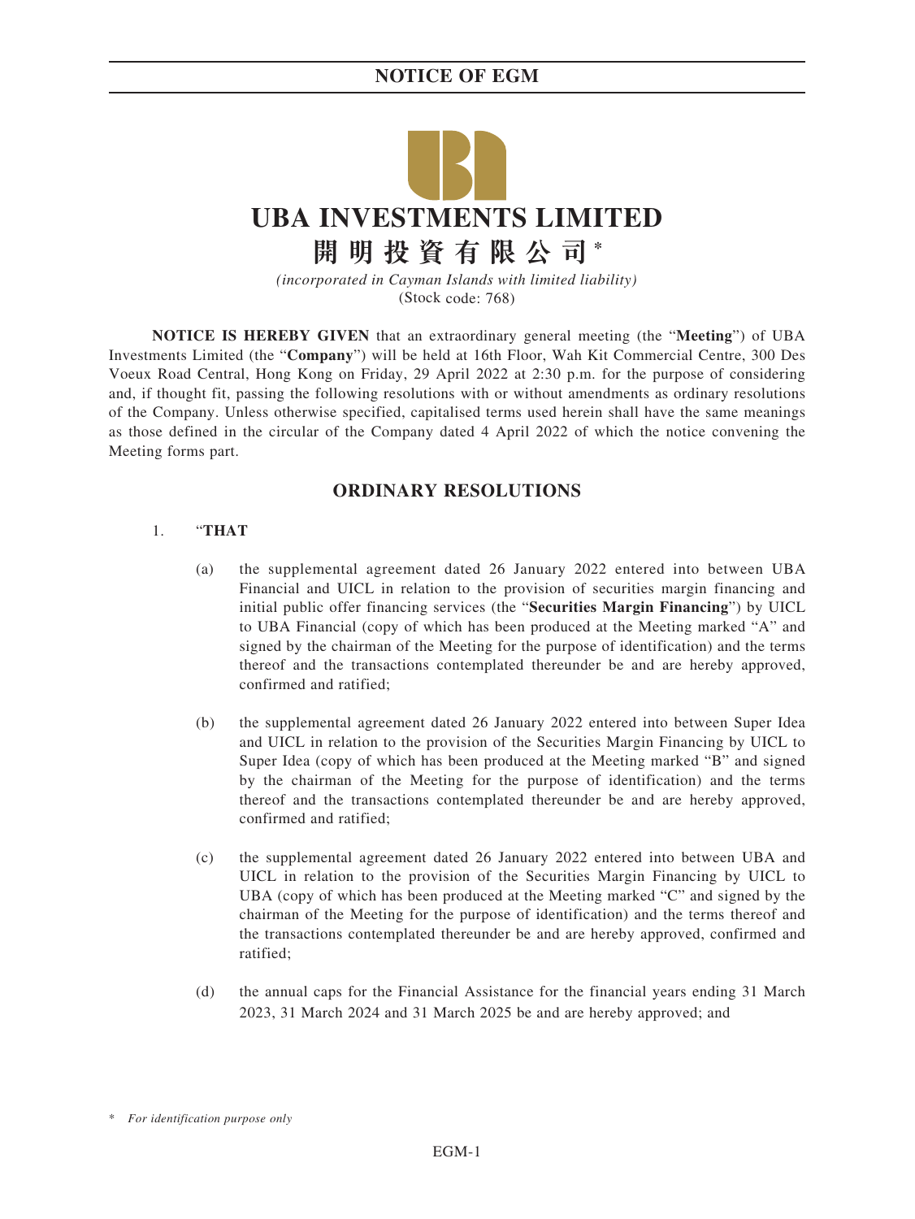# UBA INVESTMENTS LIMITED

# 開明投資有限公司*

*(incorporated in Cayman Islands with limited liability)*
(Stock code: 768)

**NOTICE IS HEREBY GIVEN** that an extraordinary general meeting (the "**Meeting**") of UBA Investments Limited (the "**Company**") will be held at 16th Floor, Wah Kit Commercial Centre, 300 Des Voeux Road Central, Hong Kong on Friday, 29 April 2022 at 2:30 p.m. for the purpose of considering and, if thought fit, passing the following resolutions with or without amendments as ordinary resolutions of the Company. Unless otherwise specified, capitalised terms used herein shall have the same meanings as those defined in the circular of the Company dated 4 April 2022 of which the notice convening the Meeting forms part.

## ORDINARY RESOLUTIONS

1. "**THAT**

   (a) the supplemental agreement dated 26 January 2022 entered into between UBA Financial and UICL in relation to the provision of securities margin financing and initial public offer financing services (the "**Securities Margin Financing**") by UICL to UBA Financial (copy of which has been produced at the Meeting marked "A" and signed by the chairman of the Meeting for the purpose of identification) and the terms thereof and the transactions contemplated thereunder be and are hereby approved, confirmed and ratified;

   (b) the supplemental agreement dated 26 January 2022 entered into between Super Idea and UICL in relation to the provision of the Securities Margin Financing by UICL to Super Idea (copy of which has been produced at the Meeting marked "B" and signed by the chairman of the Meeting for the purpose of identification) and the terms thereof and the transactions contemplated thereunder be and are hereby approved, confirmed and ratified;

   (c) the supplemental agreement dated 26 January 2022 entered into between UBA and UICL in relation to the provision of the Securities Margin Financing by UICL to UBA (copy of which has been produced at the Meeting marked "C" and signed by the chairman of the Meeting for the purpose of identification) and the terms thereof and the transactions contemplated thereunder be and are hereby approved, confirmed and ratified;

   (d) the annual caps for the Financial Assistance for the financial years ending 31 March 2023, 31 March 2024 and 31 March 2025 be and are hereby approved; and

\* *For identification purpose only*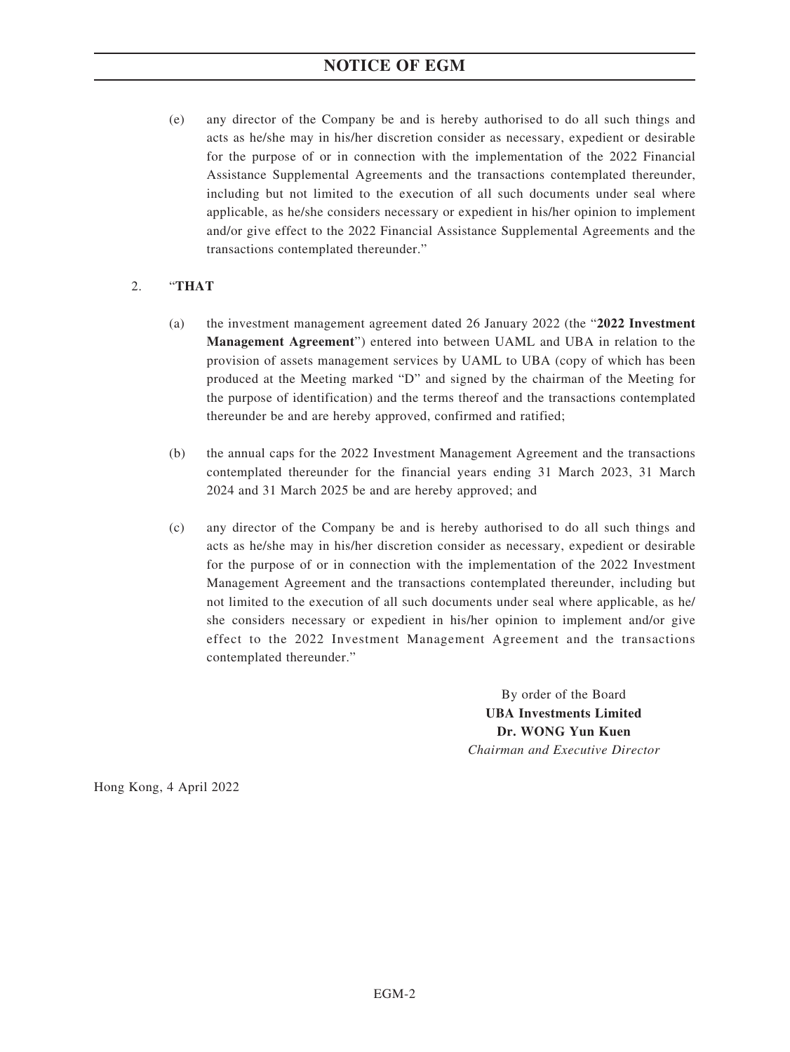(e) any director of the Company be and is hereby authorised to do all such things and acts as he/she may in his/her discretion consider as necessary, expedient or desirable for the purpose of or in connection with the implementation of the 2022 Financial Assistance Supplemental Agreements and the transactions contemplated thereunder, including but not limited to the execution of all such documents under seal where applicable, as he/she considers necessary or expedient in his/her opinion to implement and/or give effect to the 2022 Financial Assistance Supplemental Agreements and the transactions contemplated thereunder."

2. "**THAT**

(a) the investment management agreement dated 26 January 2022 (the "**2022 Investment Management Agreement**") entered into between UAML and UBA in relation to the provision of assets management services by UAML to UBA (copy of which has been produced at the Meeting marked "D" and signed by the chairman of the Meeting for the purpose of identification) and the terms thereof and the transactions contemplated thereunder be and are hereby approved, confirmed and ratified;

(b) the annual caps for the 2022 Investment Management Agreement and the transactions contemplated thereunder for the financial years ending 31 March 2023, 31 March 2024 and 31 March 2025 be and are hereby approved; and

(c) any director of the Company be and is hereby authorised to do all such things and acts as he/she may in his/her discretion consider as necessary, expedient or desirable for the purpose of or in connection with the implementation of the 2022 Investment Management Agreement and the transactions contemplated thereunder, including but not limited to the execution of all such documents under seal where applicable, as he/she considers necessary or expedient in his/her opinion to implement and/or give effect to the 2022 Investment Management Agreement and the transactions contemplated thereunder."

By order of the Board
**UBA Investments Limited**
**Dr. WONG Yun Kuen**
*Chairman and Executive Director*

Hong Kong, 4 April 2022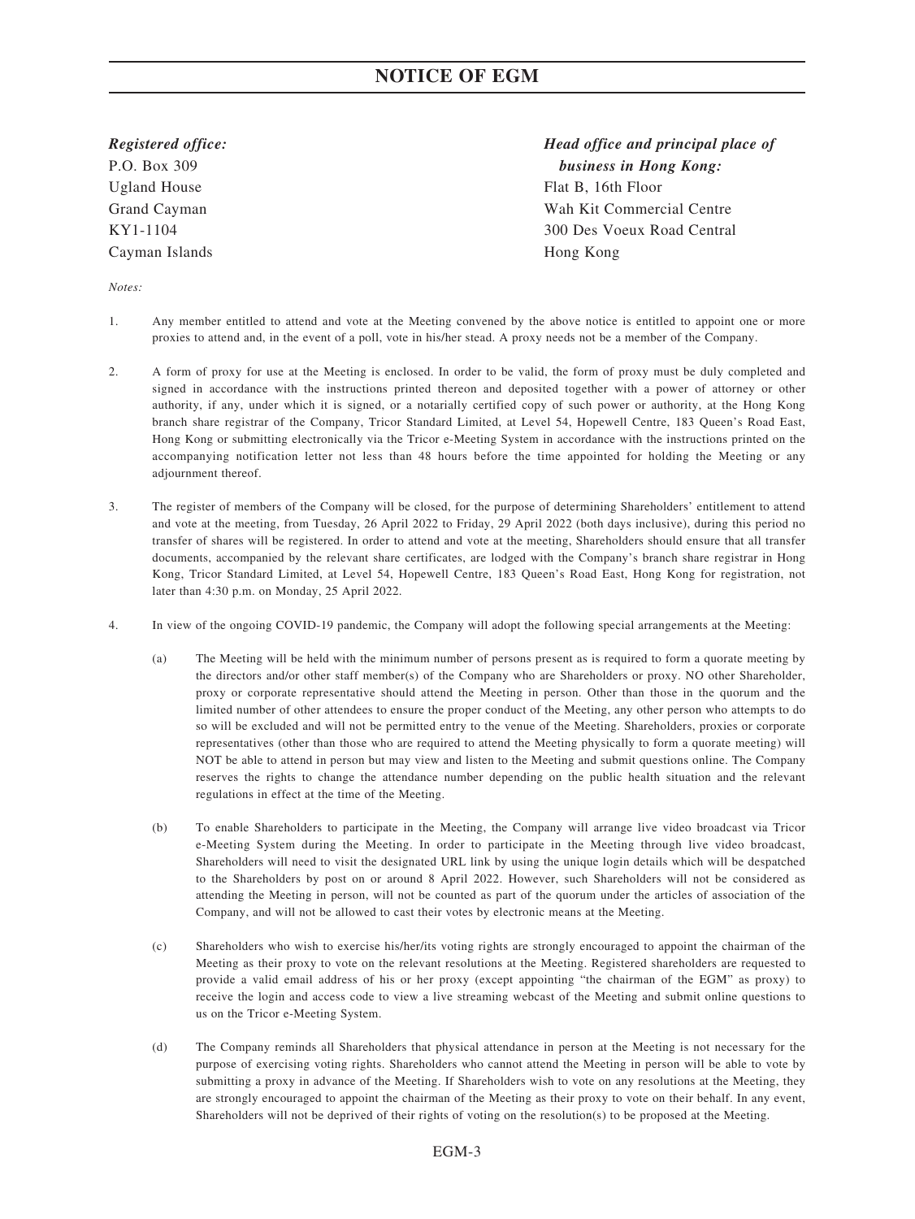# NOTICE OF EGM

*Registered office:*
P.O. Box 309
Ugland House
Grand Cayman
KY1-1104
Cayman Islands

*Head office and principal place of business in Hong Kong:*
Flat B, 16th Floor
Wah Kit Commercial Centre
300 Des Voeux Road Central
Hong Kong

*Notes:*

1. Any member entitled to attend and vote at the Meeting convened by the above notice is entitled to appoint one or more proxies to attend and, in the event of a poll, vote in his/her stead. A proxy needs not be a member of the Company.

2. A form of proxy for use at the Meeting is enclosed. In order to be valid, the form of proxy must be duly completed and signed in accordance with the instructions printed thereon and deposited together with a power of attorney or other authority, if any, under which it is signed, or a notarially certified copy of such power or authority, at the Hong Kong branch share registrar of the Company, Tricor Standard Limited, at Level 54, Hopewell Centre, 183 Queen's Road East, Hong Kong or submitting electronically via the Tricor e-Meeting System in accordance with the instructions printed on the accompanying notification letter not less than 48 hours before the time appointed for holding the Meeting or any adjournment thereof.

3. The register of members of the Company will be closed, for the purpose of determining Shareholders' entitlement to attend and vote at the meeting, from Tuesday, 26 April 2022 to Friday, 29 April 2022 (both days inclusive), during this period no transfer of shares will be registered. In order to attend and vote at the meeting, Shareholders should ensure that all transfer documents, accompanied by the relevant share certificates, are lodged with the Company's branch share registrar in Hong Kong, Tricor Standard Limited, at Level 54, Hopewell Centre, 183 Queen's Road East, Hong Kong for registration, not later than 4:30 p.m. on Monday, 25 April 2022.

4. In view of the ongoing COVID-19 pandemic, the Company will adopt the following special arrangements at the Meeting:

   (a) The Meeting will be held with the minimum number of persons present as is required to form a quorate meeting by the directors and/or other staff member(s) of the Company who are Shareholders or proxy. NO other Shareholder, proxy or corporate representative should attend the Meeting in person. Other than those in the quorum and the limited number of other attendees to ensure the proper conduct of the Meeting, any other person who attempts to do so will be excluded and will not be permitted entry to the venue of the Meeting. Shareholders, proxies or corporate representatives (other than those who are required to attend the Meeting physically to form a quorate meeting) will NOT be able to attend in person but may view and listen to the Meeting and submit questions online. The Company reserves the rights to change the attendance number depending on the public health situation and the relevant regulations in effect at the time of the Meeting.

   (b) To enable Shareholders to participate in the Meeting, the Company will arrange live video broadcast via Tricor e-Meeting System during the Meeting. In order to participate in the Meeting through live video broadcast, Shareholders will need to visit the designated URL link by using the unique login details which will be despatched to the Shareholders by post on or around 8 April 2022. However, such Shareholders will not be considered as attending the Meeting in person, will not be counted as part of the quorum under the articles of association of the Company, and will not be allowed to cast their votes by electronic means at the Meeting.

   (c) Shareholders who wish to exercise his/her/its voting rights are strongly encouraged to appoint the chairman of the Meeting as their proxy to vote on the relevant resolutions at the Meeting. Registered shareholders are requested to provide a valid email address of his or her proxy (except appointing "the chairman of the EGM" as proxy) to receive the login and access code to view a live streaming webcast of the Meeting and submit online questions to us on the Tricor e-Meeting System.

   (d) The Company reminds all Shareholders that physical attendance in person at the Meeting is not necessary for the purpose of exercising voting rights. Shareholders who cannot attend the Meeting in person will be able to vote by submitting a proxy in advance of the Meeting. If Shareholders wish to vote on any resolutions at the Meeting, they are strongly encouraged to appoint the chairman of the Meeting as their proxy to vote on their behalf. In any event, Shareholders will not be deprived of their rights of voting on the resolution(s) to be proposed at the Meeting.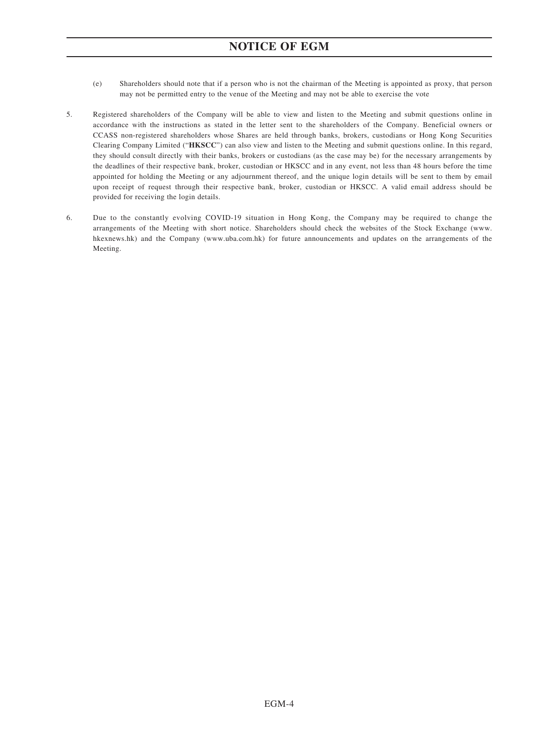(e) Shareholders should note that if a person who is not the chairman of the Meeting is appointed as proxy, that person may not be permitted entry to the venue of the Meeting and may not be able to exercise the vote

5. Registered shareholders of the Company will be able to view and listen to the Meeting and submit questions online in accordance with the instructions as stated in the letter sent to the shareholders of the Company. Beneficial owners or CCASS non-registered shareholders whose Shares are held through banks, brokers, custodians or Hong Kong Securities Clearing Company Limited ("**HKSCC**") can also view and listen to the Meeting and submit questions online. In this regard, they should consult directly with their banks, brokers or custodians (as the case may be) for the necessary arrangements by the deadlines of their respective bank, broker, custodian or HKSCC and in any event, not less than 48 hours before the time appointed for holding the Meeting or any adjournment thereof, and the unique login details will be sent to them by email upon receipt of request through their respective bank, broker, custodian or HKSCC. A valid email address should be provided for receiving the login details.

6. Due to the constantly evolving COVID-19 situation in Hong Kong, the Company may be required to change the arrangements of the Meeting with short notice. Shareholders should check the websites of the Stock Exchange (www.hkexnews.hk) and the Company (www.uba.com.hk) for future announcements and updates on the arrangements of the Meeting.